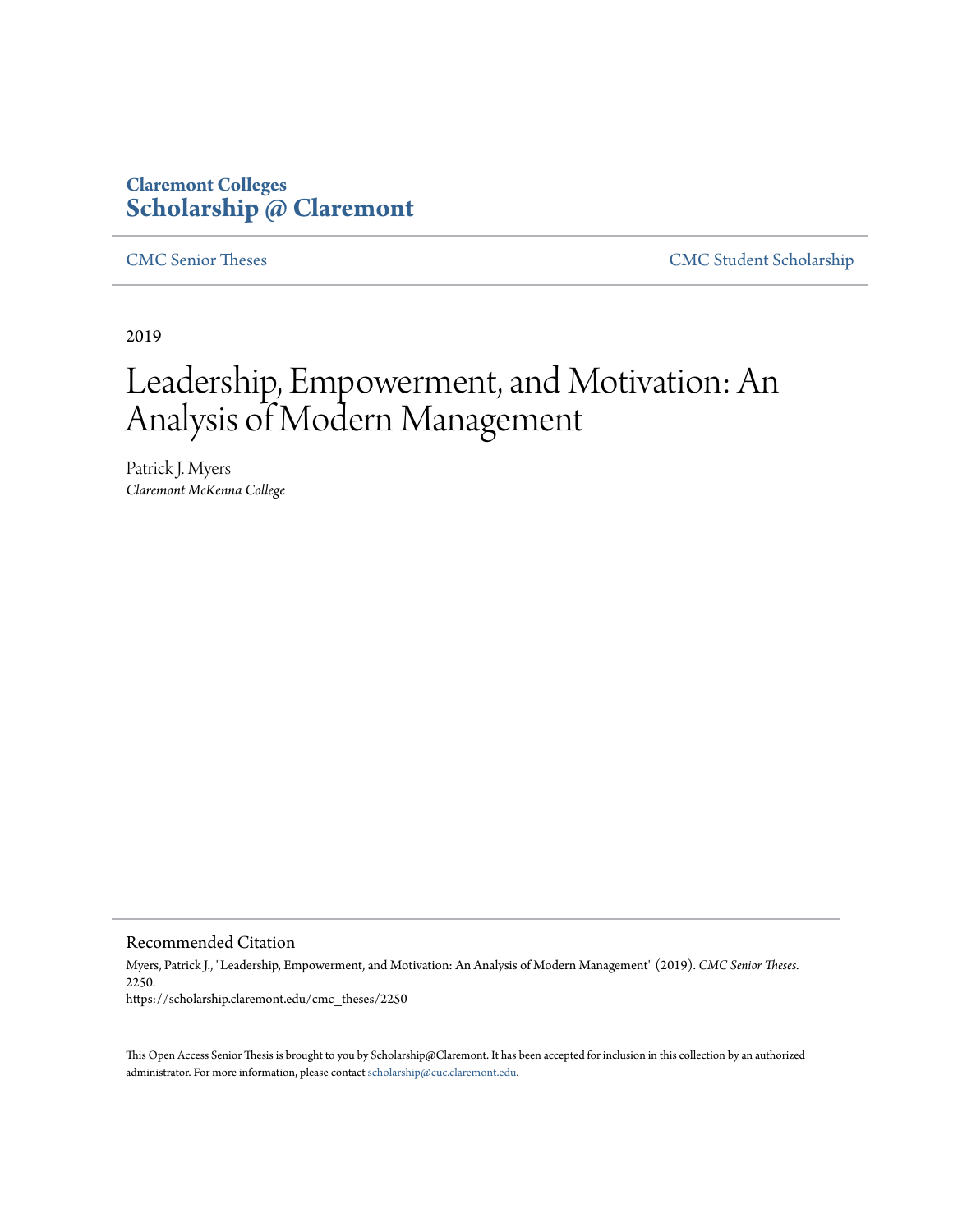**Claremont Colleges**
**Scholarship @ Claremont**

CMC Senior Theses | CMC Student Scholarship

2019

# Leadership, Empowerment, and Motivation: An Analysis of Modern Management

Patrick J. Myers
*Claremont McKenna College*

## Recommended Citation

Myers, Patrick J., "Leadership, Empowerment, and Motivation: An Analysis of Modern Management" (2019). *CMC Senior Theses*. 2250.
https://scholarship.claremont.edu/cmc_theses/2250

This Open Access Senior Thesis is brought to you by Scholarship@Claremont. It has been accepted for inclusion in this collection by an authorized administrator. For more information, please contact scholarship@cuc.claremont.edu.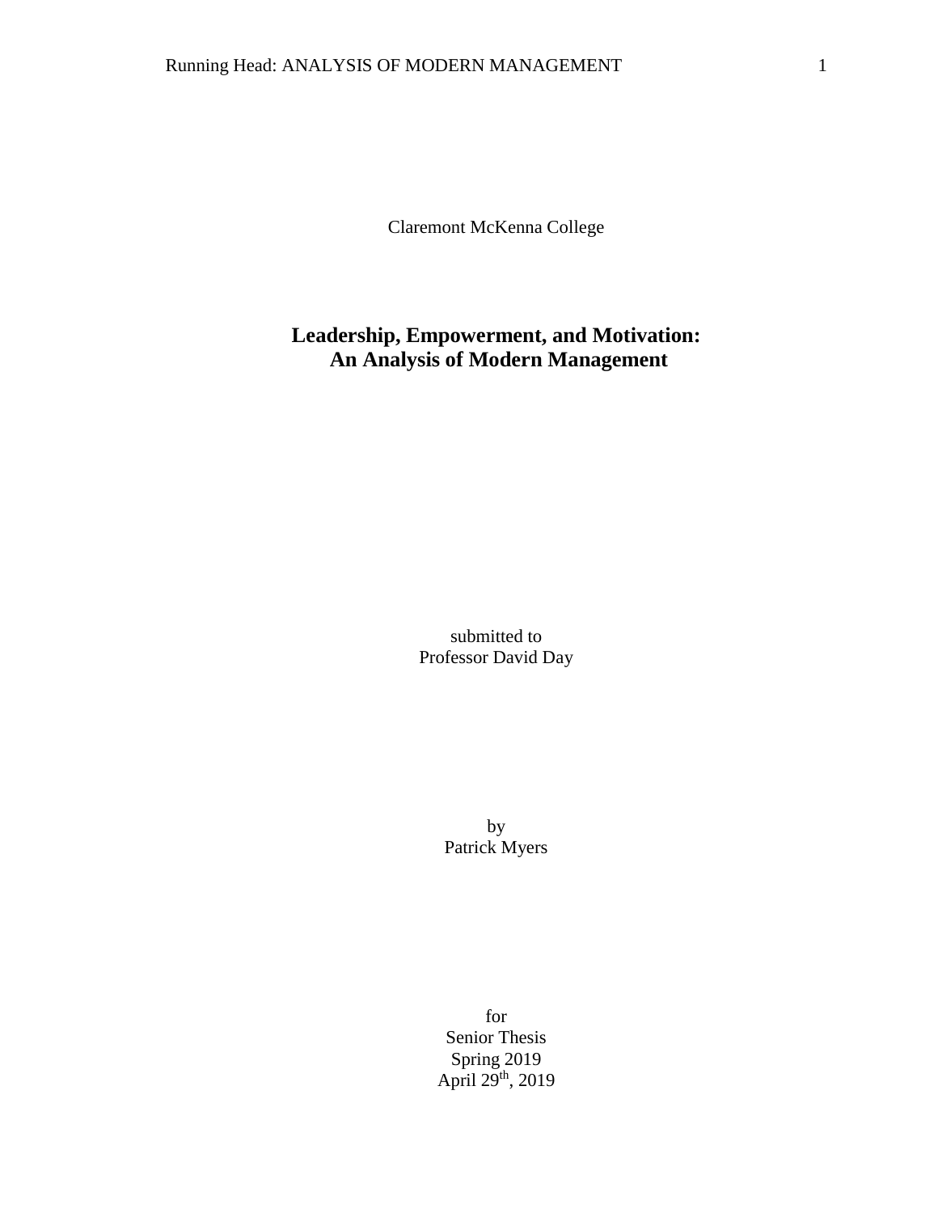Claremont McKenna College

# Leadership, Empowerment, and Motivation: An Analysis of Modern Management

submitted to
Professor David Day

by
Patrick Myers

for
Senior Thesis
Spring 2019
April 29th, 2019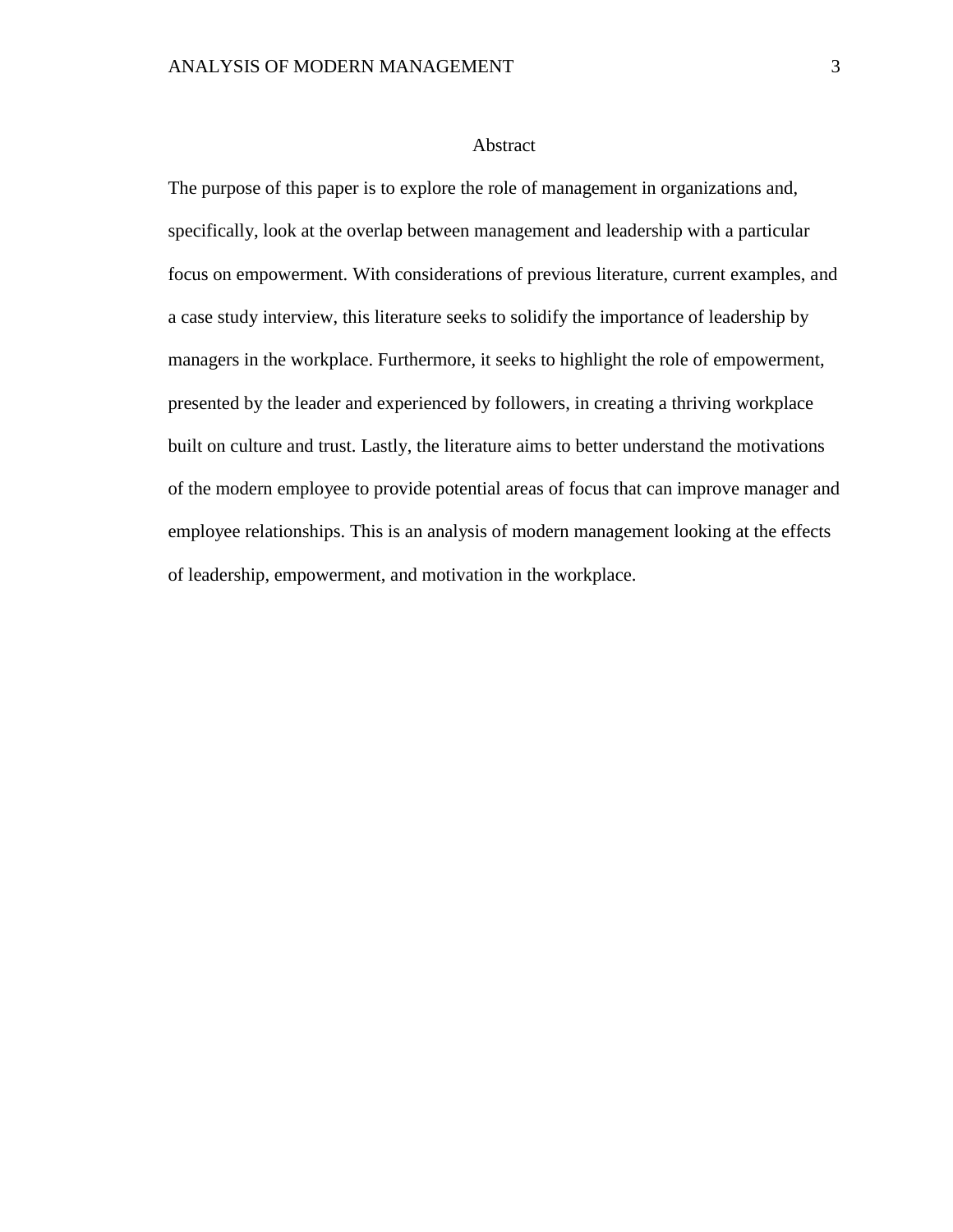# Abstract

The purpose of this paper is to explore the role of management in organizations and, specifically, look at the overlap between management and leadership with a particular focus on empowerment. With considerations of previous literature, current examples, and a case study interview, this literature seeks to solidify the importance of leadership by managers in the workplace. Furthermore, it seeks to highlight the role of empowerment, presented by the leader and experienced by followers, in creating a thriving workplace built on culture and trust. Lastly, the literature aims to better understand the motivations of the modern employee to provide potential areas of focus that can improve manager and employee relationships. This is an analysis of modern management looking at the effects of leadership, empowerment, and motivation in the workplace.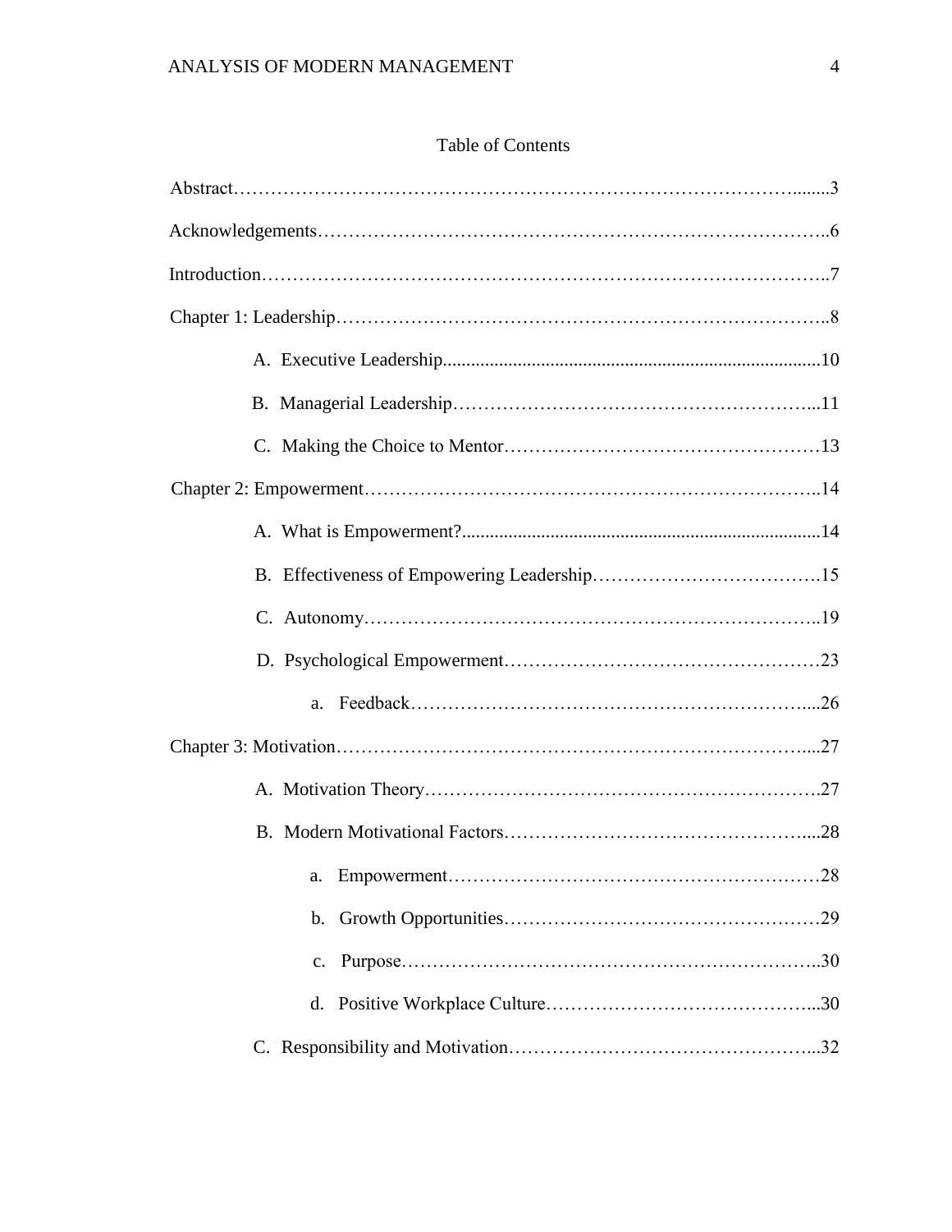# Table of Contents

Abstract………………………………………………………………………………........3

Acknowledgements……………………………………………………………………..6

Introduction……………………………………………………………………………..7

Chapter 1: Leadership……………………………………………………………………..8

- A. Executive Leadership................................................................................10
- B. Managerial Leadership………………………………………………...11
- C. Making the Choice to Mentor……………………………………………13

Chapter 2: Empowerment………………………………………………………………..14

- A. What is Empowerment?............................................................................14
- B. Effectiveness of Empowering Leadership……………………………….15
- C. Autonomy………………………………………………………………..19
- D. Psychological Empowerment……………………………………………23
  - a. Feedback……………………………………………………….....26

Chapter 3: Motivation…………………………………………………………………....27

- A. Motivation Theory……………………………………………………….27
- B. Modern Motivational Factors………………………………………….....28
  - a. Empowerment……………………………………………………28
  - b. Growth Opportunities……………………………………………29
  - c. Purpose…………………………………………………………..30
  - d. Positive Workplace Culture……………………………………...30
- C. Responsibility and Motivation…………………………………………...32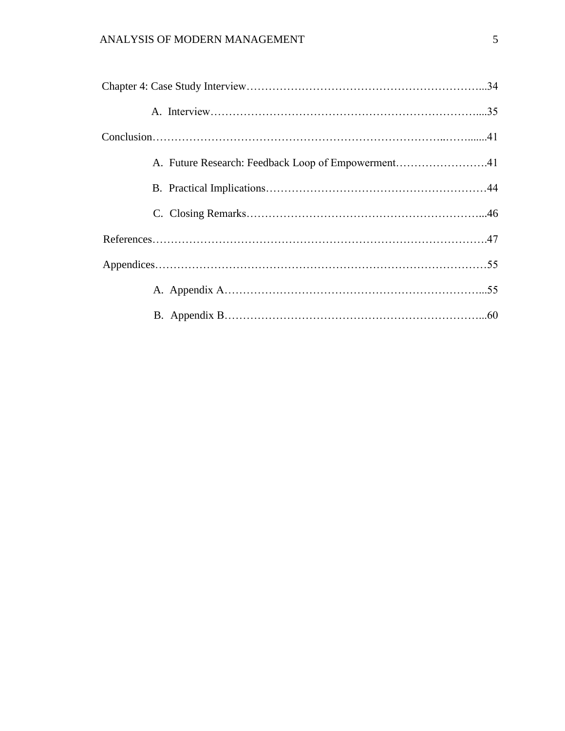Chapter 4: Case Study Interview……………………………………………………………...34

- A. Interview……………………………………………………………………....35

Conclusion………………………………………………………………………..……......41

- A. Future Research: Feedback Loop of Empowerment…………………….41
- B. Practical Implications……………………………………………………44
- C. Closing Remarks………………………………………………………...46

References……………………………………………………………………………….47

Appendices………………………………………………………………………………55

- A. Appendix A……………………………………………………………...55
- B. Appendix B……………………………………………………………...60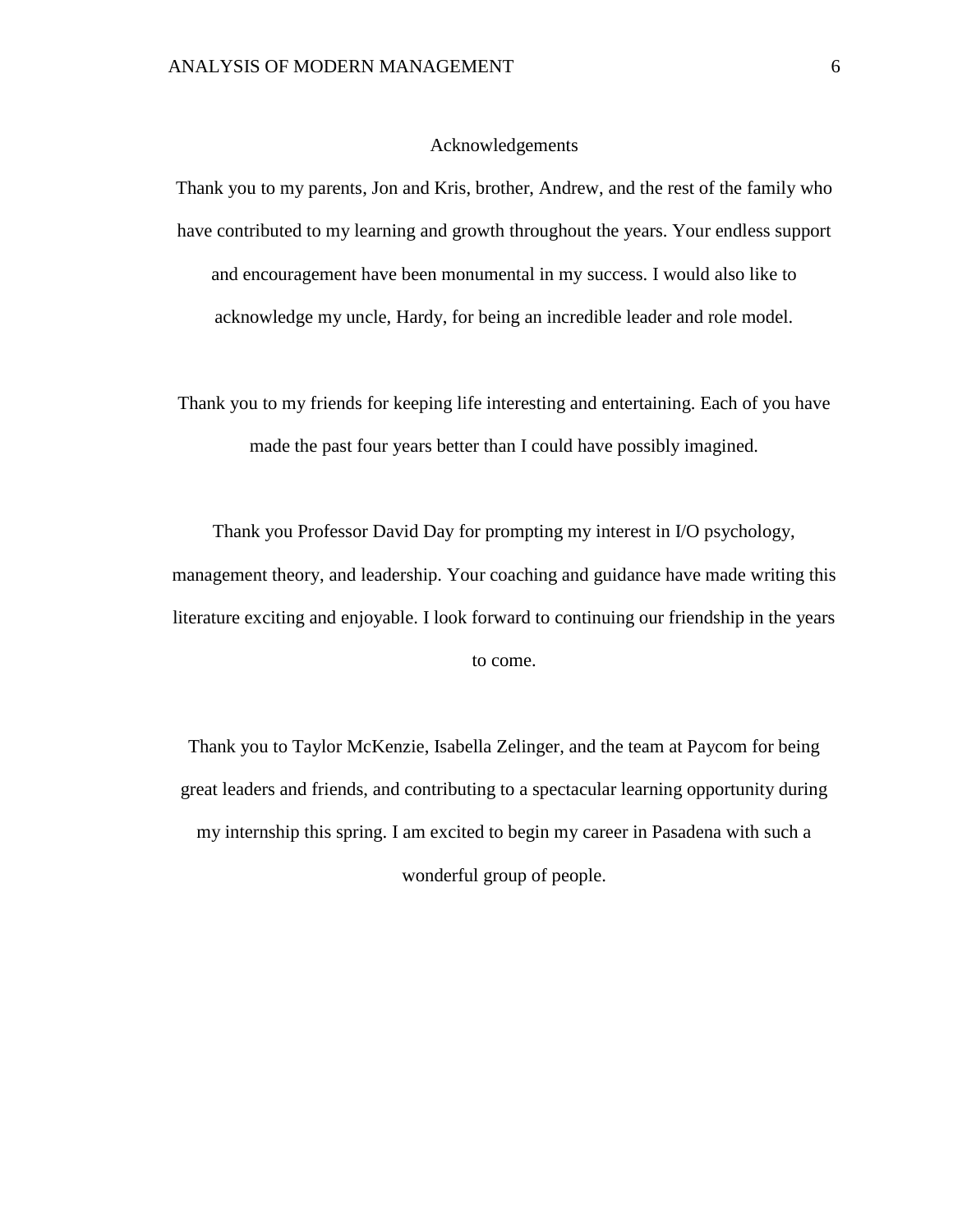# Acknowledgements

Thank you to my parents, Jon and Kris, brother, Andrew, and the rest of the family who have contributed to my learning and growth throughout the years. Your endless support and encouragement have been monumental in my success. I would also like to acknowledge my uncle, Hardy, for being an incredible leader and role model.

Thank you to my friends for keeping life interesting and entertaining. Each of you have made the past four years better than I could have possibly imagined.

Thank you Professor David Day for prompting my interest in I/O psychology, management theory, and leadership. Your coaching and guidance have made writing this literature exciting and enjoyable. I look forward to continuing our friendship in the years to come.

Thank you to Taylor McKenzie, Isabella Zelinger, and the team at Paycom for being great leaders and friends, and contributing to a spectacular learning opportunity during my internship this spring. I am excited to begin my career in Pasadena with such a wonderful group of people.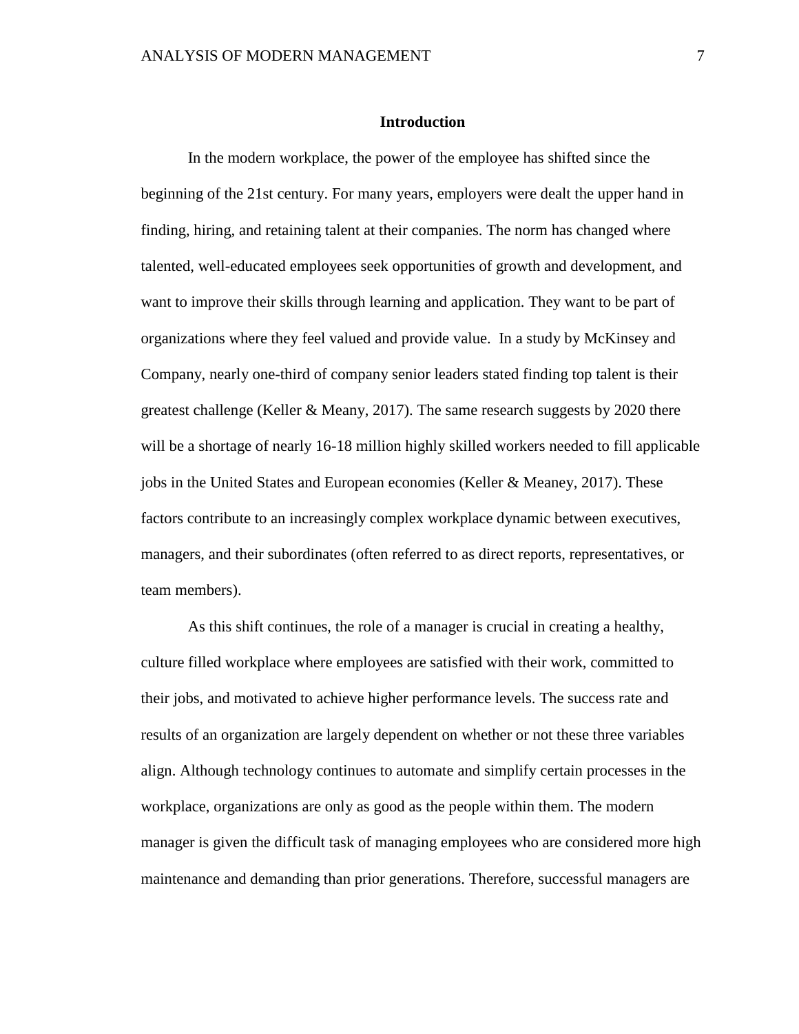## Introduction

In the modern workplace, the power of the employee has shifted since the beginning of the 21st century. For many years, employers were dealt the upper hand in finding, hiring, and retaining talent at their companies. The norm has changed where talented, well-educated employees seek opportunities of growth and development, and want to improve their skills through learning and application. They want to be part of organizations where they feel valued and provide value.  In a study by McKinsey and Company, nearly one-third of company senior leaders stated finding top talent is their greatest challenge (Keller & Meany, 2017). The same research suggests by 2020 there will be a shortage of nearly 16-18 million highly skilled workers needed to fill applicable jobs in the United States and European economies (Keller & Meaney, 2017). These factors contribute to an increasingly complex workplace dynamic between executives, managers, and their subordinates (often referred to as direct reports, representatives, or team members).

As this shift continues, the role of a manager is crucial in creating a healthy, culture filled workplace where employees are satisfied with their work, committed to their jobs, and motivated to achieve higher performance levels. The success rate and results of an organization are largely dependent on whether or not these three variables align. Although technology continues to automate and simplify certain processes in the workplace, organizations are only as good as the people within them. The modern manager is given the difficult task of managing employees who are considered more high maintenance and demanding than prior generations. Therefore, successful managers are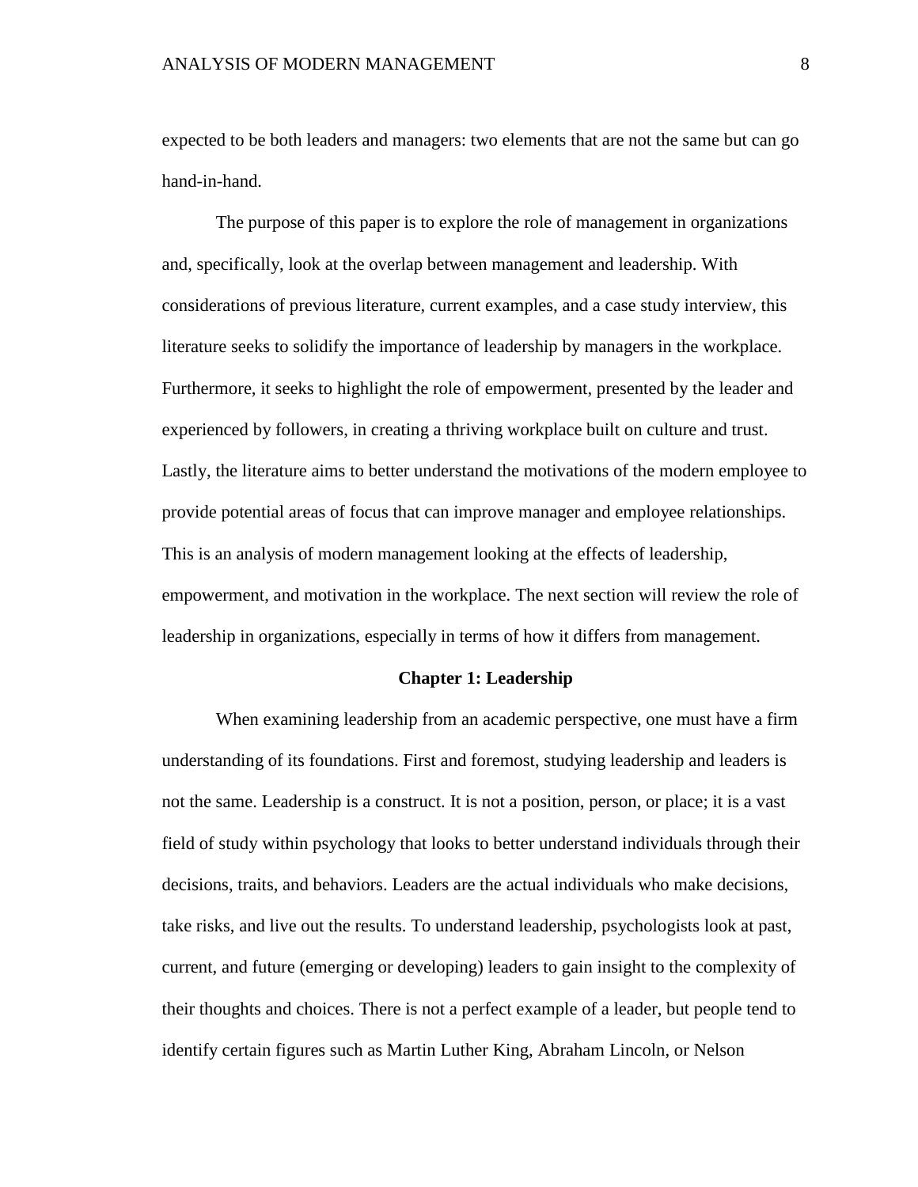expected to be both leaders and managers: two elements that are not the same but can go hand-in-hand.

The purpose of this paper is to explore the role of management in organizations and, specifically, look at the overlap between management and leadership. With considerations of previous literature, current examples, and a case study interview, this literature seeks to solidify the importance of leadership by managers in the workplace. Furthermore, it seeks to highlight the role of empowerment, presented by the leader and experienced by followers, in creating a thriving workplace built on culture and trust. Lastly, the literature aims to better understand the motivations of the modern employee to provide potential areas of focus that can improve manager and employee relationships. This is an analysis of modern management looking at the effects of leadership, empowerment, and motivation in the workplace. The next section will review the role of leadership in organizations, especially in terms of how it differs from management.

## Chapter 1: Leadership

When examining leadership from an academic perspective, one must have a firm understanding of its foundations. First and foremost, studying leadership and leaders is not the same. Leadership is a construct. It is not a position, person, or place; it is a vast field of study within psychology that looks to better understand individuals through their decisions, traits, and behaviors. Leaders are the actual individuals who make decisions, take risks, and live out the results. To understand leadership, psychologists look at past, current, and future (emerging or developing) leaders to gain insight to the complexity of their thoughts and choices. There is not a perfect example of a leader, but people tend to identify certain figures such as Martin Luther King, Abraham Lincoln, or Nelson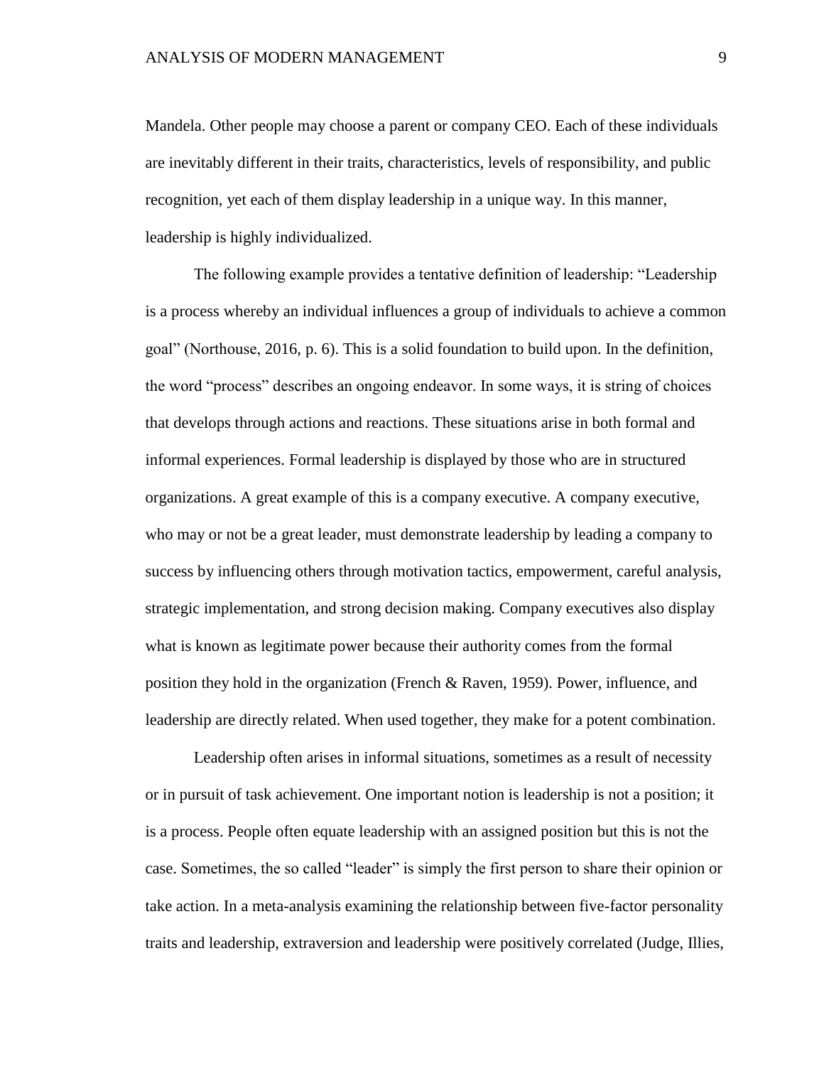Mandela. Other people may choose a parent or company CEO. Each of these individuals are inevitably different in their traits, characteristics, levels of responsibility, and public recognition, yet each of them display leadership in a unique way. In this manner, leadership is highly individualized.

The following example provides a tentative definition of leadership: "Leadership is a process whereby an individual influences a group of individuals to achieve a common goal" (Northouse, 2016, p. 6). This is a solid foundation to build upon. In the definition, the word "process" describes an ongoing endeavor. In some ways, it is string of choices that develops through actions and reactions. These situations arise in both formal and informal experiences. Formal leadership is displayed by those who are in structured organizations. A great example of this is a company executive. A company executive, who may or not be a great leader, must demonstrate leadership by leading a company to success by influencing others through motivation tactics, empowerment, careful analysis, strategic implementation, and strong decision making. Company executives also display what is known as legitimate power because their authority comes from the formal position they hold in the organization (French & Raven, 1959). Power, influence, and leadership are directly related. When used together, they make for a potent combination.

Leadership often arises in informal situations, sometimes as a result of necessity or in pursuit of task achievement. One important notion is leadership is not a position; it is a process. People often equate leadership with an assigned position but this is not the case. Sometimes, the so called "leader" is simply the first person to share their opinion or take action. In a meta-analysis examining the relationship between five-factor personality traits and leadership, extraversion and leadership were positively correlated (Judge, Illies,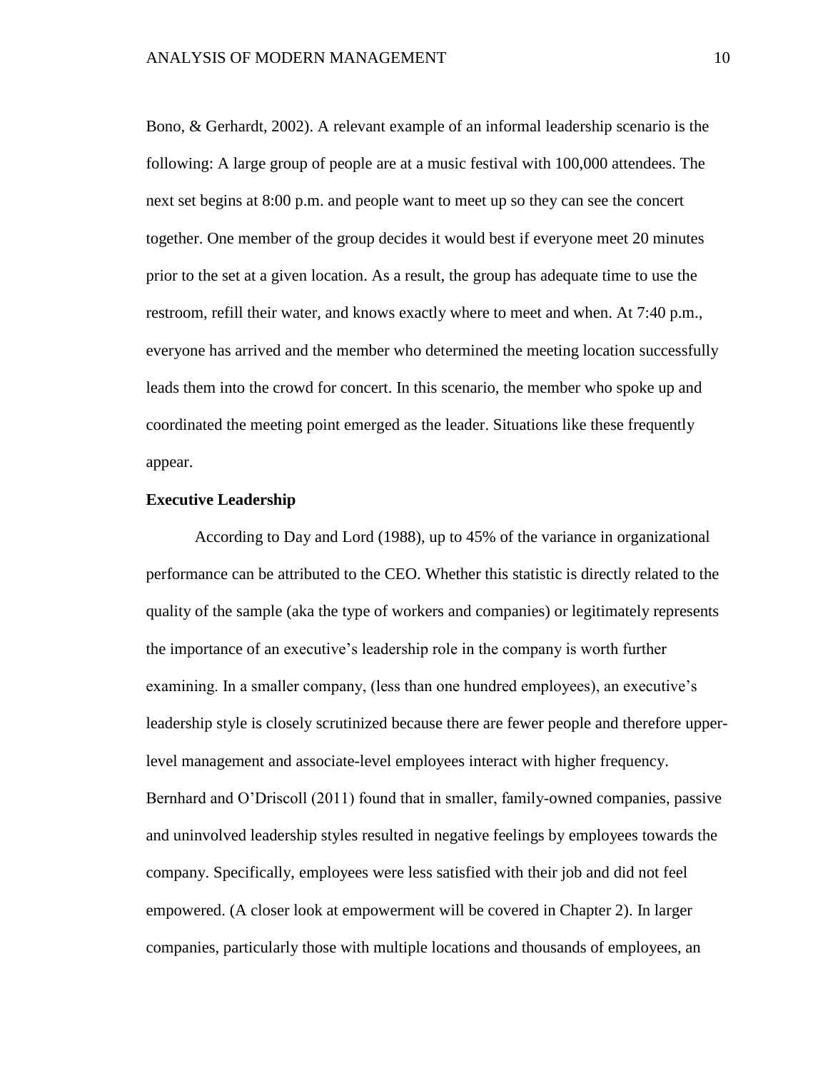Bono, & Gerhardt, 2002). A relevant example of an informal leadership scenario is the following: A large group of people are at a music festival with 100,000 attendees. The next set begins at 8:00 p.m. and people want to meet up so they can see the concert together. One member of the group decides it would best if everyone meet 20 minutes prior to the set at a given location. As a result, the group has adequate time to use the restroom, refill their water, and knows exactly where to meet and when. At 7:40 p.m., everyone has arrived and the member who determined the meeting location successfully leads them into the crowd for concert. In this scenario, the member who spoke up and coordinated the meeting point emerged as the leader. Situations like these frequently appear.

**Executive Leadership**

According to Day and Lord (1988), up to 45% of the variance in organizational performance can be attributed to the CEO. Whether this statistic is directly related to the quality of the sample (aka the type of workers and companies) or legitimately represents the importance of an executive's leadership role in the company is worth further examining. In a smaller company, (less than one hundred employees), an executive's leadership style is closely scrutinized because there are fewer people and therefore upper-level management and associate-level employees interact with higher frequency. Bernhard and O'Driscoll (2011) found that in smaller, family-owned companies, passive and uninvolved leadership styles resulted in negative feelings by employees towards the company. Specifically, employees were less satisfied with their job and did not feel empowered. (A closer look at empowerment will be covered in Chapter 2). In larger companies, particularly those with multiple locations and thousands of employees, an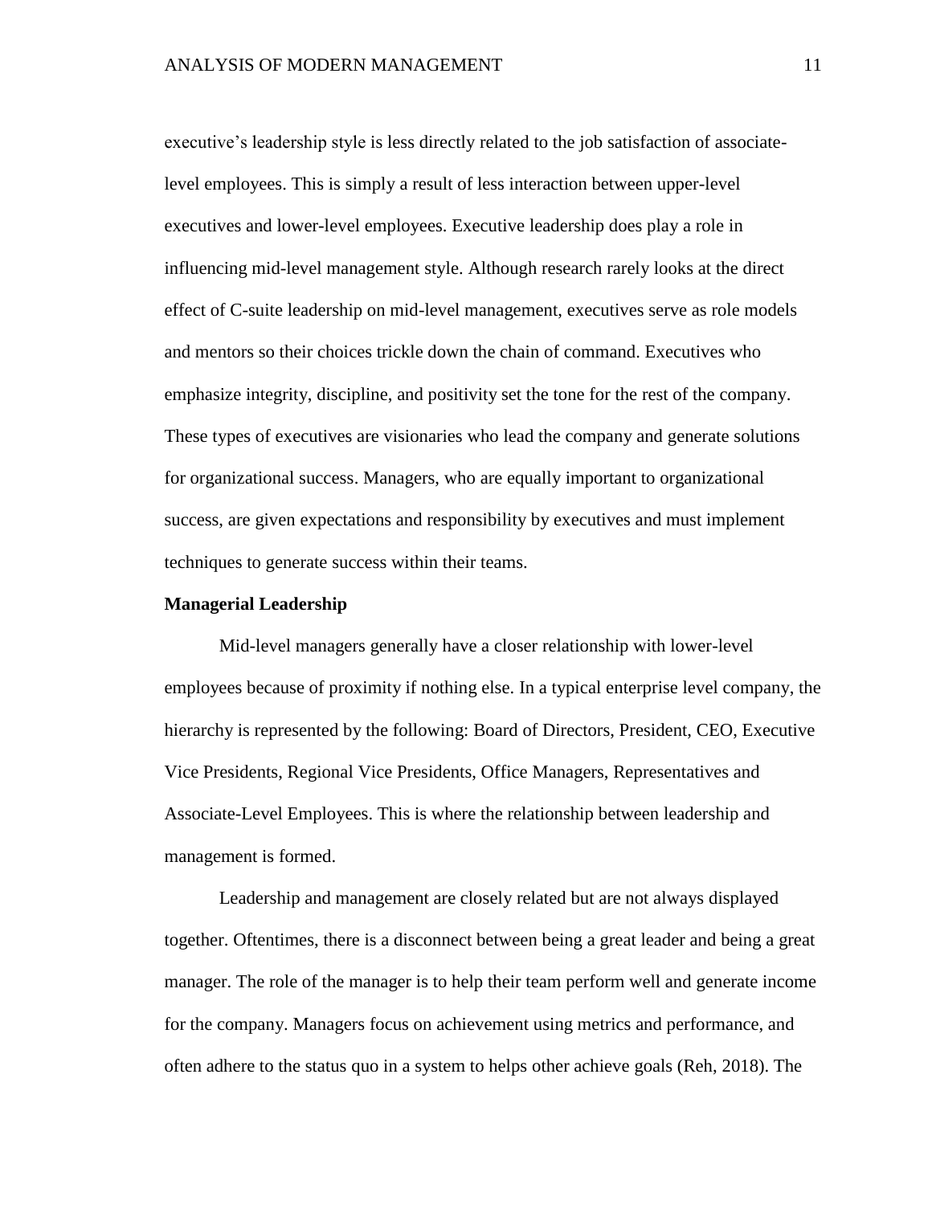executive's leadership style is less directly related to the job satisfaction of associate-level employees. This is simply a result of less interaction between upper-level executives and lower-level employees. Executive leadership does play a role in influencing mid-level management style. Although research rarely looks at the direct effect of C-suite leadership on mid-level management, executives serve as role models and mentors so their choices trickle down the chain of command. Executives who emphasize integrity, discipline, and positivity set the tone for the rest of the company. These types of executives are visionaries who lead the company and generate solutions for organizational success. Managers, who are equally important to organizational success, are given expectations and responsibility by executives and must implement techniques to generate success within their teams.

**Managerial Leadership**

Mid-level managers generally have a closer relationship with lower-level employees because of proximity if nothing else. In a typical enterprise level company, the hierarchy is represented by the following: Board of Directors, President, CEO, Executive Vice Presidents, Regional Vice Presidents, Office Managers, Representatives and Associate-Level Employees. This is where the relationship between leadership and management is formed.

Leadership and management are closely related but are not always displayed together. Oftentimes, there is a disconnect between being a great leader and being a great manager. The role of the manager is to help their team perform well and generate income for the company. Managers focus on achievement using metrics and performance, and often adhere to the status quo in a system to helps other achieve goals (Reh, 2018). The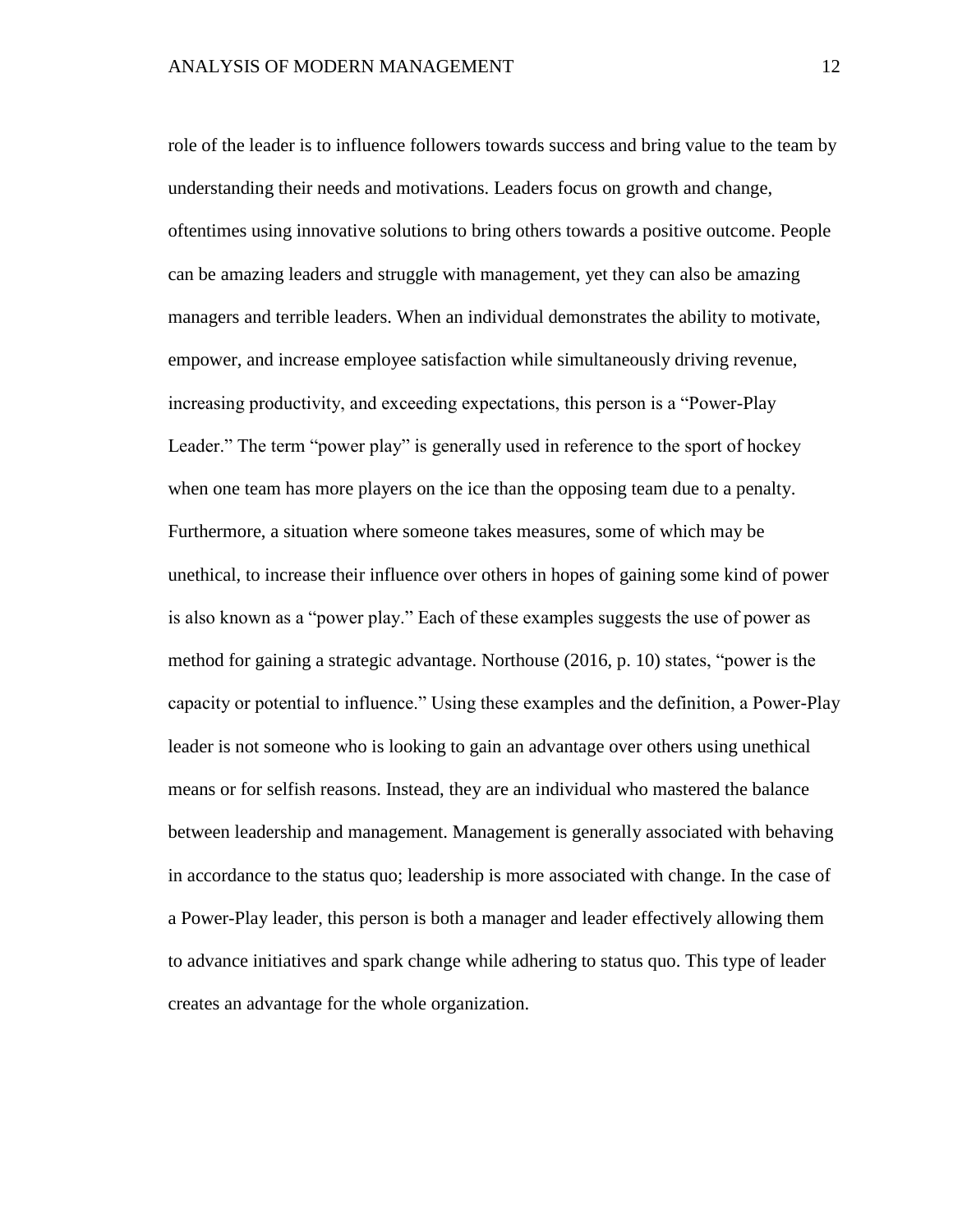role of the leader is to influence followers towards success and bring value to the team by understanding their needs and motivations. Leaders focus on growth and change, oftentimes using innovative solutions to bring others towards a positive outcome. People can be amazing leaders and struggle with management, yet they can also be amazing managers and terrible leaders. When an individual demonstrates the ability to motivate, empower, and increase employee satisfaction while simultaneously driving revenue, increasing productivity, and exceeding expectations, this person is a "Power-Play Leader." The term "power play" is generally used in reference to the sport of hockey when one team has more players on the ice than the opposing team due to a penalty. Furthermore, a situation where someone takes measures, some of which may be unethical, to increase their influence over others in hopes of gaining some kind of power is also known as a "power play." Each of these examples suggests the use of power as method for gaining a strategic advantage. Northouse (2016, p. 10) states, "power is the capacity or potential to influence." Using these examples and the definition, a Power-Play leader is not someone who is looking to gain an advantage over others using unethical means or for selfish reasons. Instead, they are an individual who mastered the balance between leadership and management. Management is generally associated with behaving in accordance to the status quo; leadership is more associated with change. In the case of a Power-Play leader, this person is both a manager and leader effectively allowing them to advance initiatives and spark change while adhering to status quo. This type of leader creates an advantage for the whole organization.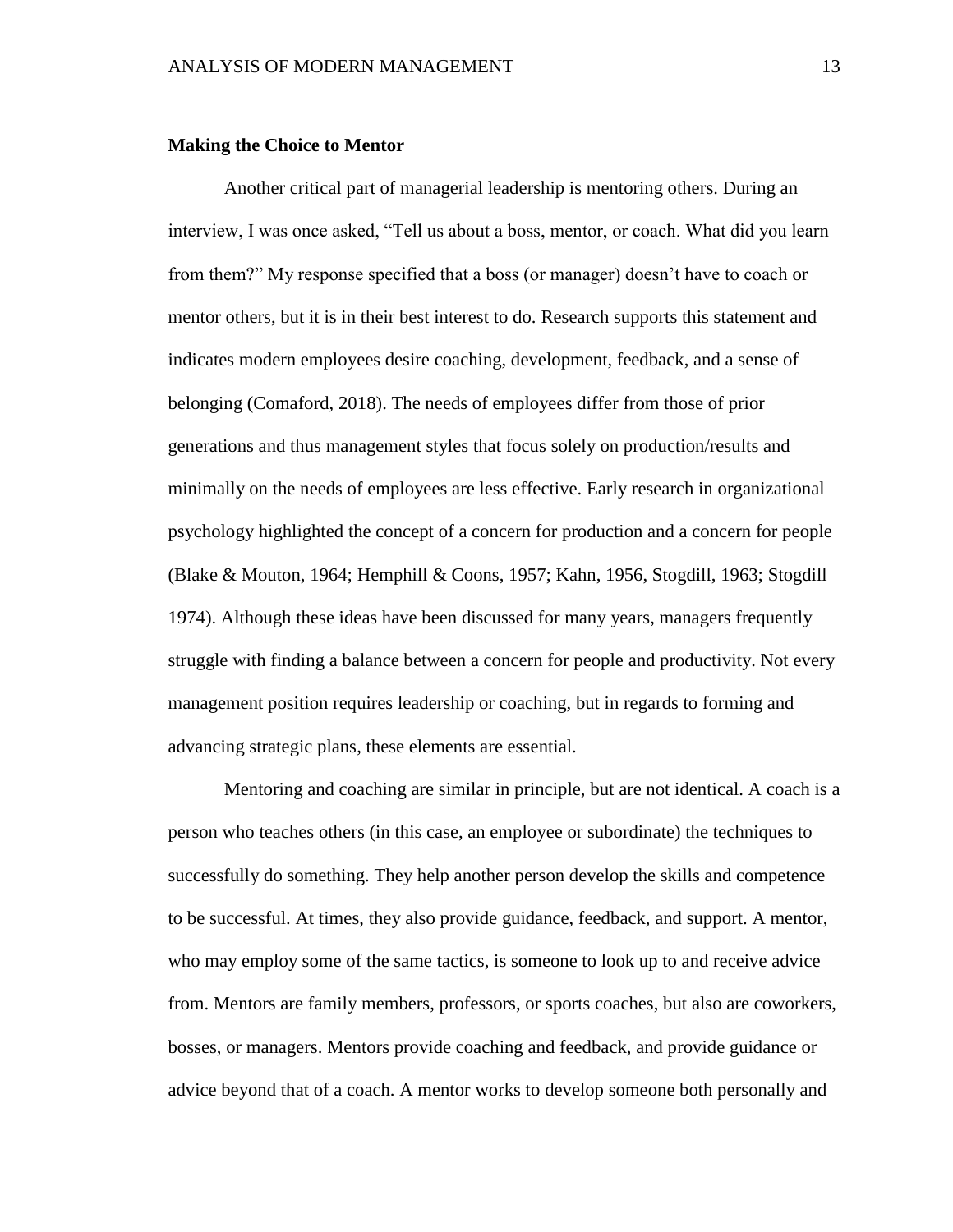**Making the Choice to Mentor**

Another critical part of managerial leadership is mentoring others. During an interview, I was once asked, "Tell us about a boss, mentor, or coach. What did you learn from them?" My response specified that a boss (or manager) doesn't have to coach or mentor others, but it is in their best interest to do. Research supports this statement and indicates modern employees desire coaching, development, feedback, and a sense of belonging (Comaford, 2018). The needs of employees differ from those of prior generations and thus management styles that focus solely on production/results and minimally on the needs of employees are less effective. Early research in organizational psychology highlighted the concept of a concern for production and a concern for people (Blake & Mouton, 1964; Hemphill & Coons, 1957; Kahn, 1956, Stogdill, 1963; Stogdill 1974). Although these ideas have been discussed for many years, managers frequently struggle with finding a balance between a concern for people and productivity. Not every management position requires leadership or coaching, but in regards to forming and advancing strategic plans, these elements are essential.

Mentoring and coaching are similar in principle, but are not identical. A coach is a person who teaches others (in this case, an employee or subordinate) the techniques to successfully do something. They help another person develop the skills and competence to be successful. At times, they also provide guidance, feedback, and support. A mentor, who may employ some of the same tactics, is someone to look up to and receive advice from. Mentors are family members, professors, or sports coaches, but also are coworkers, bosses, or managers. Mentors provide coaching and feedback, and provide guidance or advice beyond that of a coach. A mentor works to develop someone both personally and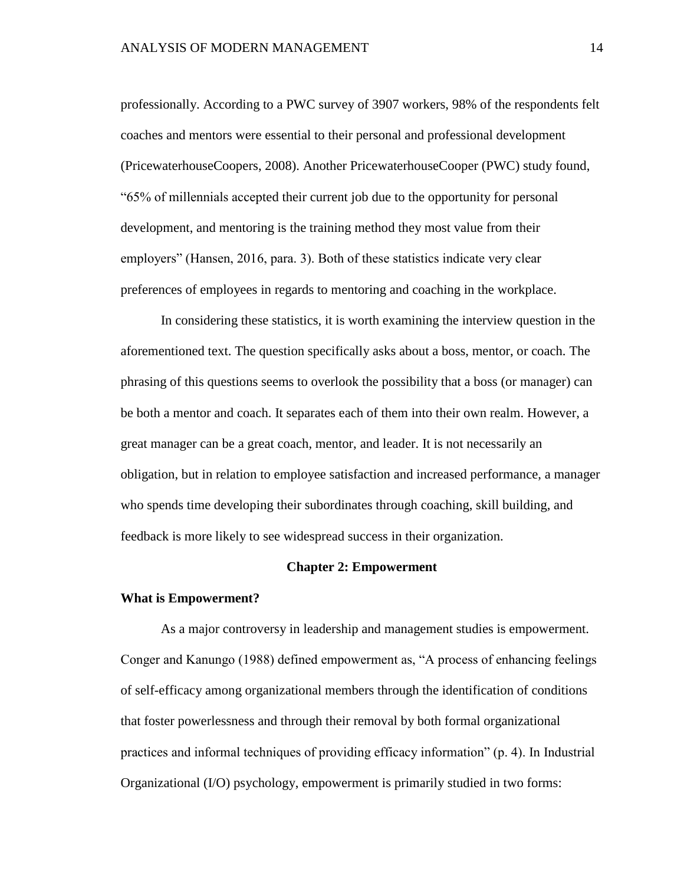professionally. According to a PWC survey of 3907 workers, 98% of the respondents felt coaches and mentors were essential to their personal and professional development (PricewaterhouseCoopers, 2008). Another PricewaterhouseCooper (PWC) study found, “65% of millennials accepted their current job due to the opportunity for personal development, and mentoring is the training method they most value from their employers” (Hansen, 2016, para. 3). Both of these statistics indicate very clear preferences of employees in regards to mentoring and coaching in the workplace.

In considering these statistics, it is worth examining the interview question in the aforementioned text. The question specifically asks about a boss, mentor, or coach. The phrasing of this questions seems to overlook the possibility that a boss (or manager) can be both a mentor and coach. It separates each of them into their own realm. However, a great manager can be a great coach, mentor, and leader. It is not necessarily an obligation, but in relation to employee satisfaction and increased performance, a manager who spends time developing their subordinates through coaching, skill building, and feedback is more likely to see widespread success in their organization.

# Chapter 2: Empowerment

## What is Empowerment?

As a major controversy in leadership and management studies is empowerment. Conger and Kanungo (1988) defined empowerment as, “A process of enhancing feelings of self-efficacy among organizational members through the identification of conditions that foster powerlessness and through their removal by both formal organizational practices and informal techniques of providing efficacy information” (p. 4). In Industrial Organizational (I/O) psychology, empowerment is primarily studied in two forms: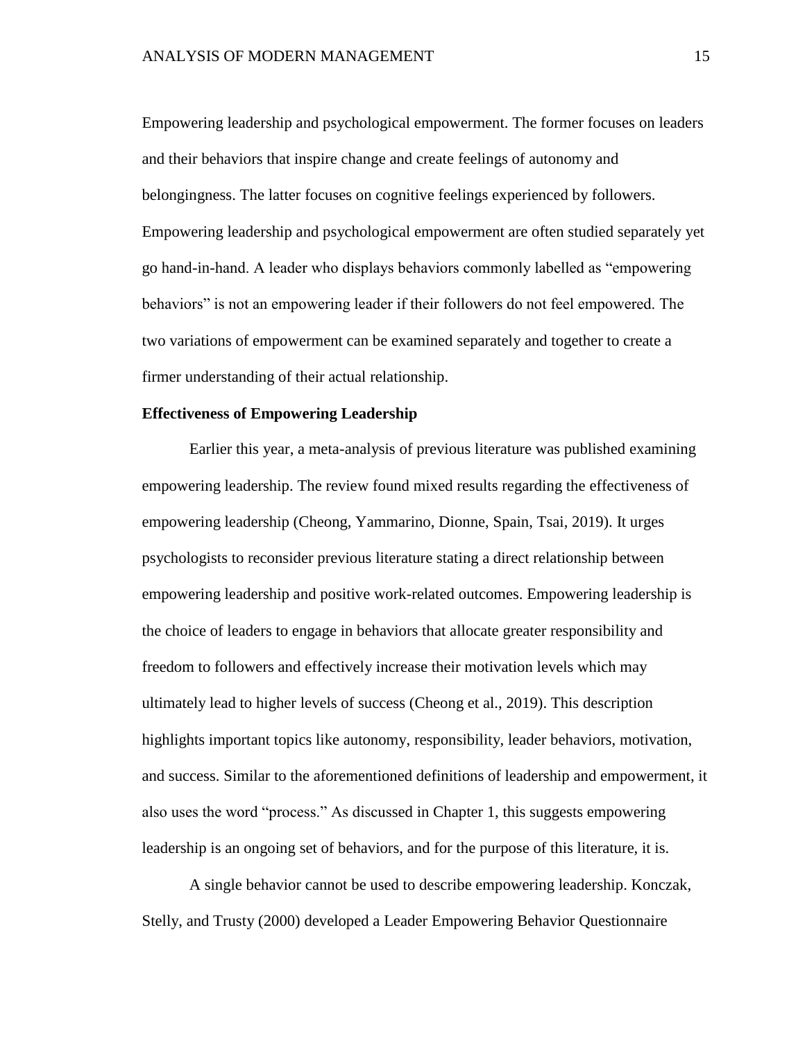Empowering leadership and psychological empowerment. The former focuses on leaders and their behaviors that inspire change and create feelings of autonomy and belongingness. The latter focuses on cognitive feelings experienced by followers. Empowering leadership and psychological empowerment are often studied separately yet go hand-in-hand. A leader who displays behaviors commonly labelled as "empowering behaviors" is not an empowering leader if their followers do not feel empowered. The two variations of empowerment can be examined separately and together to create a firmer understanding of their actual relationship.

**Effectiveness of Empowering Leadership**

Earlier this year, a meta-analysis of previous literature was published examining empowering leadership. The review found mixed results regarding the effectiveness of empowering leadership (Cheong, Yammarino, Dionne, Spain, Tsai, 2019). It urges psychologists to reconsider previous literature stating a direct relationship between empowering leadership and positive work-related outcomes. Empowering leadership is the choice of leaders to engage in behaviors that allocate greater responsibility and freedom to followers and effectively increase their motivation levels which may ultimately lead to higher levels of success (Cheong et al., 2019). This description highlights important topics like autonomy, responsibility, leader behaviors, motivation, and success. Similar to the aforementioned definitions of leadership and empowerment, it also uses the word "process." As discussed in Chapter 1, this suggests empowering leadership is an ongoing set of behaviors, and for the purpose of this literature, it is.

A single behavior cannot be used to describe empowering leadership. Konczak, Stelly, and Trusty (2000) developed a Leader Empowering Behavior Questionnaire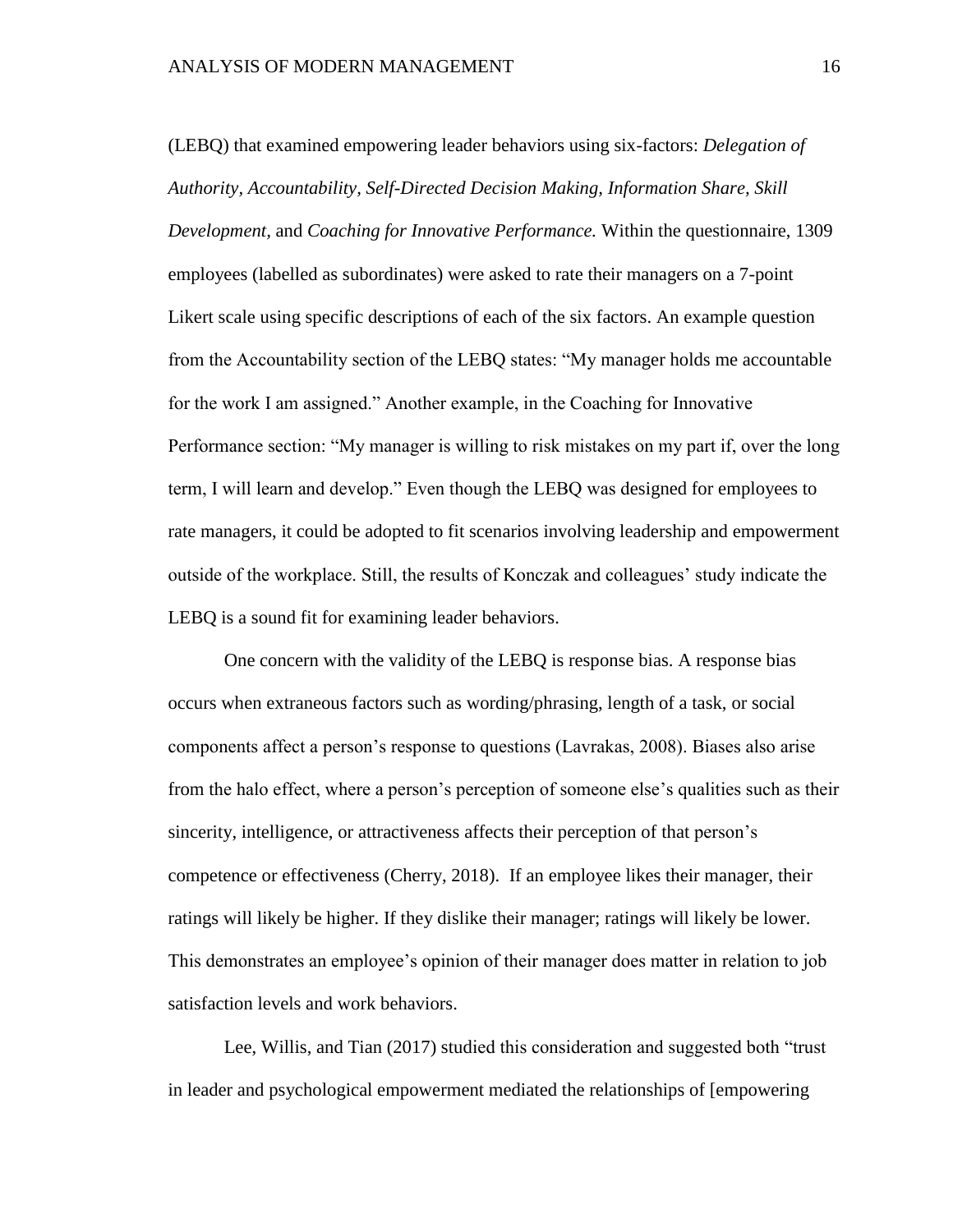(LEBQ) that examined empowering leader behaviors using six-factors: *Delegation of Authority, Accountability, Self-Directed Decision Making, Information Share, Skill Development,* and *Coaching for Innovative Performance.* Within the questionnaire, 1309 employees (labelled as subordinates) were asked to rate their managers on a 7-point Likert scale using specific descriptions of each of the six factors. An example question from the Accountability section of the LEBQ states: "My manager holds me accountable for the work I am assigned." Another example, in the Coaching for Innovative Performance section: "My manager is willing to risk mistakes on my part if, over the long term, I will learn and develop." Even though the LEBQ was designed for employees to rate managers, it could be adopted to fit scenarios involving leadership and empowerment outside of the workplace. Still, the results of Konczak and colleagues' study indicate the LEBQ is a sound fit for examining leader behaviors.

One concern with the validity of the LEBQ is response bias. A response bias occurs when extraneous factors such as wording/phrasing, length of a task, or social components affect a person's response to questions (Lavrakas, 2008). Biases also arise from the halo effect, where a person's perception of someone else's qualities such as their sincerity, intelligence, or attractiveness affects their perception of that person's competence or effectiveness (Cherry, 2018). If an employee likes their manager, their ratings will likely be higher. If they dislike their manager; ratings will likely be lower. This demonstrates an employee's opinion of their manager does matter in relation to job satisfaction levels and work behaviors.

Lee, Willis, and Tian (2017) studied this consideration and suggested both "trust in leader and psychological empowerment mediated the relationships of [empowering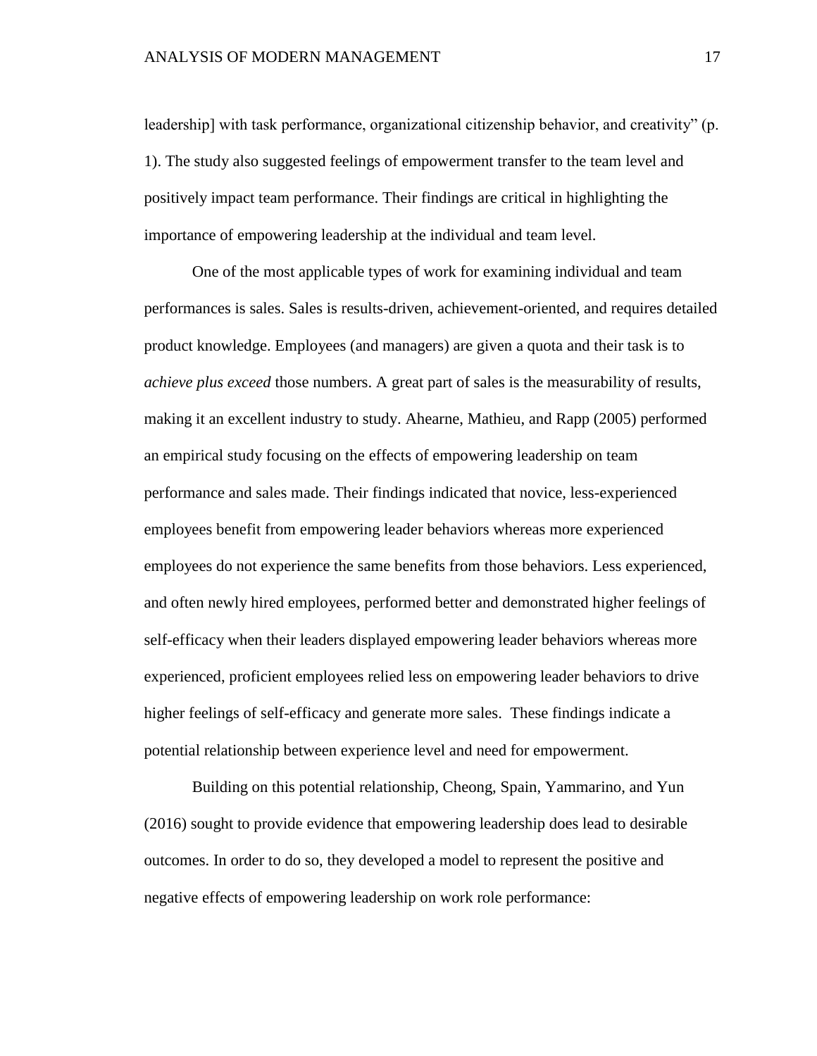leadership] with task performance, organizational citizenship behavior, and creativity" (p. 1). The study also suggested feelings of empowerment transfer to the team level and positively impact team performance. Their findings are critical in highlighting the importance of empowering leadership at the individual and team level.

One of the most applicable types of work for examining individual and team performances is sales. Sales is results-driven, achievement-oriented, and requires detailed product knowledge. Employees (and managers) are given a quota and their task is to *achieve plus exceed* those numbers. A great part of sales is the measurability of results, making it an excellent industry to study. Ahearne, Mathieu, and Rapp (2005) performed an empirical study focusing on the effects of empowering leadership on team performance and sales made. Their findings indicated that novice, less-experienced employees benefit from empowering leader behaviors whereas more experienced employees do not experience the same benefits from those behaviors. Less experienced, and often newly hired employees, performed better and demonstrated higher feelings of self-efficacy when their leaders displayed empowering leader behaviors whereas more experienced, proficient employees relied less on empowering leader behaviors to drive higher feelings of self-efficacy and generate more sales. These findings indicate a potential relationship between experience level and need for empowerment.

Building on this potential relationship, Cheong, Spain, Yammarino, and Yun (2016) sought to provide evidence that empowering leadership does lead to desirable outcomes. In order to do so, they developed a model to represent the positive and negative effects of empowering leadership on work role performance: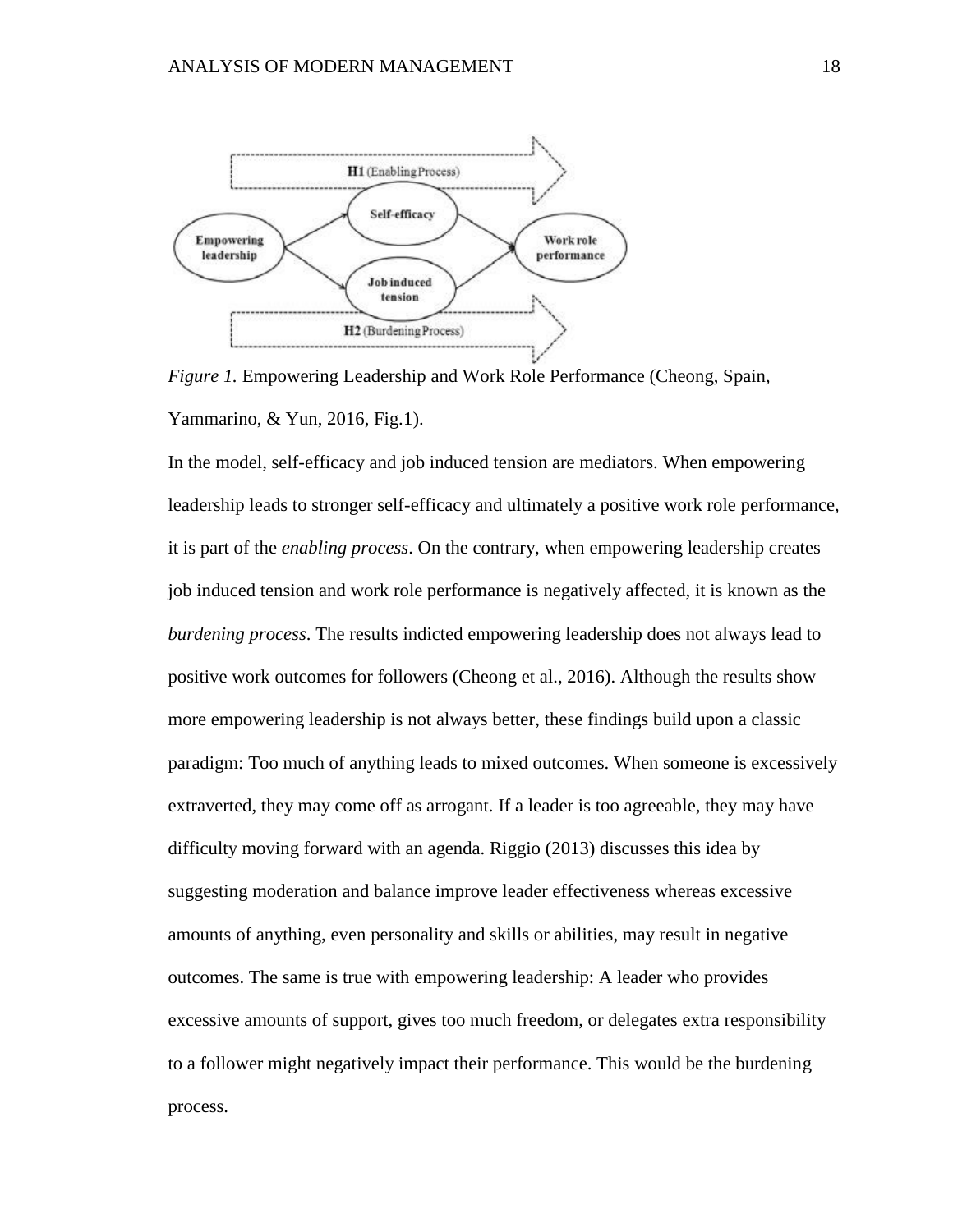*Figure 1.* Empowering Leadership and Work Role Performance (Cheong, Spain, Yammarino, & Yun, 2016, Fig.1).

In the model, self-efficacy and job induced tension are mediators. When empowering leadership leads to stronger self-efficacy and ultimately a positive work role performance, it is part of the *enabling process*. On the contrary, when empowering leadership creates job induced tension and work role performance is negatively affected, it is known as the *burdening process*. The results indicted empowering leadership does not always lead to positive work outcomes for followers (Cheong et al., 2016). Although the results show more empowering leadership is not always better, these findings build upon a classic paradigm: Too much of anything leads to mixed outcomes. When someone is excessively extraverted, they may come off as arrogant. If a leader is too agreeable, they may have difficulty moving forward with an agenda. Riggio (2013) discusses this idea by suggesting moderation and balance improve leader effectiveness whereas excessive amounts of anything, even personality and skills or abilities, may result in negative outcomes. The same is true with empowering leadership: A leader who provides excessive amounts of support, gives too much freedom, or delegates extra responsibility to a follower might negatively impact their performance. This would be the burdening process.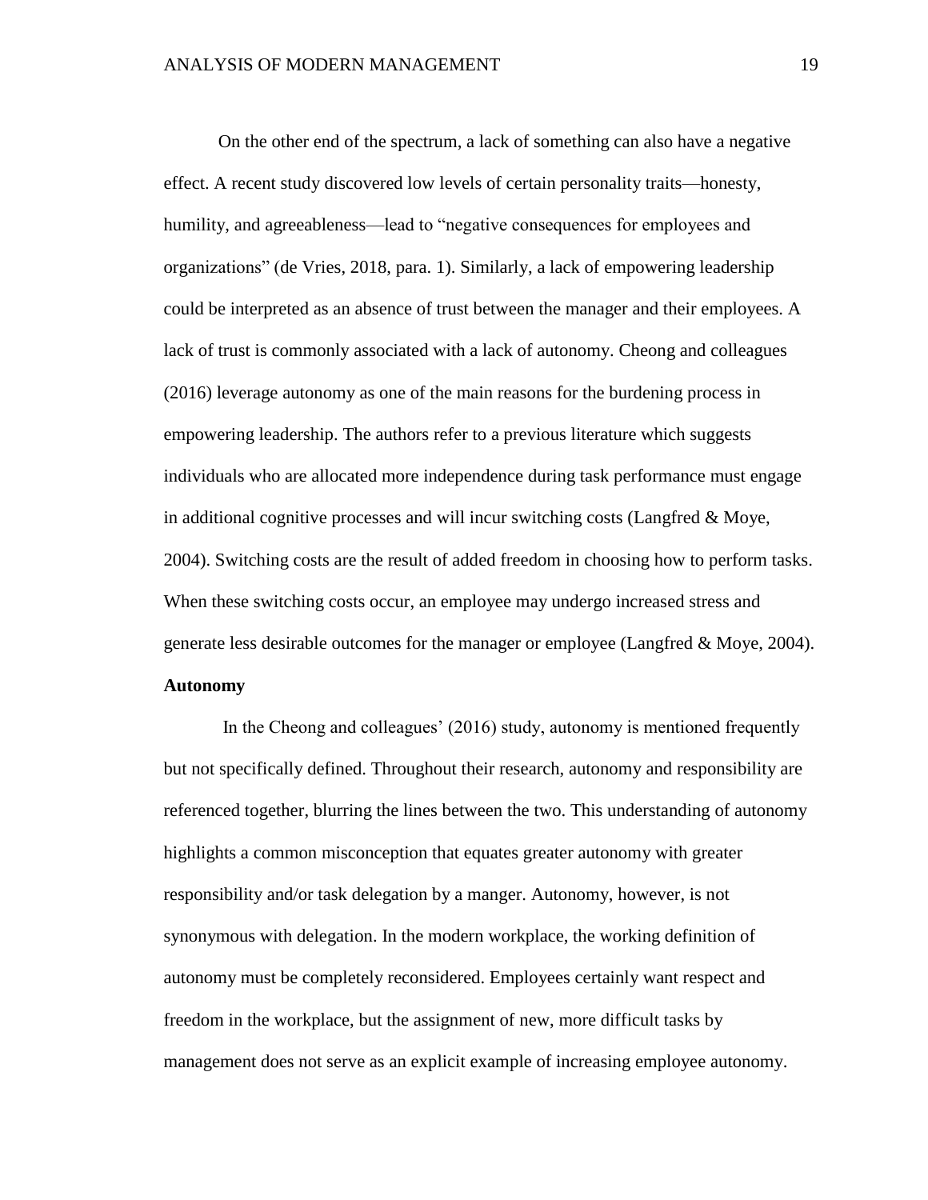On the other end of the spectrum, a lack of something can also have a negative effect. A recent study discovered low levels of certain personality traits—honesty, humility, and agreeableness—lead to "negative consequences for employees and organizations" (de Vries, 2018, para. 1). Similarly, a lack of empowering leadership could be interpreted as an absence of trust between the manager and their employees. A lack of trust is commonly associated with a lack of autonomy. Cheong and colleagues (2016) leverage autonomy as one of the main reasons for the burdening process in empowering leadership. The authors refer to a previous literature which suggests individuals who are allocated more independence during task performance must engage in additional cognitive processes and will incur switching costs (Langfred & Moye, 2004). Switching costs are the result of added freedom in choosing how to perform tasks. When these switching costs occur, an employee may undergo increased stress and generate less desirable outcomes for the manager or employee (Langfred & Moye, 2004).

**Autonomy**

In the Cheong and colleagues' (2016) study, autonomy is mentioned frequently but not specifically defined. Throughout their research, autonomy and responsibility are referenced together, blurring the lines between the two. This understanding of autonomy highlights a common misconception that equates greater autonomy with greater responsibility and/or task delegation by a manger. Autonomy, however, is not synonymous with delegation. In the modern workplace, the working definition of autonomy must be completely reconsidered. Employees certainly want respect and freedom in the workplace, but the assignment of new, more difficult tasks by management does not serve as an explicit example of increasing employee autonomy.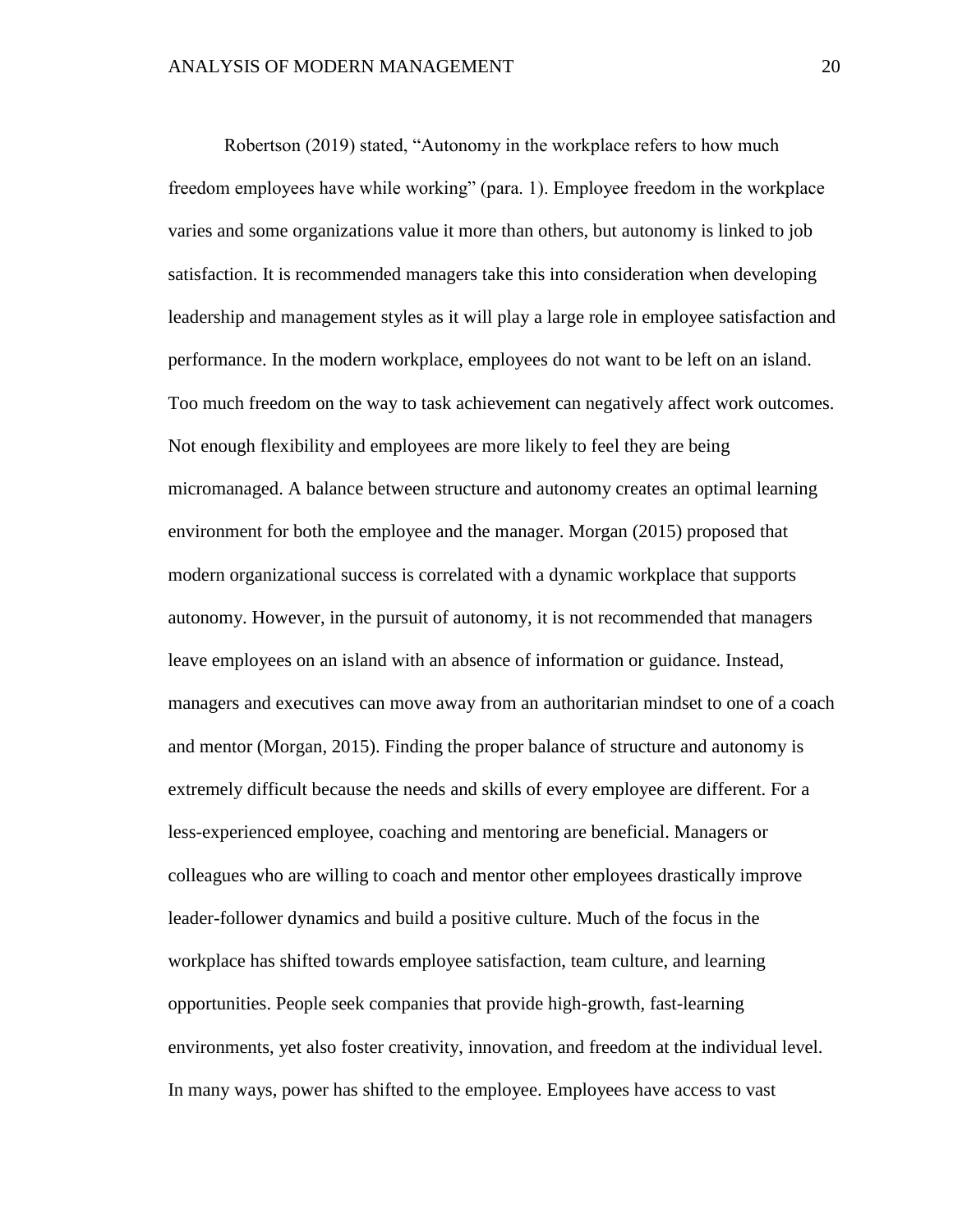Robertson (2019) stated, “Autonomy in the workplace refers to how much freedom employees have while working” (para. 1). Employee freedom in the workplace varies and some organizations value it more than others, but autonomy is linked to job satisfaction. It is recommended managers take this into consideration when developing leadership and management styles as it will play a large role in employee satisfaction and performance. In the modern workplace, employees do not want to be left on an island. Too much freedom on the way to task achievement can negatively affect work outcomes. Not enough flexibility and employees are more likely to feel they are being micromanaged. A balance between structure and autonomy creates an optimal learning environment for both the employee and the manager. Morgan (2015) proposed that modern organizational success is correlated with a dynamic workplace that supports autonomy. However, in the pursuit of autonomy, it is not recommended that managers leave employees on an island with an absence of information or guidance. Instead, managers and executives can move away from an authoritarian mindset to one of a coach and mentor (Morgan, 2015). Finding the proper balance of structure and autonomy is extremely difficult because the needs and skills of every employee are different. For a less-experienced employee, coaching and mentoring are beneficial. Managers or colleagues who are willing to coach and mentor other employees drastically improve leader-follower dynamics and build a positive culture. Much of the focus in the workplace has shifted towards employee satisfaction, team culture, and learning opportunities. People seek companies that provide high-growth, fast-learning environments, yet also foster creativity, innovation, and freedom at the individual level. In many ways, power has shifted to the employee. Employees have access to vast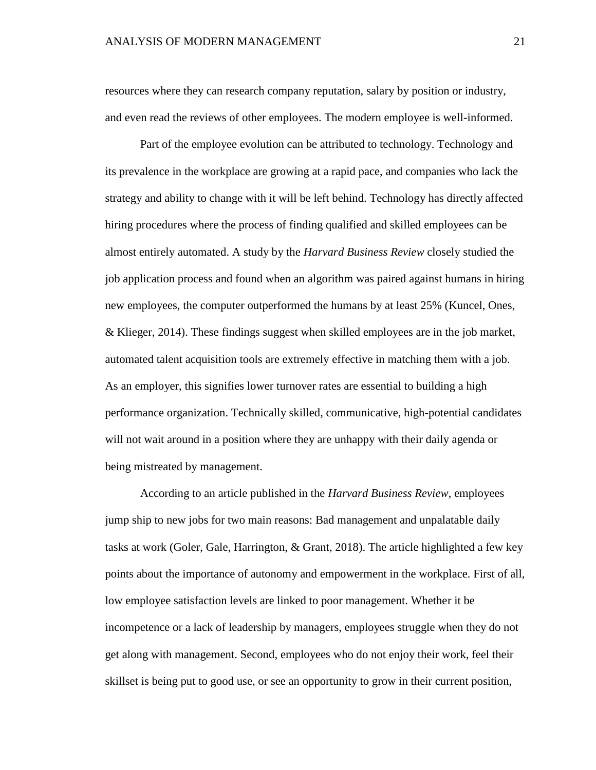resources where they can research company reputation, salary by position or industry, and even read the reviews of other employees. The modern employee is well-informed.

Part of the employee evolution can be attributed to technology. Technology and its prevalence in the workplace are growing at a rapid pace, and companies who lack the strategy and ability to change with it will be left behind. Technology has directly affected hiring procedures where the process of finding qualified and skilled employees can be almost entirely automated. A study by the *Harvard Business Review* closely studied the job application process and found when an algorithm was paired against humans in hiring new employees, the computer outperformed the humans by at least 25% (Kuncel, Ones, & Klieger, 2014). These findings suggest when skilled employees are in the job market, automated talent acquisition tools are extremely effective in matching them with a job. As an employer, this signifies lower turnover rates are essential to building a high performance organization. Technically skilled, communicative, high-potential candidates will not wait around in a position where they are unhappy with their daily agenda or being mistreated by management.

According to an article published in the *Harvard Business Review*, employees jump ship to new jobs for two main reasons: Bad management and unpalatable daily tasks at work (Goler, Gale, Harrington, & Grant, 2018). The article highlighted a few key points about the importance of autonomy and empowerment in the workplace. First of all, low employee satisfaction levels are linked to poor management. Whether it be incompetence or a lack of leadership by managers, employees struggle when they do not get along with management. Second, employees who do not enjoy their work, feel their skillset is being put to good use, or see an opportunity to grow in their current position,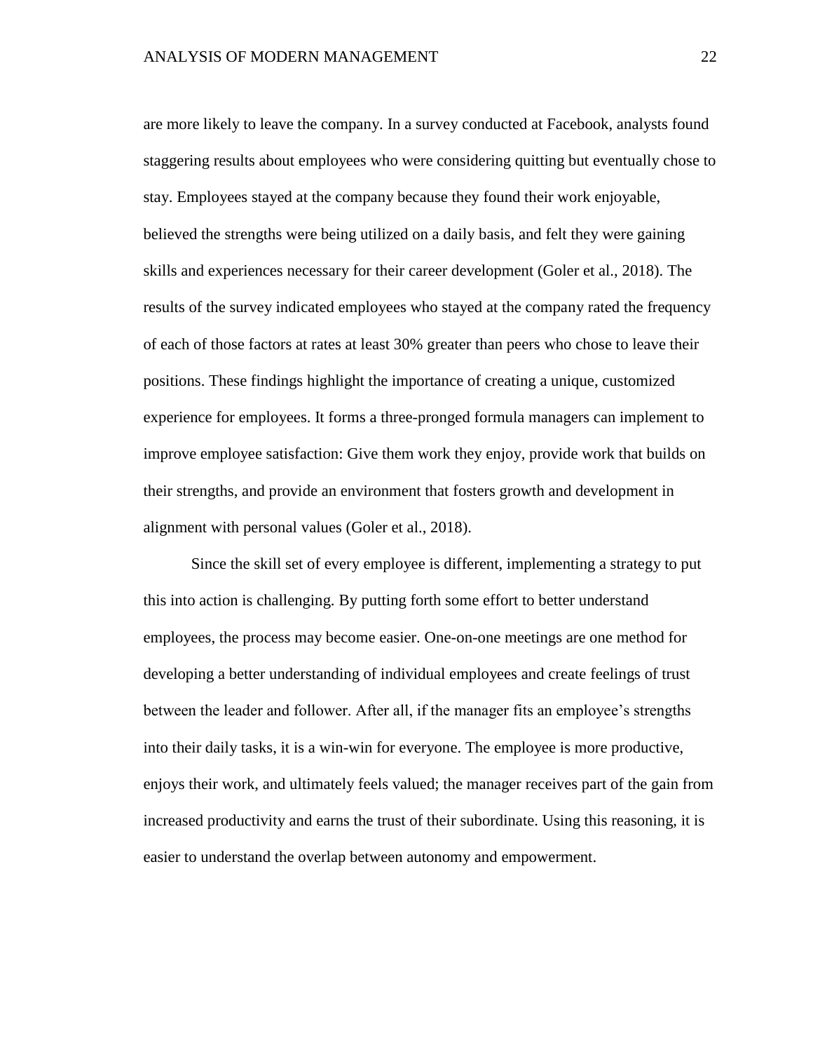are more likely to leave the company. In a survey conducted at Facebook, analysts found staggering results about employees who were considering quitting but eventually chose to stay. Employees stayed at the company because they found their work enjoyable, believed the strengths were being utilized on a daily basis, and felt they were gaining skills and experiences necessary for their career development (Goler et al., 2018). The results of the survey indicated employees who stayed at the company rated the frequency of each of those factors at rates at least 30% greater than peers who chose to leave their positions. These findings highlight the importance of creating a unique, customized experience for employees. It forms a three-pronged formula managers can implement to improve employee satisfaction: Give them work they enjoy, provide work that builds on their strengths, and provide an environment that fosters growth and development in alignment with personal values (Goler et al., 2018).

Since the skill set of every employee is different, implementing a strategy to put this into action is challenging. By putting forth some effort to better understand employees, the process may become easier. One-on-one meetings are one method for developing a better understanding of individual employees and create feelings of trust between the leader and follower. After all, if the manager fits an employee's strengths into their daily tasks, it is a win-win for everyone. The employee is more productive, enjoys their work, and ultimately feels valued; the manager receives part of the gain from increased productivity and earns the trust of their subordinate. Using this reasoning, it is easier to understand the overlap between autonomy and empowerment.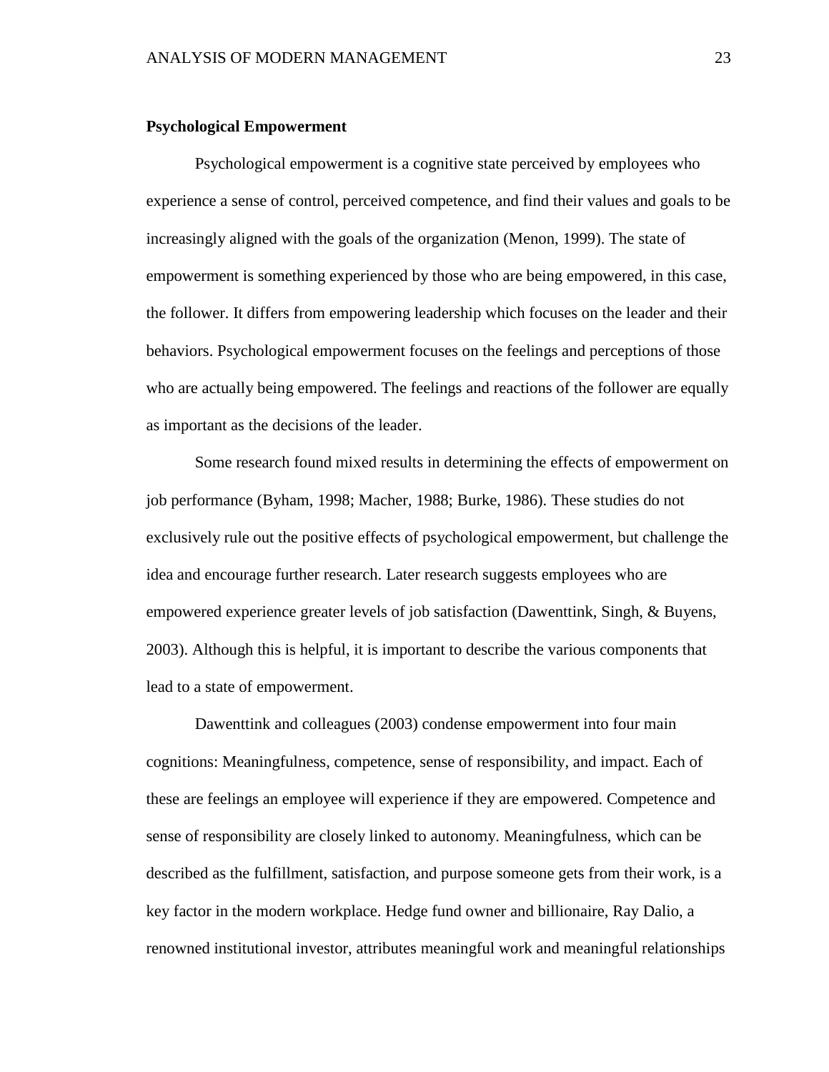**Psychological Empowerment**

Psychological empowerment is a cognitive state perceived by employees who experience a sense of control, perceived competence, and find their values and goals to be increasingly aligned with the goals of the organization (Menon, 1999). The state of empowerment is something experienced by those who are being empowered, in this case, the follower. It differs from empowering leadership which focuses on the leader and their behaviors. Psychological empowerment focuses on the feelings and perceptions of those who are actually being empowered. The feelings and reactions of the follower are equally as important as the decisions of the leader.

Some research found mixed results in determining the effects of empowerment on job performance (Byham, 1998; Macher, 1988; Burke, 1986). These studies do not exclusively rule out the positive effects of psychological empowerment, but challenge the idea and encourage further research. Later research suggests employees who are empowered experience greater levels of job satisfaction (Dawenttink, Singh, & Buyens, 2003). Although this is helpful, it is important to describe the various components that lead to a state of empowerment.

Dawenttink and colleagues (2003) condense empowerment into four main cognitions: Meaningfulness, competence, sense of responsibility, and impact. Each of these are feelings an employee will experience if they are empowered. Competence and sense of responsibility are closely linked to autonomy. Meaningfulness, which can be described as the fulfillment, satisfaction, and purpose someone gets from their work, is a key factor in the modern workplace. Hedge fund owner and billionaire, Ray Dalio, a renowned institutional investor, attributes meaningful work and meaningful relationships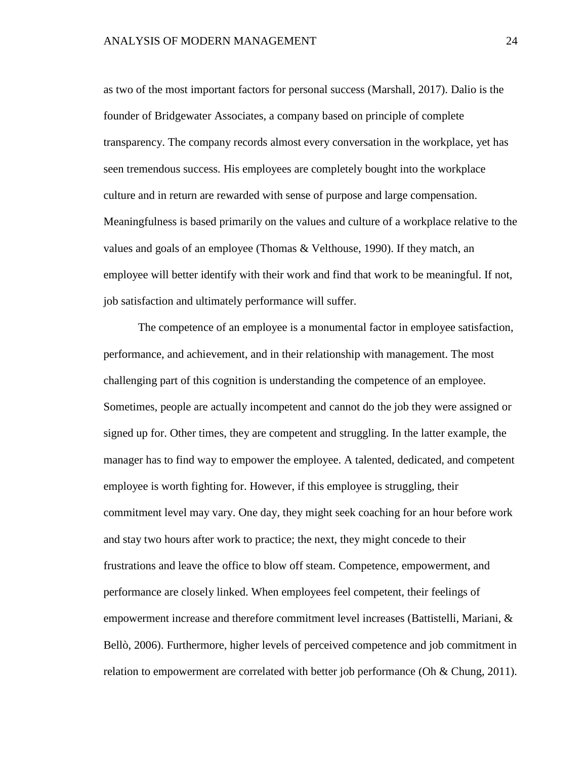as two of the most important factors for personal success (Marshall, 2017). Dalio is the founder of Bridgewater Associates, a company based on principle of complete transparency. The company records almost every conversation in the workplace, yet has seen tremendous success. His employees are completely bought into the workplace culture and in return are rewarded with sense of purpose and large compensation. Meaningfulness is based primarily on the values and culture of a workplace relative to the values and goals of an employee (Thomas & Velthouse, 1990). If they match, an employee will better identify with their work and find that work to be meaningful. If not, job satisfaction and ultimately performance will suffer.

The competence of an employee is a monumental factor in employee satisfaction, performance, and achievement, and in their relationship with management. The most challenging part of this cognition is understanding the competence of an employee. Sometimes, people are actually incompetent and cannot do the job they were assigned or signed up for. Other times, they are competent and struggling. In the latter example, the manager has to find way to empower the employee. A talented, dedicated, and competent employee is worth fighting for. However, if this employee is struggling, their commitment level may vary. One day, they might seek coaching for an hour before work and stay two hours after work to practice; the next, they might concede to their frustrations and leave the office to blow off steam. Competence, empowerment, and performance are closely linked. When employees feel competent, their feelings of empowerment increase and therefore commitment level increases (Battistelli, Mariani, & Bellò, 2006). Furthermore, higher levels of perceived competence and job commitment in relation to empowerment are correlated with better job performance (Oh & Chung, 2011).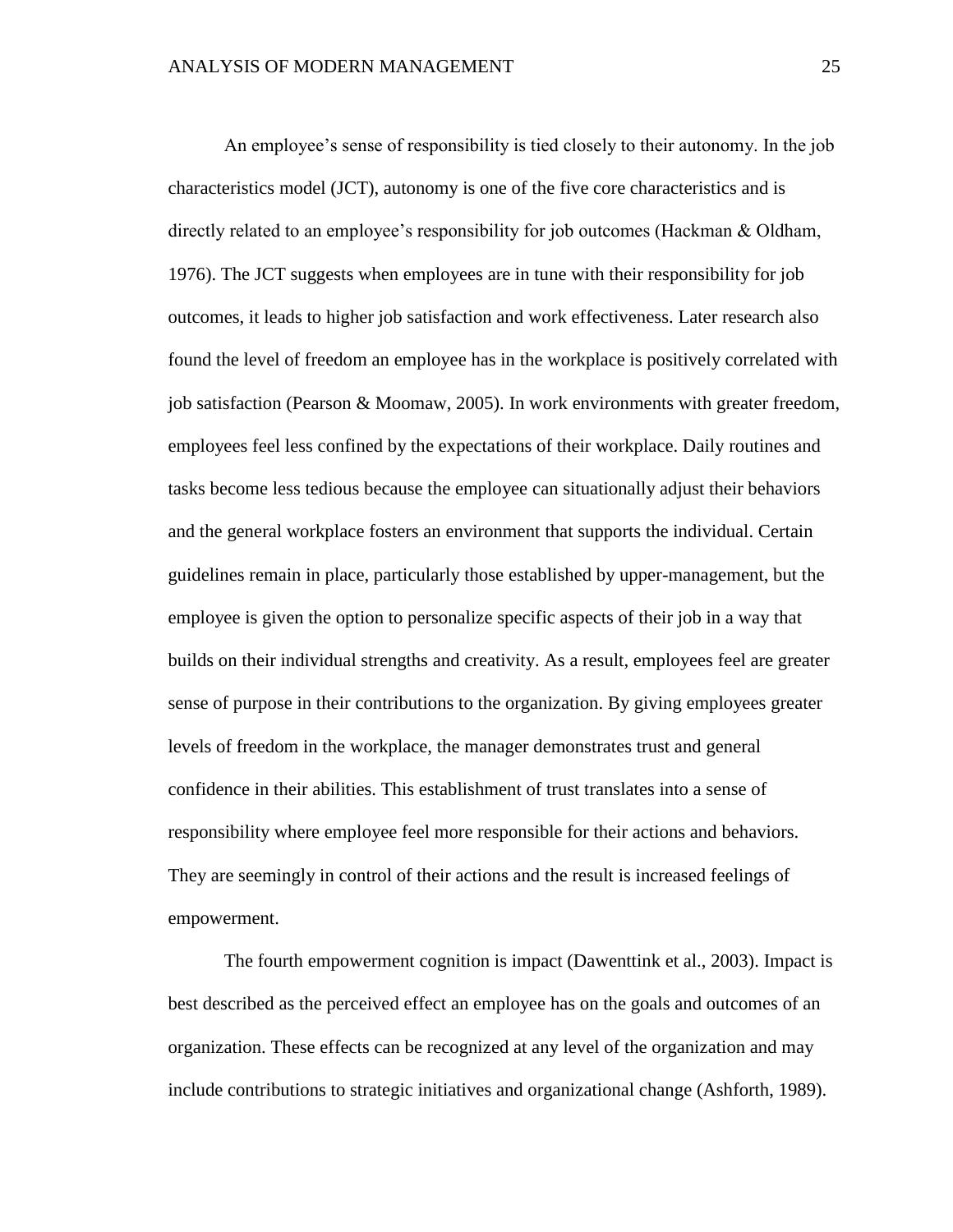An employee's sense of responsibility is tied closely to their autonomy. In the job characteristics model (JCT), autonomy is one of the five core characteristics and is directly related to an employee's responsibility for job outcomes (Hackman & Oldham, 1976). The JCT suggests when employees are in tune with their responsibility for job outcomes, it leads to higher job satisfaction and work effectiveness. Later research also found the level of freedom an employee has in the workplace is positively correlated with job satisfaction (Pearson & Moomaw, 2005). In work environments with greater freedom, employees feel less confined by the expectations of their workplace. Daily routines and tasks become less tedious because the employee can situationally adjust their behaviors and the general workplace fosters an environment that supports the individual. Certain guidelines remain in place, particularly those established by upper-management, but the employee is given the option to personalize specific aspects of their job in a way that builds on their individual strengths and creativity. As a result, employees feel are greater sense of purpose in their contributions to the organization. By giving employees greater levels of freedom in the workplace, the manager demonstrates trust and general confidence in their abilities. This establishment of trust translates into a sense of responsibility where employee feel more responsible for their actions and behaviors. They are seemingly in control of their actions and the result is increased feelings of empowerment.

The fourth empowerment cognition is impact (Dawenttink et al., 2003). Impact is best described as the perceived effect an employee has on the goals and outcomes of an organization. These effects can be recognized at any level of the organization and may include contributions to strategic initiatives and organizational change (Ashforth, 1989).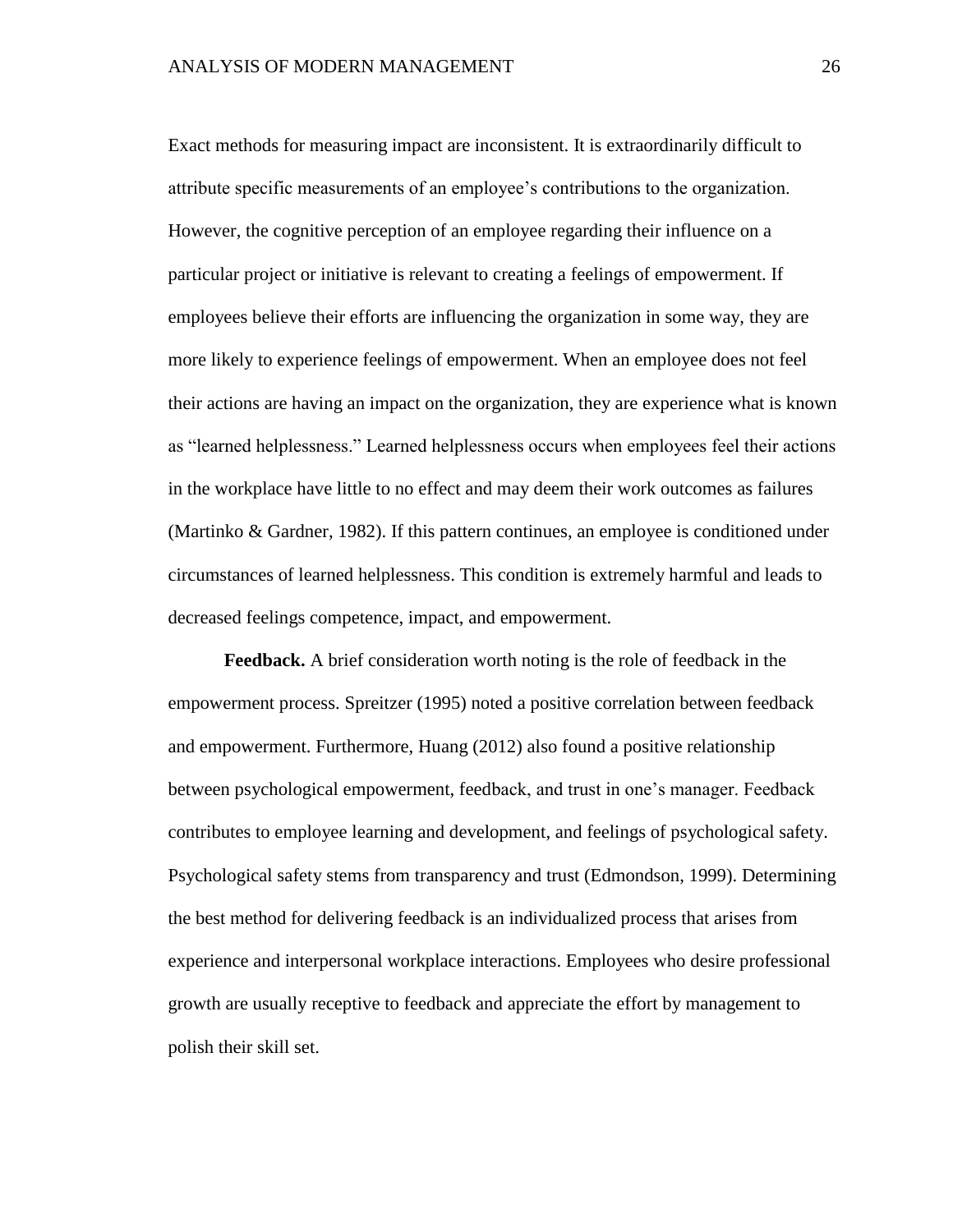Exact methods for measuring impact are inconsistent. It is extraordinarily difficult to attribute specific measurements of an employee's contributions to the organization. However, the cognitive perception of an employee regarding their influence on a particular project or initiative is relevant to creating a feelings of empowerment. If employees believe their efforts are influencing the organization in some way, they are more likely to experience feelings of empowerment. When an employee does not feel their actions are having an impact on the organization, they are experience what is known as "learned helplessness." Learned helplessness occurs when employees feel their actions in the workplace have little to no effect and may deem their work outcomes as failures (Martinko & Gardner, 1982). If this pattern continues, an employee is conditioned under circumstances of learned helplessness. This condition is extremely harmful and leads to decreased feelings competence, impact, and empowerment.

**Feedback.** A brief consideration worth noting is the role of feedback in the empowerment process. Spreitzer (1995) noted a positive correlation between feedback and empowerment. Furthermore, Huang (2012) also found a positive relationship between psychological empowerment, feedback, and trust in one's manager. Feedback contributes to employee learning and development, and feelings of psychological safety. Psychological safety stems from transparency and trust (Edmondson, 1999). Determining the best method for delivering feedback is an individualized process that arises from experience and interpersonal workplace interactions. Employees who desire professional growth are usually receptive to feedback and appreciate the effort by management to polish their skill set.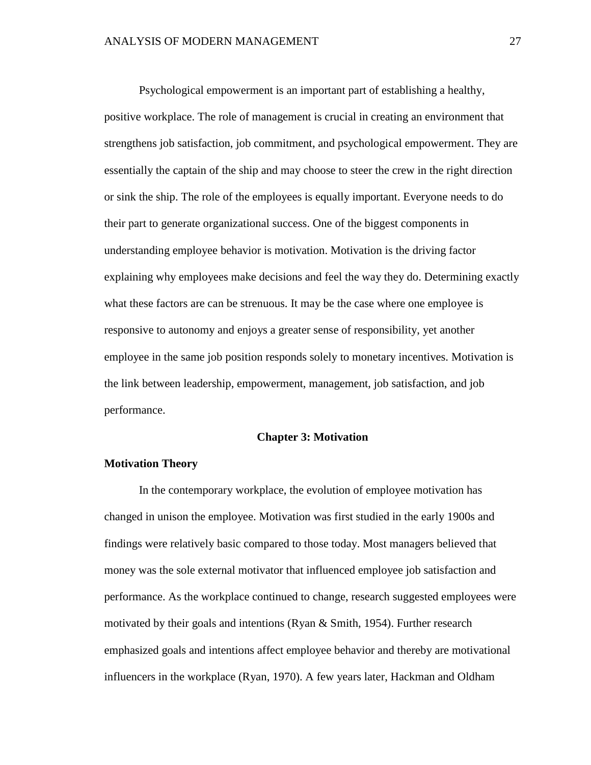Psychological empowerment is an important part of establishing a healthy, positive workplace. The role of management is crucial in creating an environment that strengthens job satisfaction, job commitment, and psychological empowerment. They are essentially the captain of the ship and may choose to steer the crew in the right direction or sink the ship. The role of the employees is equally important. Everyone needs to do their part to generate organizational success. One of the biggest components in understanding employee behavior is motivation. Motivation is the driving factor explaining why employees make decisions and feel the way they do. Determining exactly what these factors are can be strenuous. It may be the case where one employee is responsive to autonomy and enjoys a greater sense of responsibility, yet another employee in the same job position responds solely to monetary incentives. Motivation is the link between leadership, empowerment, management, job satisfaction, and job performance.

# Chapter 3: Motivation

## Motivation Theory

In the contemporary workplace, the evolution of employee motivation has changed in unison the employee. Motivation was first studied in the early 1900s and findings were relatively basic compared to those today. Most managers believed that money was the sole external motivator that influenced employee job satisfaction and performance. As the workplace continued to change, research suggested employees were motivated by their goals and intentions (Ryan & Smith, 1954). Further research emphasized goals and intentions affect employee behavior and thereby are motivational influencers in the workplace (Ryan, 1970). A few years later, Hackman and Oldham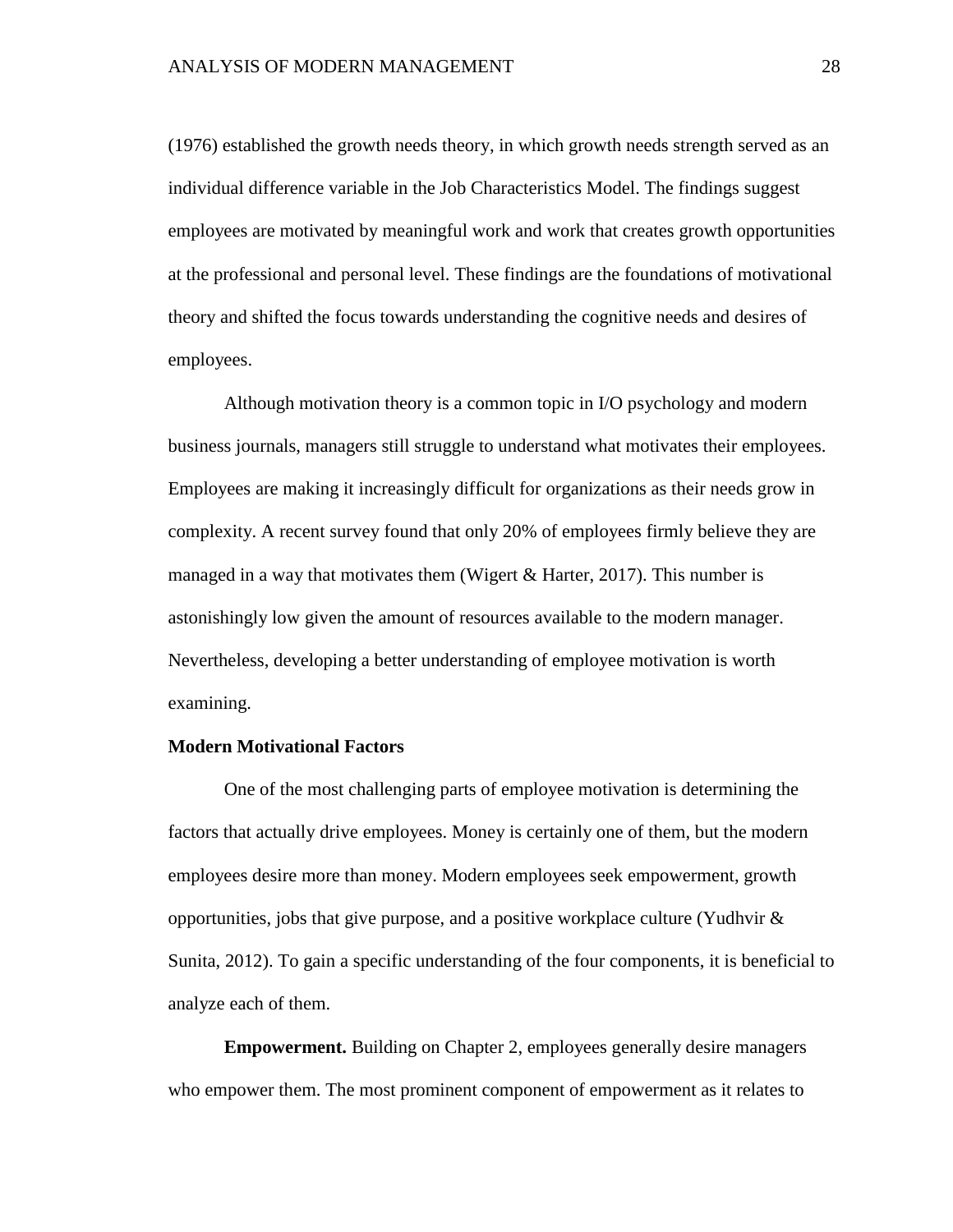(1976) established the growth needs theory, in which growth needs strength served as an individual difference variable in the Job Characteristics Model. The findings suggest employees are motivated by meaningful work and work that creates growth opportunities at the professional and personal level. These findings are the foundations of motivational theory and shifted the focus towards understanding the cognitive needs and desires of employees.

Although motivation theory is a common topic in I/O psychology and modern business journals, managers still struggle to understand what motivates their employees. Employees are making it increasingly difficult for organizations as their needs grow in complexity. A recent survey found that only 20% of employees firmly believe they are managed in a way that motivates them (Wigert & Harter, 2017). This number is astonishingly low given the amount of resources available to the modern manager. Nevertheless, developing a better understanding of employee motivation is worth examining.

### Modern Motivational Factors

One of the most challenging parts of employee motivation is determining the factors that actually drive employees. Money is certainly one of them, but the modern employees desire more than money. Modern employees seek empowerment, growth opportunities, jobs that give purpose, and a positive workplace culture (Yudhvir & Sunita, 2012). To gain a specific understanding of the four components, it is beneficial to analyze each of them.

**Empowerment.** Building on Chapter 2, employees generally desire managers who empower them. The most prominent component of empowerment as it relates to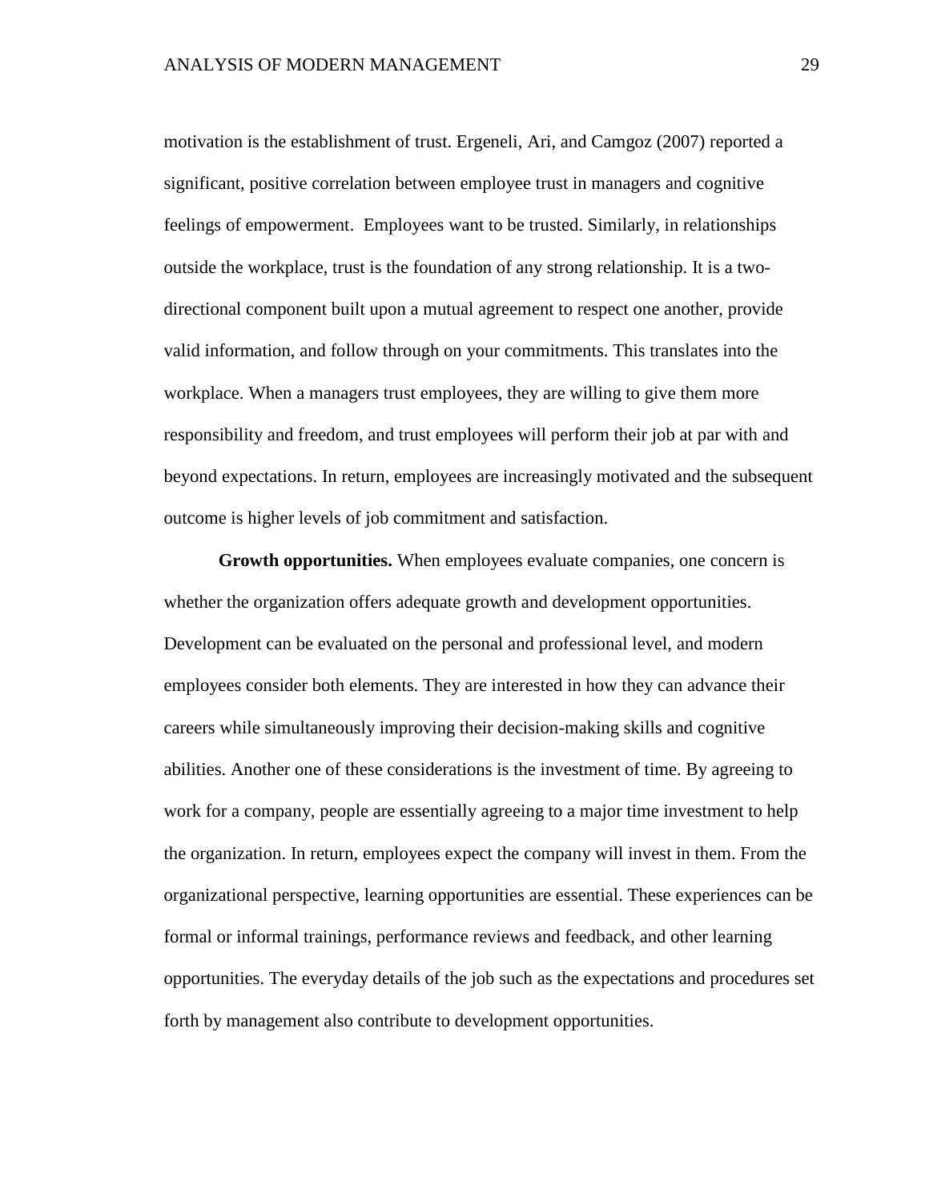motivation is the establishment of trust. Ergeneli, Ari, and Camgoz (2007) reported a significant, positive correlation between employee trust in managers and cognitive feelings of empowerment.  Employees want to be trusted. Similarly, in relationships outside the workplace, trust is the foundation of any strong relationship. It is a two-directional component built upon a mutual agreement to respect one another, provide valid information, and follow through on your commitments. This translates into the workplace. When a managers trust employees, they are willing to give them more responsibility and freedom, and trust employees will perform their job at par with and beyond expectations. In return, employees are increasingly motivated and the subsequent outcome is higher levels of job commitment and satisfaction.

**Growth opportunities.** When employees evaluate companies, one concern is whether the organization offers adequate growth and development opportunities. Development can be evaluated on the personal and professional level, and modern employees consider both elements. They are interested in how they can advance their careers while simultaneously improving their decision-making skills and cognitive abilities. Another one of these considerations is the investment of time. By agreeing to work for a company, people are essentially agreeing to a major time investment to help the organization. In return, employees expect the company will invest in them. From the organizational perspective, learning opportunities are essential. These experiences can be formal or informal trainings, performance reviews and feedback, and other learning opportunities. The everyday details of the job such as the expectations and procedures set forth by management also contribute to development opportunities.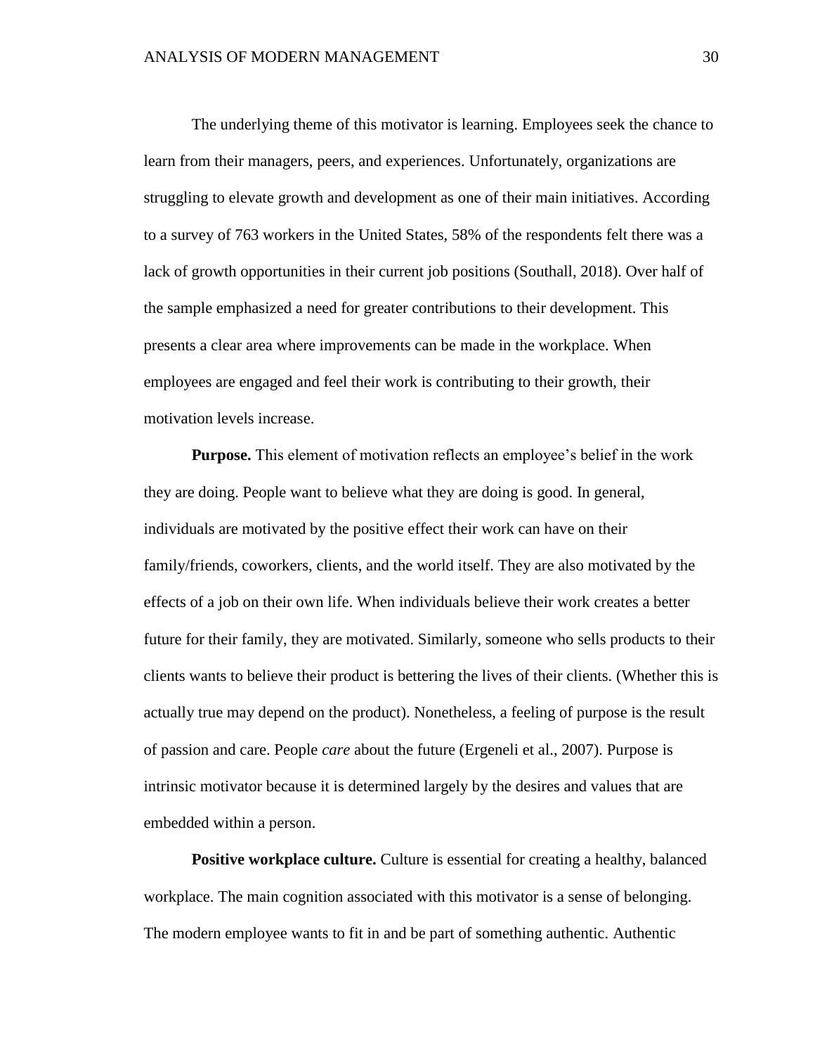The underlying theme of this motivator is learning. Employees seek the chance to learn from their managers, peers, and experiences. Unfortunately, organizations are struggling to elevate growth and development as one of their main initiatives. According to a survey of 763 workers in the United States, 58% of the respondents felt there was a lack of growth opportunities in their current job positions (Southall, 2018). Over half of the sample emphasized a need for greater contributions to their development. This presents a clear area where improvements can be made in the workplace. When employees are engaged and feel their work is contributing to their growth, their motivation levels increase.

**Purpose.** This element of motivation reflects an employee's belief in the work they are doing. People want to believe what they are doing is good. In general, individuals are motivated by the positive effect their work can have on their family/friends, coworkers, clients, and the world itself. They are also motivated by the effects of a job on their own life. When individuals believe their work creates a better future for their family, they are motivated. Similarly, someone who sells products to their clients wants to believe their product is bettering the lives of their clients. (Whether this is actually true may depend on the product). Nonetheless, a feeling of purpose is the result of passion and care. People *care* about the future (Ergeneli et al., 2007). Purpose is intrinsic motivator because it is determined largely by the desires and values that are embedded within a person.

**Positive workplace culture.** Culture is essential for creating a healthy, balanced workplace. The main cognition associated with this motivator is a sense of belonging. The modern employee wants to fit in and be part of something authentic. Authentic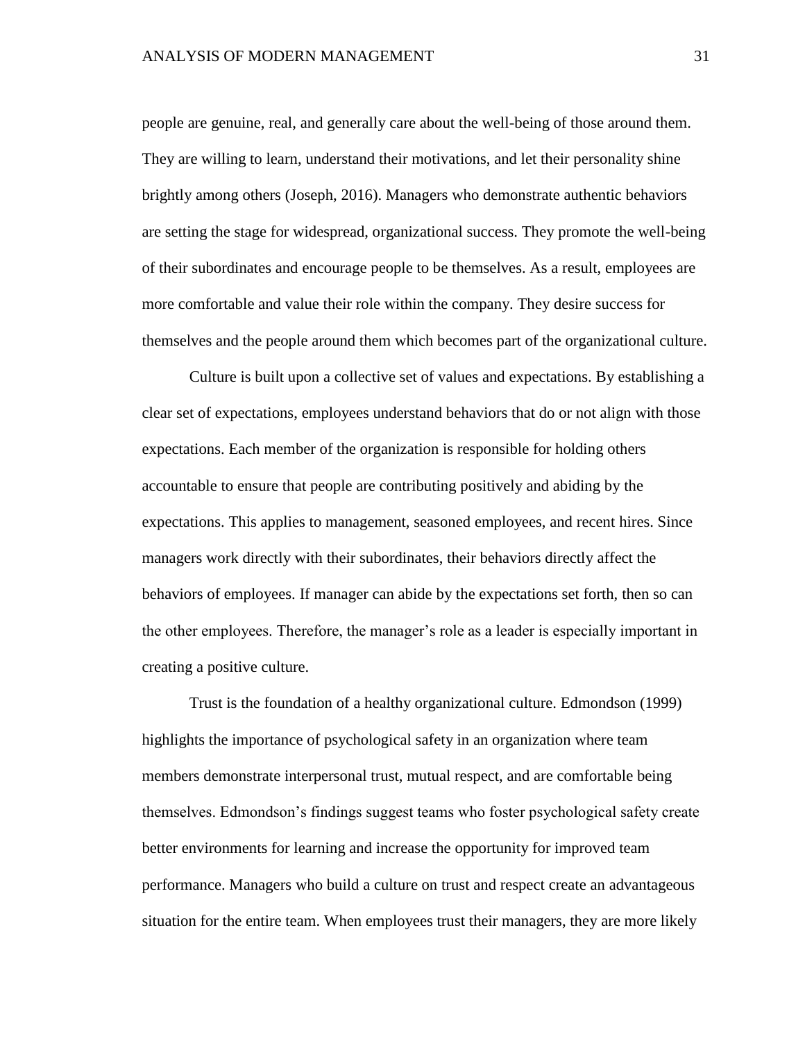people are genuine, real, and generally care about the well-being of those around them. They are willing to learn, understand their motivations, and let their personality shine brightly among others (Joseph, 2016). Managers who demonstrate authentic behaviors are setting the stage for widespread, organizational success. They promote the well-being of their subordinates and encourage people to be themselves. As a result, employees are more comfortable and value their role within the company. They desire success for themselves and the people around them which becomes part of the organizational culture.

Culture is built upon a collective set of values and expectations. By establishing a clear set of expectations, employees understand behaviors that do or not align with those expectations. Each member of the organization is responsible for holding others accountable to ensure that people are contributing positively and abiding by the expectations. This applies to management, seasoned employees, and recent hires. Since managers work directly with their subordinates, their behaviors directly affect the behaviors of employees. If manager can abide by the expectations set forth, then so can the other employees. Therefore, the manager's role as a leader is especially important in creating a positive culture.

Trust is the foundation of a healthy organizational culture. Edmondson (1999) highlights the importance of psychological safety in an organization where team members demonstrate interpersonal trust, mutual respect, and are comfortable being themselves. Edmondson's findings suggest teams who foster psychological safety create better environments for learning and increase the opportunity for improved team performance. Managers who build a culture on trust and respect create an advantageous situation for the entire team. When employees trust their managers, they are more likely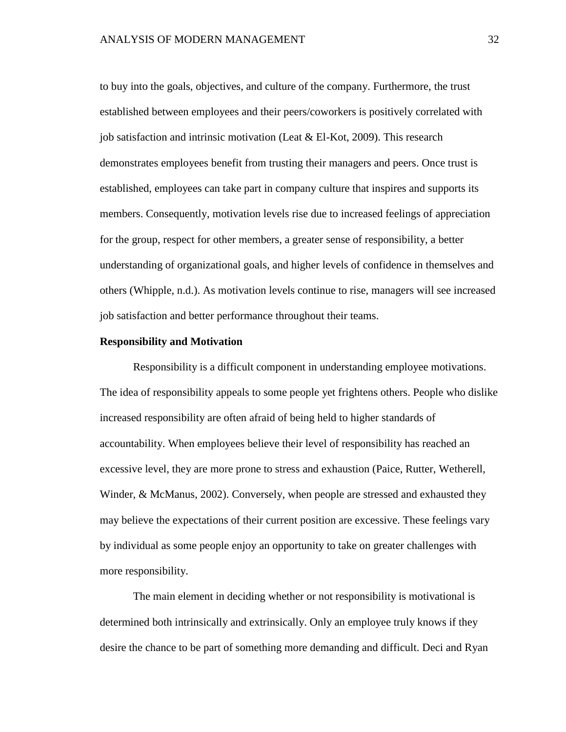to buy into the goals, objectives, and culture of the company. Furthermore, the trust established between employees and their peers/coworkers is positively correlated with job satisfaction and intrinsic motivation (Leat & El-Kot, 2009). This research demonstrates employees benefit from trusting their managers and peers. Once trust is established, employees can take part in company culture that inspires and supports its members. Consequently, motivation levels rise due to increased feelings of appreciation for the group, respect for other members, a greater sense of responsibility, a better understanding of organizational goals, and higher levels of confidence in themselves and others (Whipple, n.d.). As motivation levels continue to rise, managers will see increased job satisfaction and better performance throughout their teams.

**Responsibility and Motivation**

Responsibility is a difficult component in understanding employee motivations. The idea of responsibility appeals to some people yet frightens others. People who dislike increased responsibility are often afraid of being held to higher standards of accountability. When employees believe their level of responsibility has reached an excessive level, they are more prone to stress and exhaustion (Paice, Rutter, Wetherell, Winder, & McManus, 2002). Conversely, when people are stressed and exhausted they may believe the expectations of their current position are excessive. These feelings vary by individual as some people enjoy an opportunity to take on greater challenges with more responsibility.

The main element in deciding whether or not responsibility is motivational is determined both intrinsically and extrinsically. Only an employee truly knows if they desire the chance to be part of something more demanding and difficult. Deci and Ryan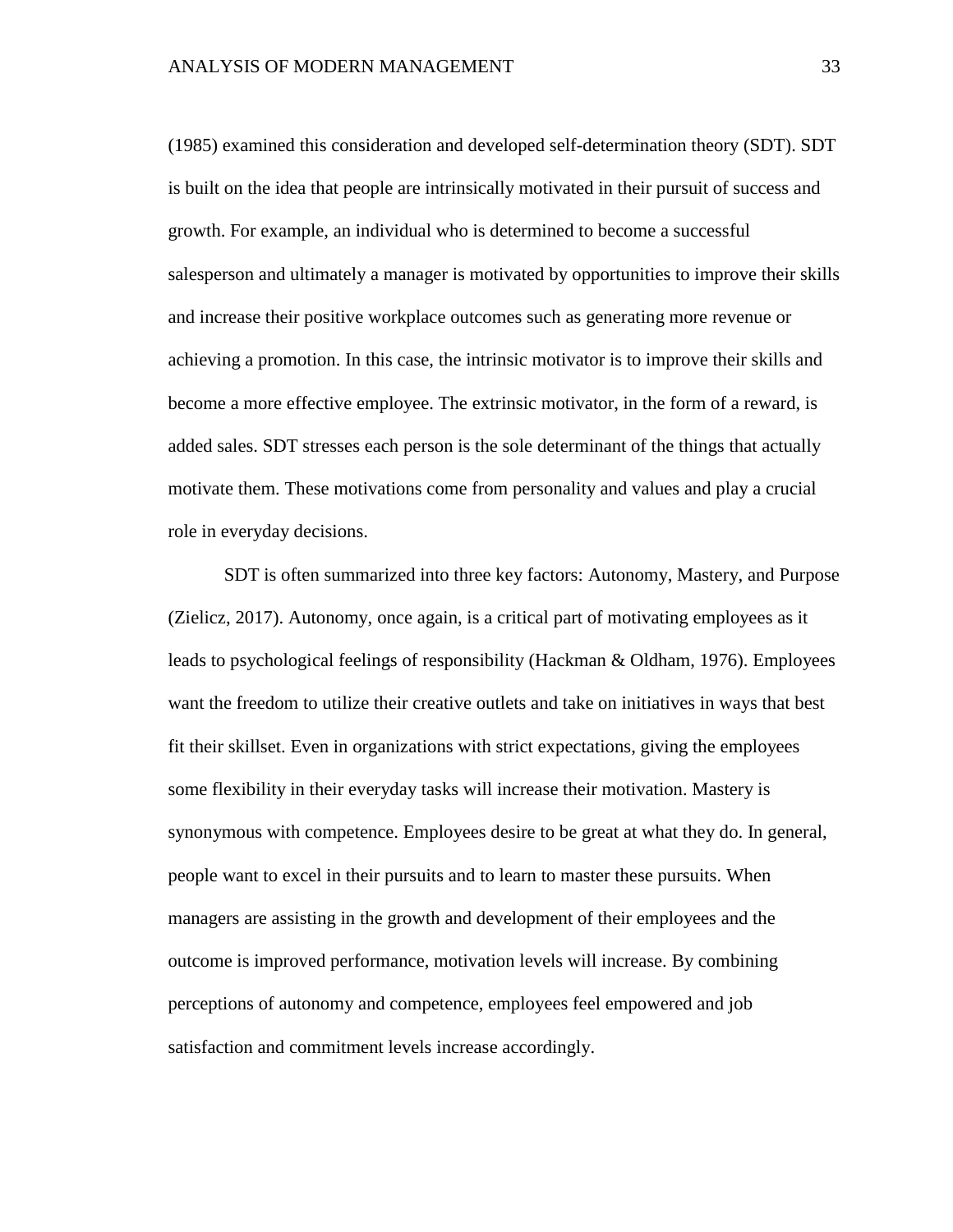(1985) examined this consideration and developed self-determination theory (SDT). SDT is built on the idea that people are intrinsically motivated in their pursuit of success and growth. For example, an individual who is determined to become a successful salesperson and ultimately a manager is motivated by opportunities to improve their skills and increase their positive workplace outcomes such as generating more revenue or achieving a promotion. In this case, the intrinsic motivator is to improve their skills and become a more effective employee. The extrinsic motivator, in the form of a reward, is added sales. SDT stresses each person is the sole determinant of the things that actually motivate them. These motivations come from personality and values and play a crucial role in everyday decisions.

SDT is often summarized into three key factors: Autonomy, Mastery, and Purpose (Zielicz, 2017). Autonomy, once again, is a critical part of motivating employees as it leads to psychological feelings of responsibility (Hackman & Oldham, 1976). Employees want the freedom to utilize their creative outlets and take on initiatives in ways that best fit their skillset. Even in organizations with strict expectations, giving the employees some flexibility in their everyday tasks will increase their motivation. Mastery is synonymous with competence. Employees desire to be great at what they do. In general, people want to excel in their pursuits and to learn to master these pursuits. When managers are assisting in the growth and development of their employees and the outcome is improved performance, motivation levels will increase. By combining perceptions of autonomy and competence, employees feel empowered and job satisfaction and commitment levels increase accordingly.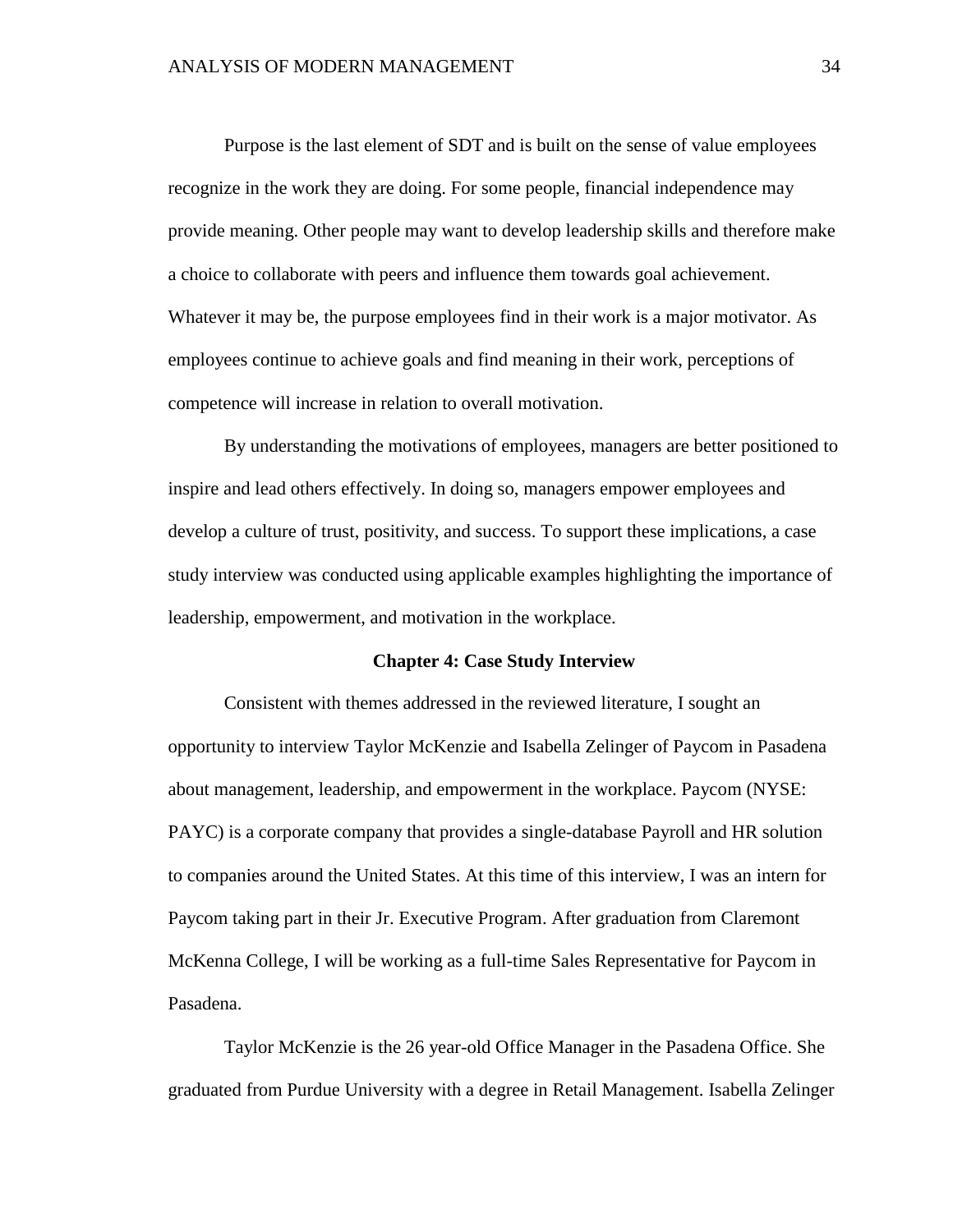Purpose is the last element of SDT and is built on the sense of value employees recognize in the work they are doing. For some people, financial independence may provide meaning. Other people may want to develop leadership skills and therefore make a choice to collaborate with peers and influence them towards goal achievement. Whatever it may be, the purpose employees find in their work is a major motivator. As employees continue to achieve goals and find meaning in their work, perceptions of competence will increase in relation to overall motivation.

By understanding the motivations of employees, managers are better positioned to inspire and lead others effectively. In doing so, managers empower employees and develop a culture of trust, positivity, and success. To support these implications, a case study interview was conducted using applicable examples highlighting the importance of leadership, empowerment, and motivation in the workplace.

## Chapter 4: Case Study Interview

Consistent with themes addressed in the reviewed literature, I sought an opportunity to interview Taylor McKenzie and Isabella Zelinger of Paycom in Pasadena about management, leadership, and empowerment in the workplace. Paycom (NYSE: PAYC) is a corporate company that provides a single-database Payroll and HR solution to companies around the United States. At this time of this interview, I was an intern for Paycom taking part in their Jr. Executive Program. After graduation from Claremont McKenna College, I will be working as a full-time Sales Representative for Paycom in Pasadena.

Taylor McKenzie is the 26 year-old Office Manager in the Pasadena Office. She graduated from Purdue University with a degree in Retail Management. Isabella Zelinger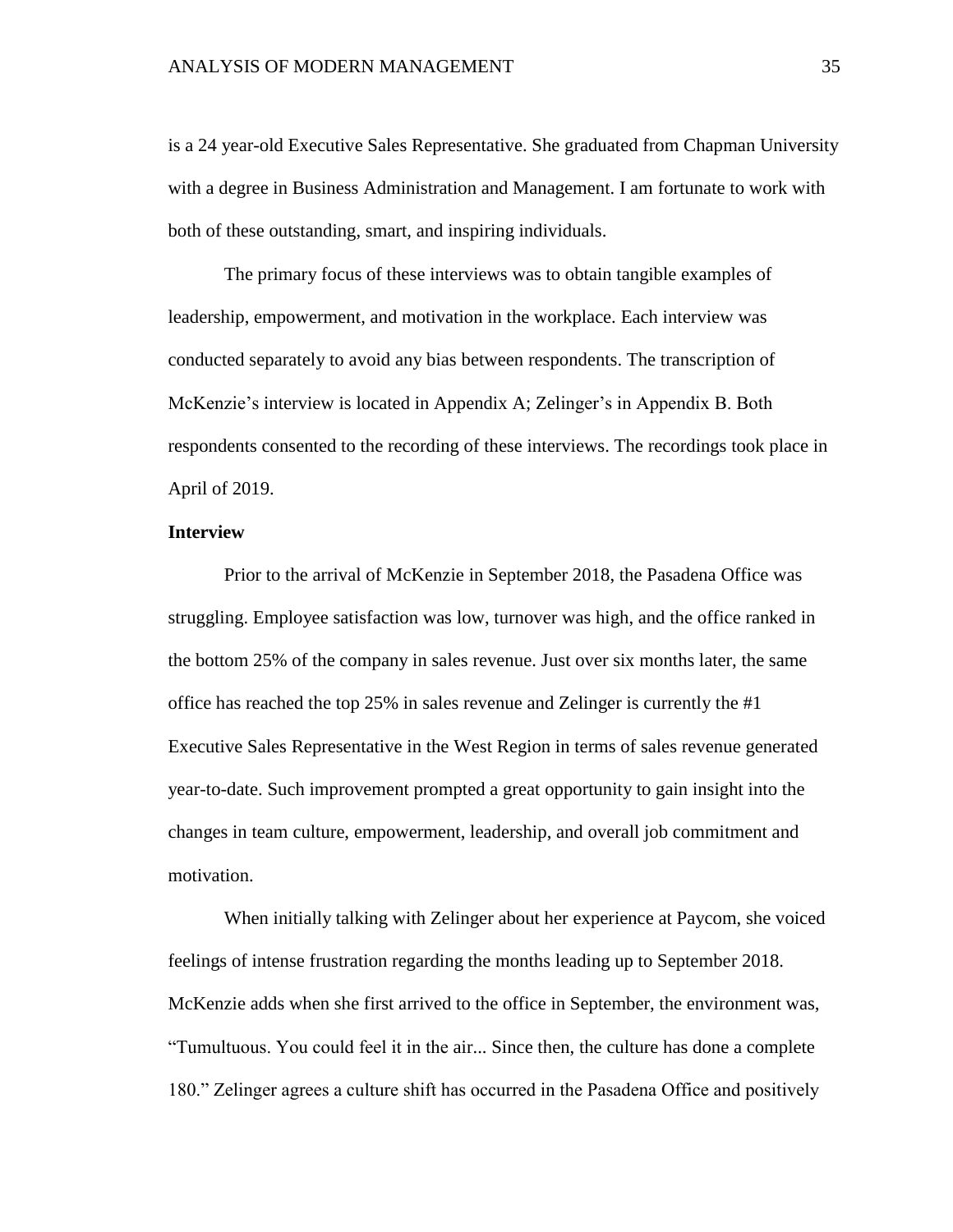is a 24 year-old Executive Sales Representative. She graduated from Chapman University with a degree in Business Administration and Management. I am fortunate to work with both of these outstanding, smart, and inspiring individuals.

The primary focus of these interviews was to obtain tangible examples of leadership, empowerment, and motivation in the workplace. Each interview was conducted separately to avoid any bias between respondents. The transcription of McKenzie's interview is located in Appendix A; Zelinger's in Appendix B. Both respondents consented to the recording of these interviews. The recordings took place in April of 2019.

**Interview**

Prior to the arrival of McKenzie in September 2018, the Pasadena Office was struggling. Employee satisfaction was low, turnover was high, and the office ranked in the bottom 25% of the company in sales revenue. Just over six months later, the same office has reached the top 25% in sales revenue and Zelinger is currently the #1 Executive Sales Representative in the West Region in terms of sales revenue generated year-to-date. Such improvement prompted a great opportunity to gain insight into the changes in team culture, empowerment, leadership, and overall job commitment and motivation.

When initially talking with Zelinger about her experience at Paycom, she voiced feelings of intense frustration regarding the months leading up to September 2018. McKenzie adds when she first arrived to the office in September, the environment was, "Tumultuous. You could feel it in the air... Since then, the culture has done a complete 180." Zelinger agrees a culture shift has occurred in the Pasadena Office and positively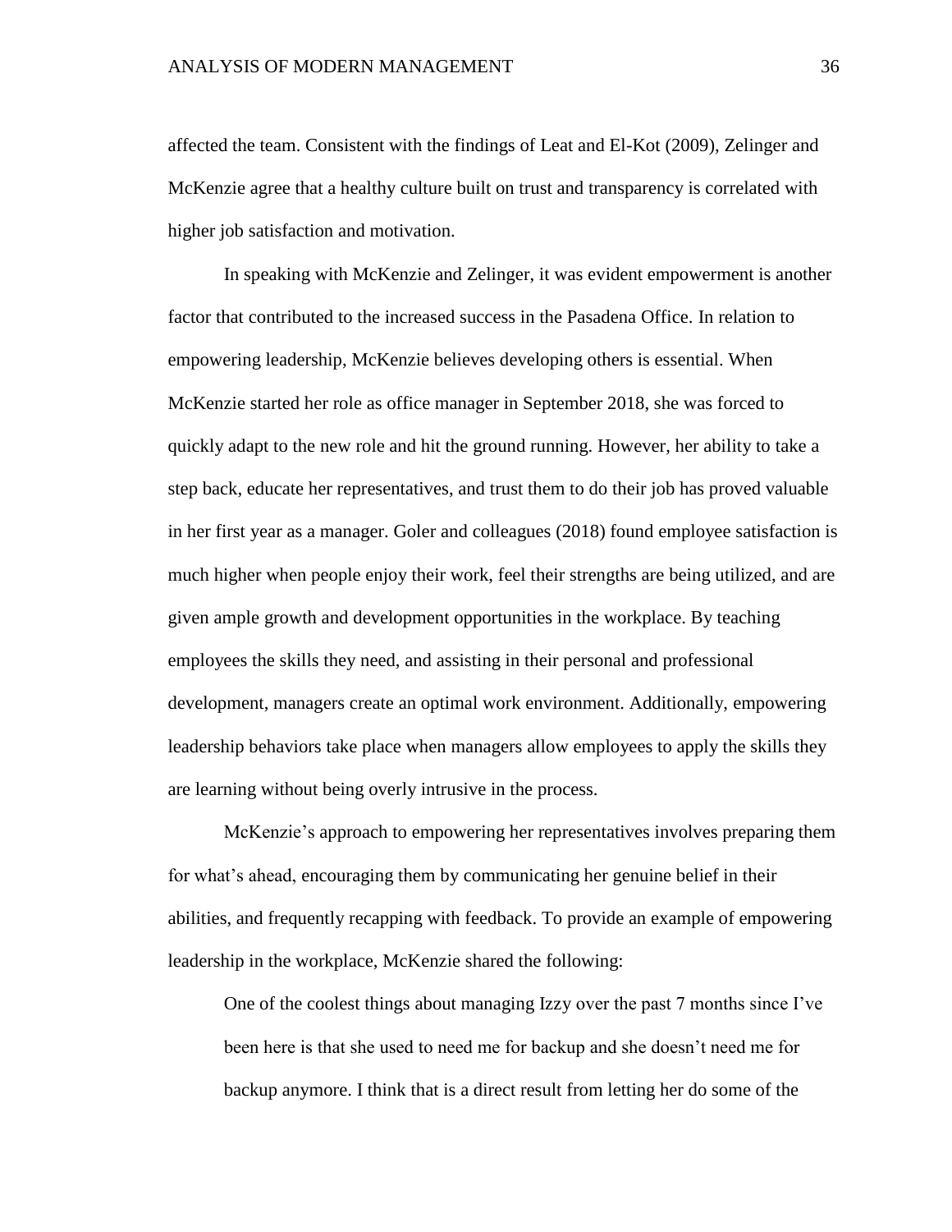affected the team. Consistent with the findings of Leat and El-Kot (2009), Zelinger and McKenzie agree that a healthy culture built on trust and transparency is correlated with higher job satisfaction and motivation.

In speaking with McKenzie and Zelinger, it was evident empowerment is another factor that contributed to the increased success in the Pasadena Office. In relation to empowering leadership, McKenzie believes developing others is essential. When McKenzie started her role as office manager in September 2018, she was forced to quickly adapt to the new role and hit the ground running. However, her ability to take a step back, educate her representatives, and trust them to do their job has proved valuable in her first year as a manager. Goler and colleagues (2018) found employee satisfaction is much higher when people enjoy their work, feel their strengths are being utilized, and are given ample growth and development opportunities in the workplace. By teaching employees the skills they need, and assisting in their personal and professional development, managers create an optimal work environment. Additionally, empowering leadership behaviors take place when managers allow employees to apply the skills they are learning without being overly intrusive in the process.

McKenzie's approach to empowering her representatives involves preparing them for what's ahead, encouraging them by communicating her genuine belief in their abilities, and frequently recapping with feedback. To provide an example of empowering leadership in the workplace, McKenzie shared the following:

> One of the coolest things about managing Izzy over the past 7 months since I've been here is that she used to need me for backup and she doesn't need me for backup anymore. I think that is a direct result from letting her do some of the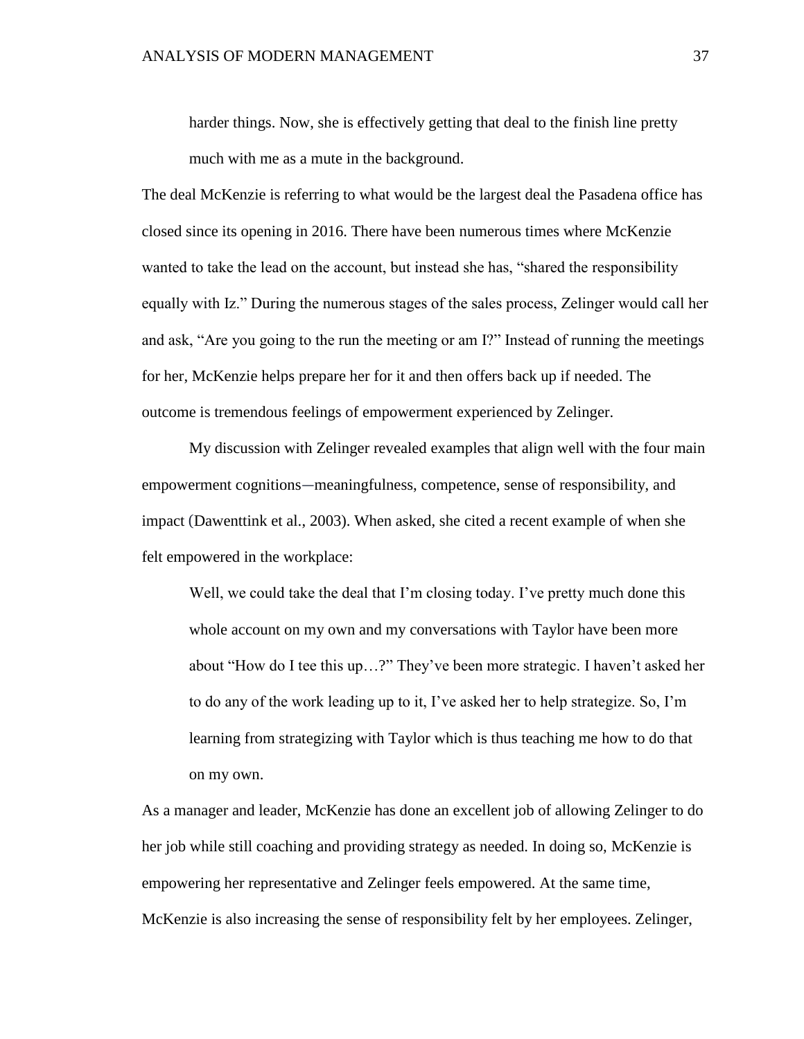> harder things. Now, she is effectively getting that deal to the finish line pretty much with me as a mute in the background.

The deal McKenzie is referring to what would be the largest deal the Pasadena office has closed since its opening in 2016. There have been numerous times where McKenzie wanted to take the lead on the account, but instead she has, "shared the responsibility equally with Iz." During the numerous stages of the sales process, Zelinger would call her and ask, "Are you going to the run the meeting or am I?" Instead of running the meetings for her, McKenzie helps prepare her for it and then offers back up if needed. The outcome is tremendous feelings of empowerment experienced by Zelinger.

My discussion with Zelinger revealed examples that align well with the four main empowerment cognitions—meaningfulness, competence, sense of responsibility, and impact (Dawenttink et al., 2003). When asked, she cited a recent example of when she felt empowered in the workplace:

> Well, we could take the deal that I'm closing today. I've pretty much done this whole account on my own and my conversations with Taylor have been more about "How do I tee this up…?" They've been more strategic. I haven't asked her to do any of the work leading up to it, I've asked her to help strategize. So, I'm learning from strategizing with Taylor which is thus teaching me how to do that on my own.

As a manager and leader, McKenzie has done an excellent job of allowing Zelinger to do her job while still coaching and providing strategy as needed. In doing so, McKenzie is empowering her representative and Zelinger feels empowered. At the same time, McKenzie is also increasing the sense of responsibility felt by her employees. Zelinger,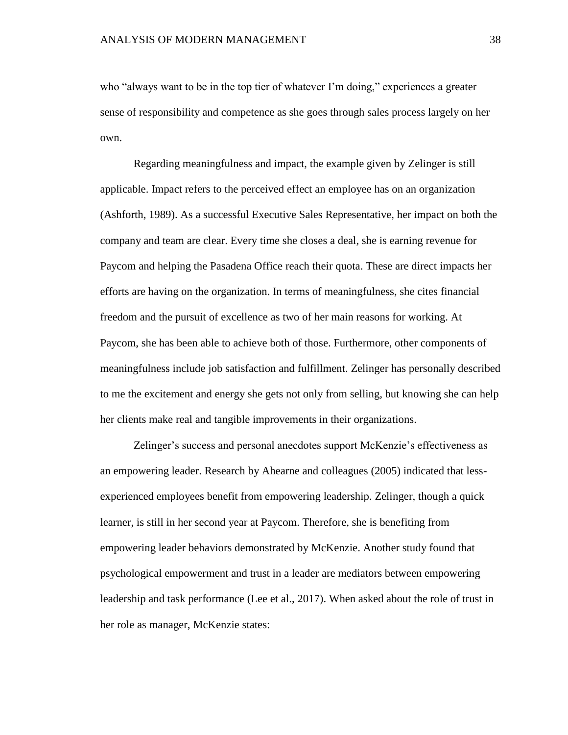who "always want to be in the top tier of whatever I'm doing," experiences a greater sense of responsibility and competence as she goes through sales process largely on her own.

Regarding meaningfulness and impact, the example given by Zelinger is still applicable. Impact refers to the perceived effect an employee has on an organization (Ashforth, 1989). As a successful Executive Sales Representative, her impact on both the company and team are clear. Every time she closes a deal, she is earning revenue for Paycom and helping the Pasadena Office reach their quota. These are direct impacts her efforts are having on the organization. In terms of meaningfulness, she cites financial freedom and the pursuit of excellence as two of her main reasons for working. At Paycom, she has been able to achieve both of those. Furthermore, other components of meaningfulness include job satisfaction and fulfillment. Zelinger has personally described to me the excitement and energy she gets not only from selling, but knowing she can help her clients make real and tangible improvements in their organizations.

Zelinger's success and personal anecdotes support McKenzie's effectiveness as an empowering leader. Research by Ahearne and colleagues (2005) indicated that less-experienced employees benefit from empowering leadership. Zelinger, though a quick learner, is still in her second year at Paycom. Therefore, she is benefiting from empowering leader behaviors demonstrated by McKenzie. Another study found that psychological empowerment and trust in a leader are mediators between empowering leadership and task performance (Lee et al., 2017). When asked about the role of trust in her role as manager, McKenzie states: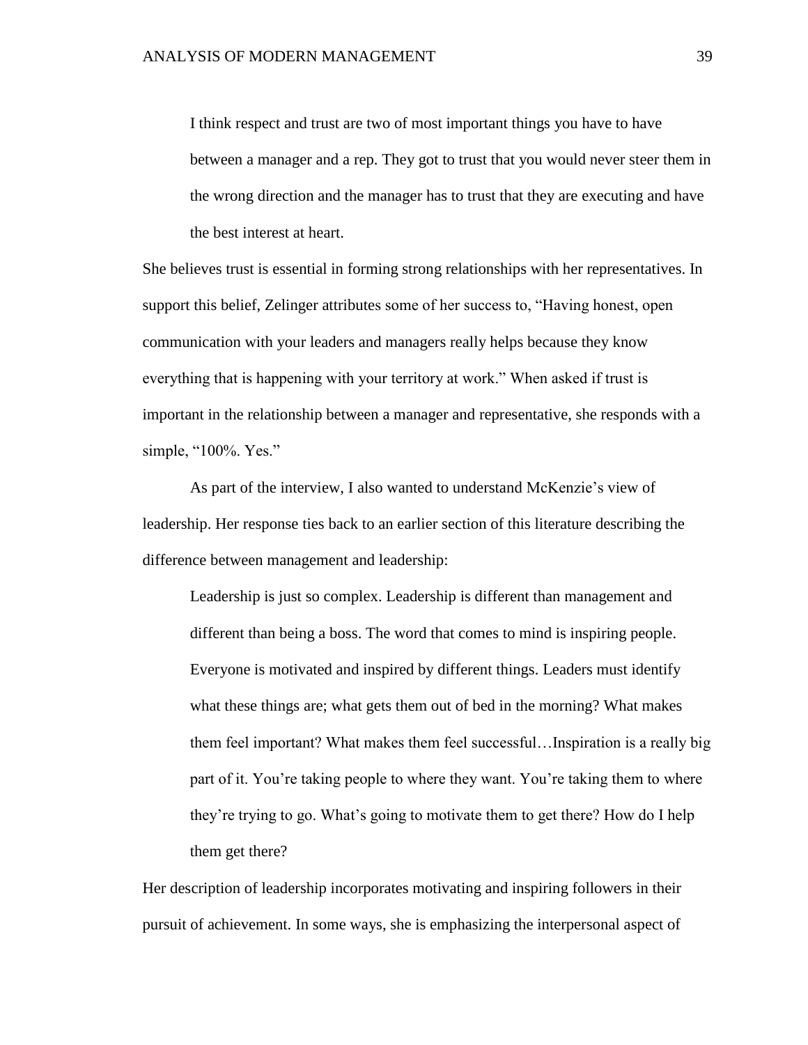> I think respect and trust are two of most important things you have to have between a manager and a rep. They got to trust that you would never steer them in the wrong direction and the manager has to trust that they are executing and have the best interest at heart.

She believes trust is essential in forming strong relationships with her representatives. In support this belief, Zelinger attributes some of her success to, "Having honest, open communication with your leaders and managers really helps because they know everything that is happening with your territory at work." When asked if trust is important in the relationship between a manager and representative, she responds with a simple, "100%. Yes."

As part of the interview, I also wanted to understand McKenzie's view of leadership. Her response ties back to an earlier section of this literature describing the difference between management and leadership:

> Leadership is just so complex. Leadership is different than management and different than being a boss. The word that comes to mind is inspiring people. Everyone is motivated and inspired by different things. Leaders must identify what these things are; what gets them out of bed in the morning? What makes them feel important? What makes them feel successful…Inspiration is a really big part of it. You're taking people to where they want. You're taking them to where they're trying to go. What's going to motivate them to get there? How do I help them get there?

Her description of leadership incorporates motivating and inspiring followers in their pursuit of achievement. In some ways, she is emphasizing the interpersonal aspect of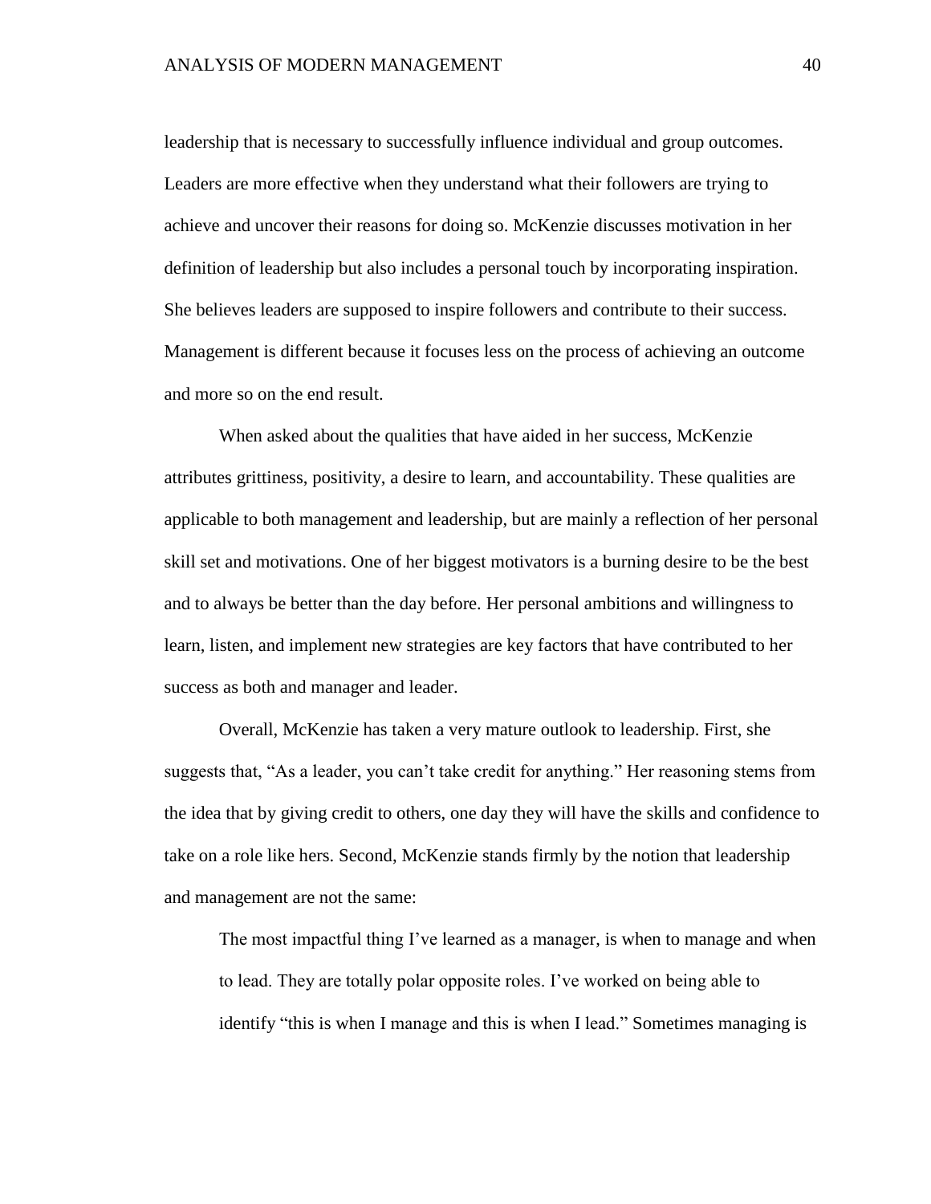leadership that is necessary to successfully influence individual and group outcomes. Leaders are more effective when they understand what their followers are trying to achieve and uncover their reasons for doing so. McKenzie discusses motivation in her definition of leadership but also includes a personal touch by incorporating inspiration. She believes leaders are supposed to inspire followers and contribute to their success. Management is different because it focuses less on the process of achieving an outcome and more so on the end result.

When asked about the qualities that have aided in her success, McKenzie attributes grittiness, positivity, a desire to learn, and accountability. These qualities are applicable to both management and leadership, but are mainly a reflection of her personal skill set and motivations. One of her biggest motivators is a burning desire to be the best and to always be better than the day before. Her personal ambitions and willingness to learn, listen, and implement new strategies are key factors that have contributed to her success as both and manager and leader.

Overall, McKenzie has taken a very mature outlook to leadership. First, she suggests that, "As a leader, you can't take credit for anything." Her reasoning stems from the idea that by giving credit to others, one day they will have the skills and confidence to take on a role like hers. Second, McKenzie stands firmly by the notion that leadership and management are not the same:

> The most impactful thing I've learned as a manager, is when to manage and when to lead. They are totally polar opposite roles. I've worked on being able to identify "this is when I manage and this is when I lead." Sometimes managing is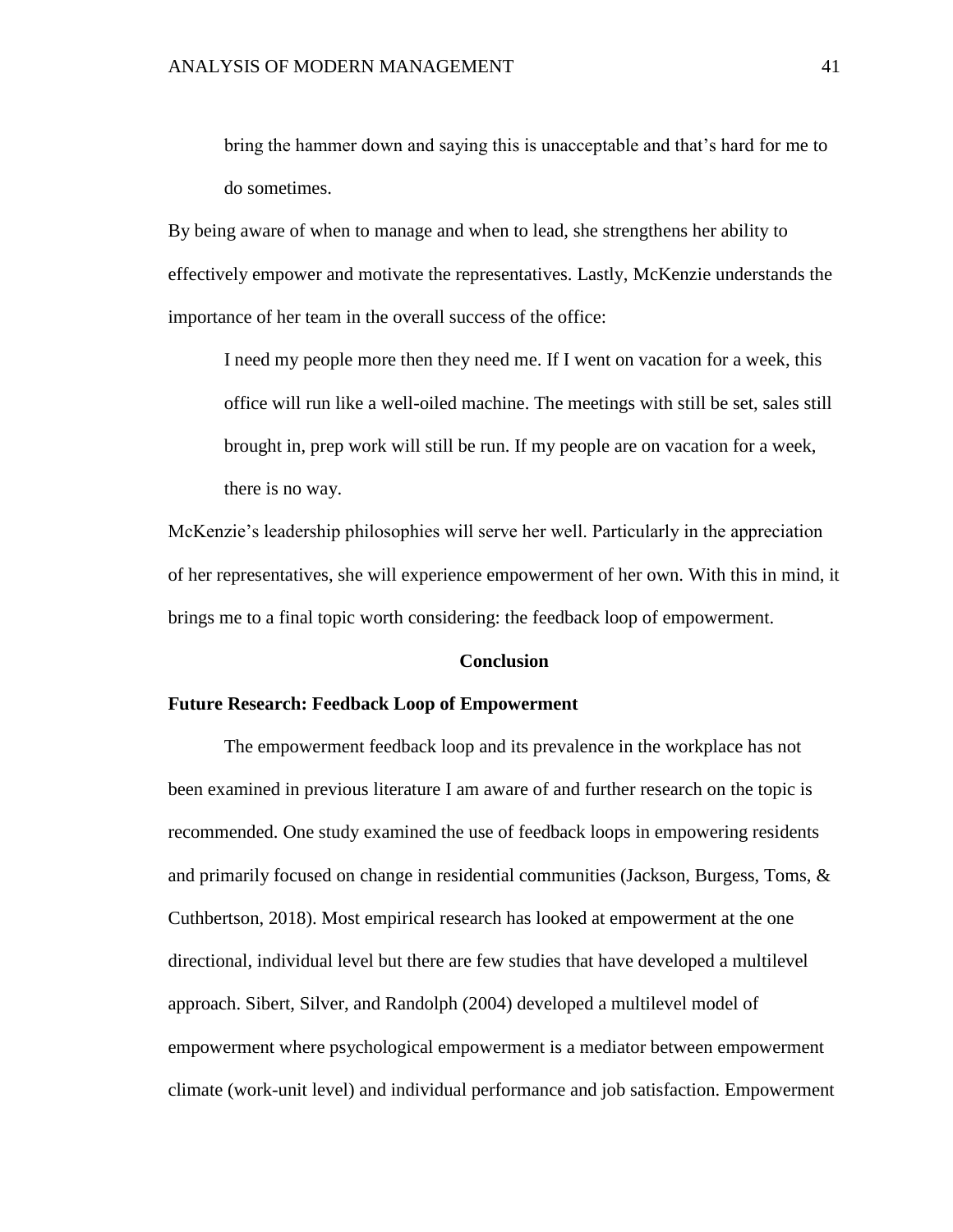> bring the hammer down and saying this is unacceptable and that's hard for me to do sometimes.

By being aware of when to manage and when to lead, she strengthens her ability to effectively empower and motivate the representatives. Lastly, McKenzie understands the importance of her team in the overall success of the office:

> I need my people more then they need me. If I went on vacation for a week, this office will run like a well-oiled machine. The meetings with still be set, sales still brought in, prep work will still be run. If my people are on vacation for a week, there is no way.

McKenzie's leadership philosophies will serve her well. Particularly in the appreciation of her representatives, she will experience empowerment of her own. With this in mind, it brings me to a final topic worth considering: the feedback loop of empowerment.

## Conclusion

### Future Research: Feedback Loop of Empowerment

The empowerment feedback loop and its prevalence in the workplace has not been examined in previous literature I am aware of and further research on the topic is recommended. One study examined the use of feedback loops in empowering residents and primarily focused on change in residential communities (Jackson, Burgess, Toms, & Cuthbertson, 2018). Most empirical research has looked at empowerment at the one directional, individual level but there are few studies that have developed a multilevel approach. Sibert, Silver, and Randolph (2004) developed a multilevel model of empowerment where psychological empowerment is a mediator between empowerment climate (work-unit level) and individual performance and job satisfaction. Empowerment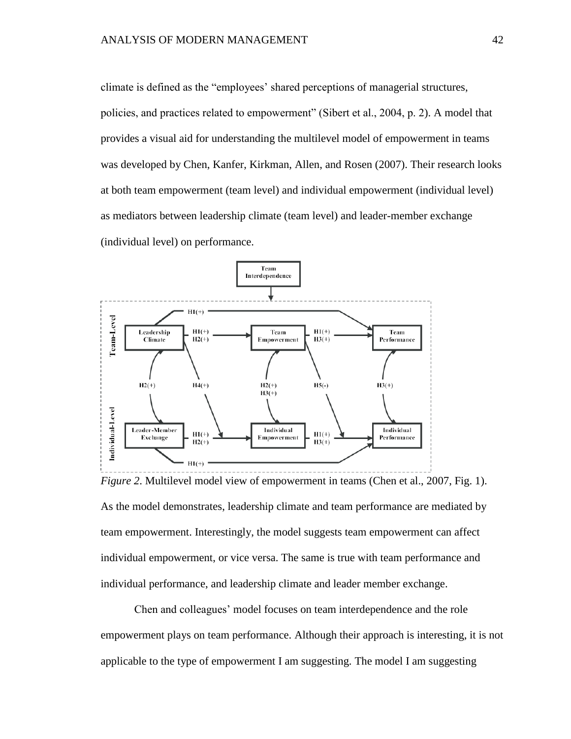climate is defined as the "employees' shared perceptions of managerial structures, policies, and practices related to empowerment" (Sibert et al., 2004, p. 2). A model that provides a visual aid for understanding the multilevel model of empowerment in teams was developed by Chen, Kanfer, Kirkman, Allen, and Rosen (2007). Their research looks at both team empowerment (team level) and individual empowerment (individual level) as mediators between leadership climate (team level) and leader-member exchange (individual level) on performance.

*Figure 2*. Multilevel model view of empowerment in teams (Chen et al., 2007, Fig. 1).

As the model demonstrates, leadership climate and team performance are mediated by team empowerment. Interestingly, the model suggests team empowerment can affect individual empowerment, or vice versa. The same is true with team performance and individual performance, and leadership climate and leader member exchange.

Chen and colleagues' model focuses on team interdependence and the role empowerment plays on team performance. Although their approach is interesting, it is not applicable to the type of empowerment I am suggesting. The model I am suggesting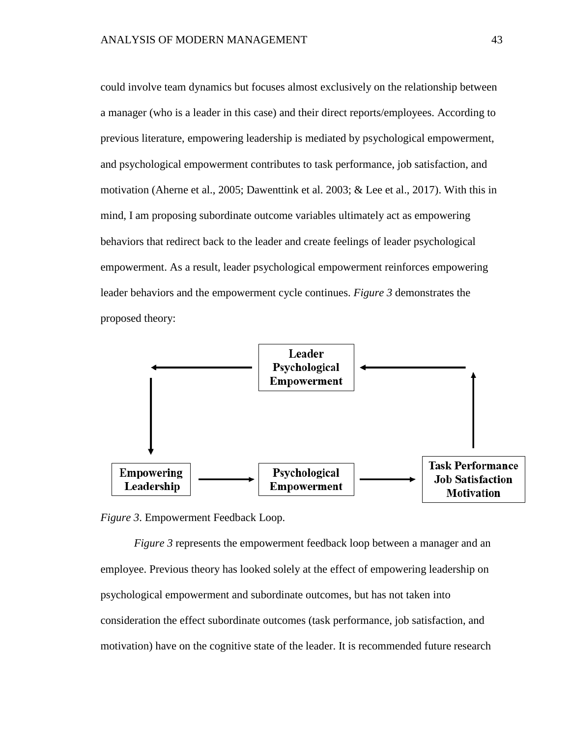could involve team dynamics but focuses almost exclusively on the relationship between a manager (who is a leader in this case) and their direct reports/employees. According to previous literature, empowering leadership is mediated by psychological empowerment, and psychological empowerment contributes to task performance, job satisfaction, and motivation (Aherne et al., 2005; Dawenttink et al. 2003; & Lee et al., 2017). With this in mind, I am proposing subordinate outcome variables ultimately act as empowering behaviors that redirect back to the leader and create feelings of leader psychological empowerment. As a result, leader psychological empowerment reinforces empowering leader behaviors and the empowerment cycle continues. *Figure 3* demonstrates the proposed theory:

**Leader Psychological Empowerment**

**Empowering Leadership** → **Psychological Empowerment** → **Task Performance Job Satisfaction Motivation**

*Figure 3*. Empowerment Feedback Loop.

*Figure 3* represents the empowerment feedback loop between a manager and an employee. Previous theory has looked solely at the effect of empowering leadership on psychological empowerment and subordinate outcomes, but has not taken into consideration the effect subordinate outcomes (task performance, job satisfaction, and motivation) have on the cognitive state of the leader. It is recommended future research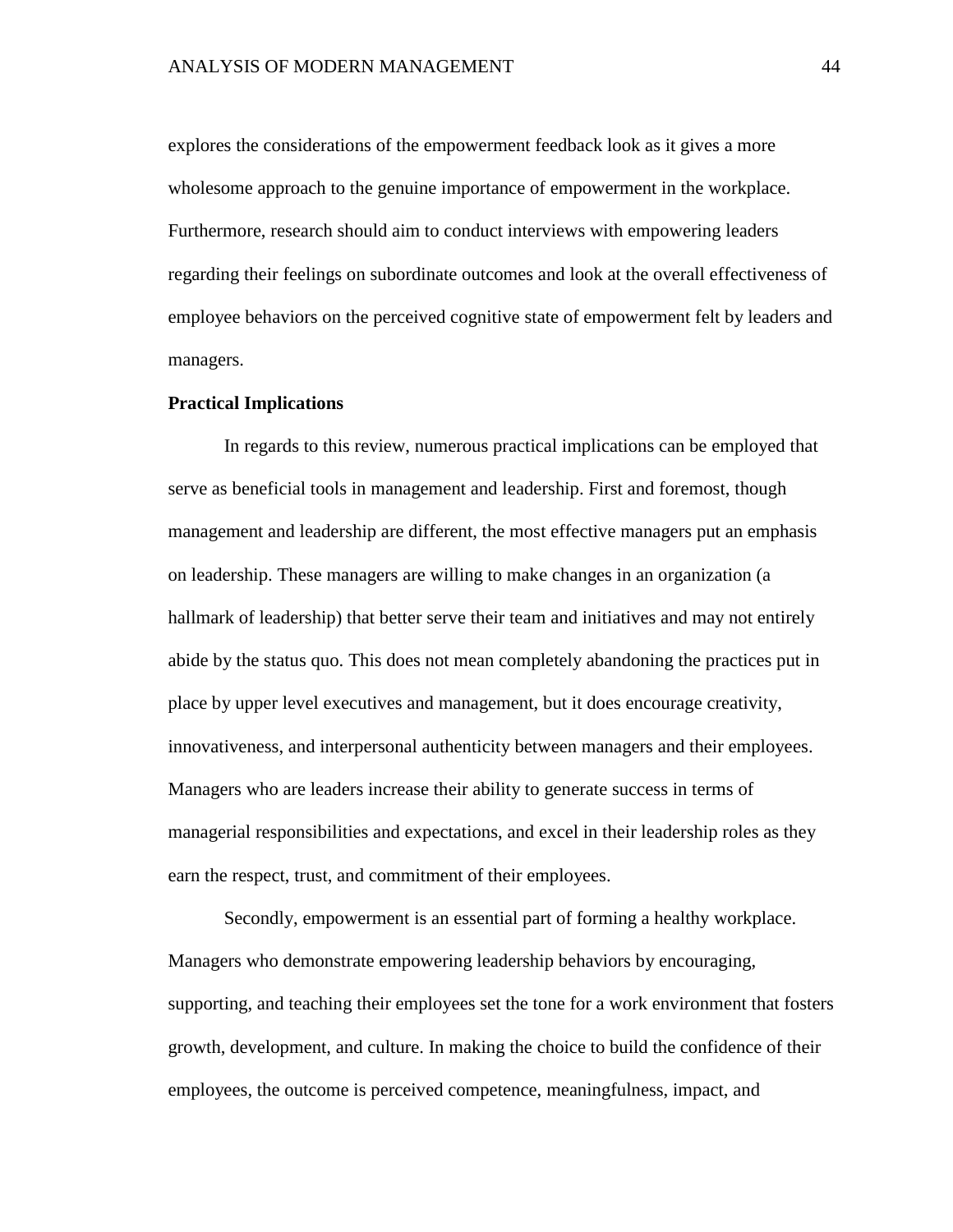explores the considerations of the empowerment feedback look as it gives a more wholesome approach to the genuine importance of empowerment in the workplace. Furthermore, research should aim to conduct interviews with empowering leaders regarding their feelings on subordinate outcomes and look at the overall effectiveness of employee behaviors on the perceived cognitive state of empowerment felt by leaders and managers.

**Practical Implications**

In regards to this review, numerous practical implications can be employed that serve as beneficial tools in management and leadership. First and foremost, though management and leadership are different, the most effective managers put an emphasis on leadership. These managers are willing to make changes in an organization (a hallmark of leadership) that better serve their team and initiatives and may not entirely abide by the status quo. This does not mean completely abandoning the practices put in place by upper level executives and management, but it does encourage creativity, innovativeness, and interpersonal authenticity between managers and their employees. Managers who are leaders increase their ability to generate success in terms of managerial responsibilities and expectations, and excel in their leadership roles as they earn the respect, trust, and commitment of their employees.

Secondly, empowerment is an essential part of forming a healthy workplace. Managers who demonstrate empowering leadership behaviors by encouraging, supporting, and teaching their employees set the tone for a work environment that fosters growth, development, and culture. In making the choice to build the confidence of their employees, the outcome is perceived competence, meaningfulness, impact, and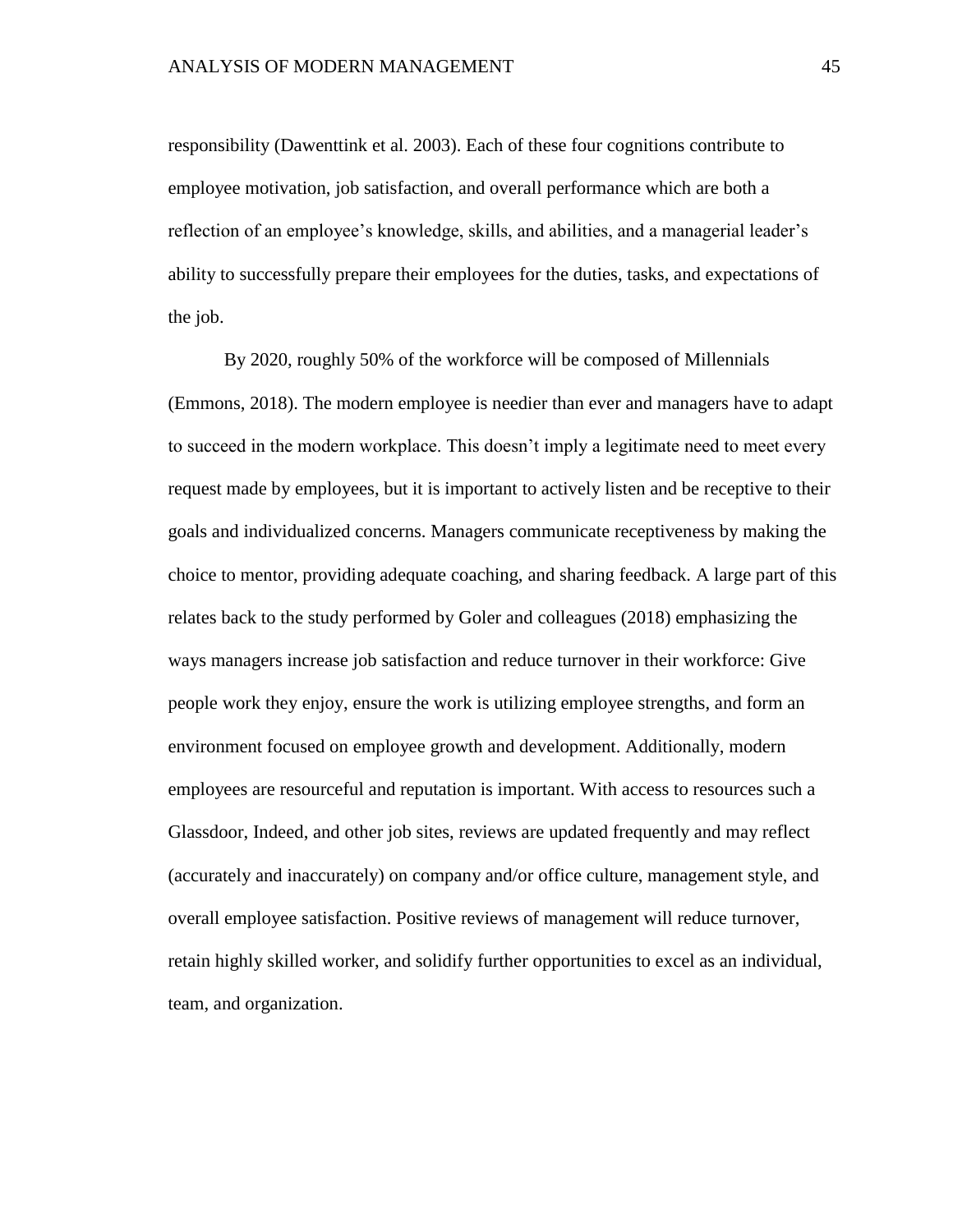responsibility (Dawenttink et al. 2003). Each of these four cognitions contribute to employee motivation, job satisfaction, and overall performance which are both a reflection of an employee's knowledge, skills, and abilities, and a managerial leader's ability to successfully prepare their employees for the duties, tasks, and expectations of the job.

By 2020, roughly 50% of the workforce will be composed of Millennials (Emmons, 2018). The modern employee is needier than ever and managers have to adapt to succeed in the modern workplace. This doesn't imply a legitimate need to meet every request made by employees, but it is important to actively listen and be receptive to their goals and individualized concerns. Managers communicate receptiveness by making the choice to mentor, providing adequate coaching, and sharing feedback. A large part of this relates back to the study performed by Goler and colleagues (2018) emphasizing the ways managers increase job satisfaction and reduce turnover in their workforce: Give people work they enjoy, ensure the work is utilizing employee strengths, and form an environment focused on employee growth and development. Additionally, modern employees are resourceful and reputation is important. With access to resources such a Glassdoor, Indeed, and other job sites, reviews are updated frequently and may reflect (accurately and inaccurately) on company and/or office culture, management style, and overall employee satisfaction. Positive reviews of management will reduce turnover, retain highly skilled worker, and solidify further opportunities to excel as an individual, team, and organization.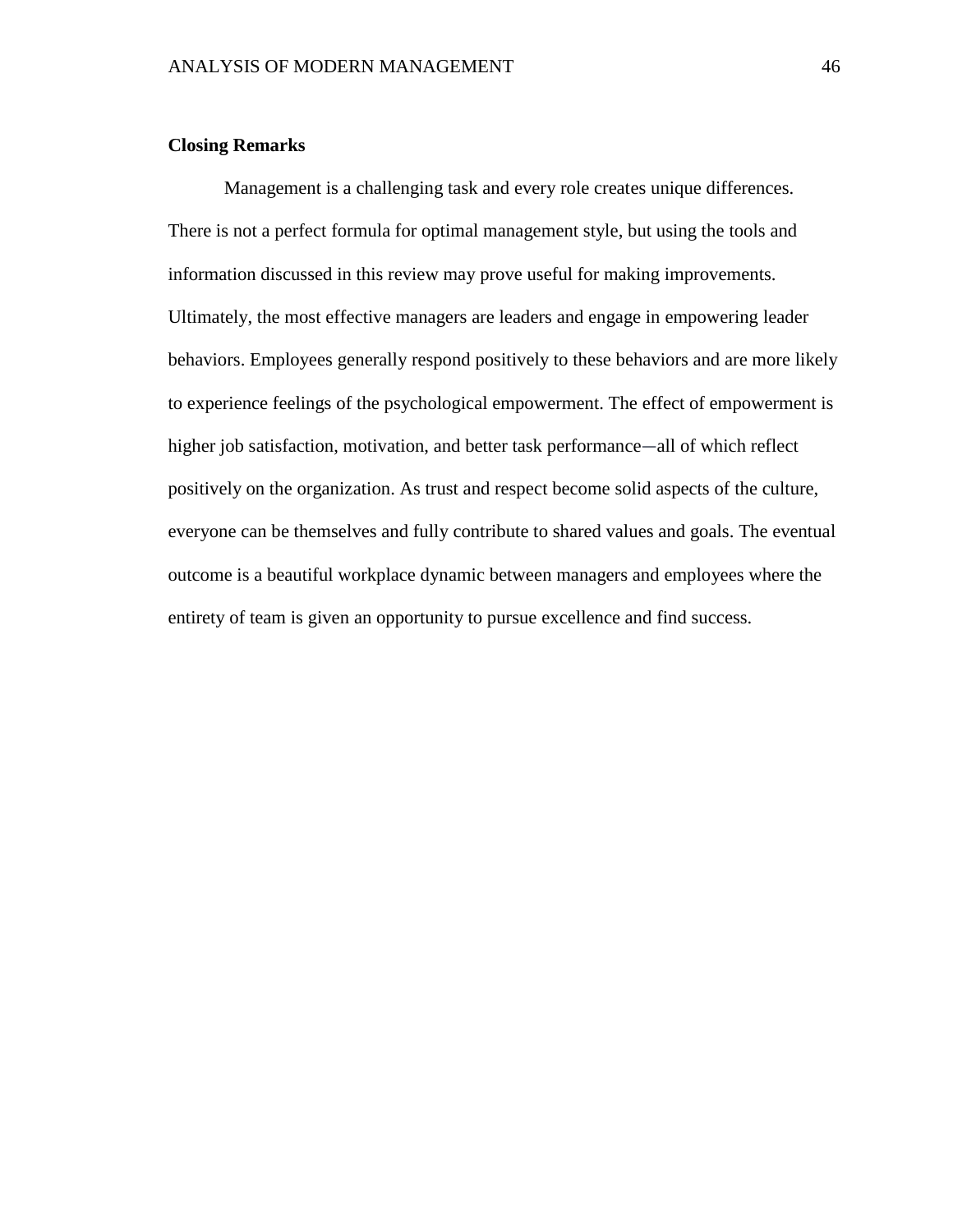## Closing Remarks

Management is a challenging task and every role creates unique differences. There is not a perfect formula for optimal management style, but using the tools and information discussed in this review may prove useful for making improvements. Ultimately, the most effective managers are leaders and engage in empowering leader behaviors. Employees generally respond positively to these behaviors and are more likely to experience feelings of the psychological empowerment. The effect of empowerment is higher job satisfaction, motivation, and better task performance—all of which reflect positively on the organization. As trust and respect become solid aspects of the culture, everyone can be themselves and fully contribute to shared values and goals. The eventual outcome is a beautiful workplace dynamic between managers and employees where the entirety of team is given an opportunity to pursue excellence and find success.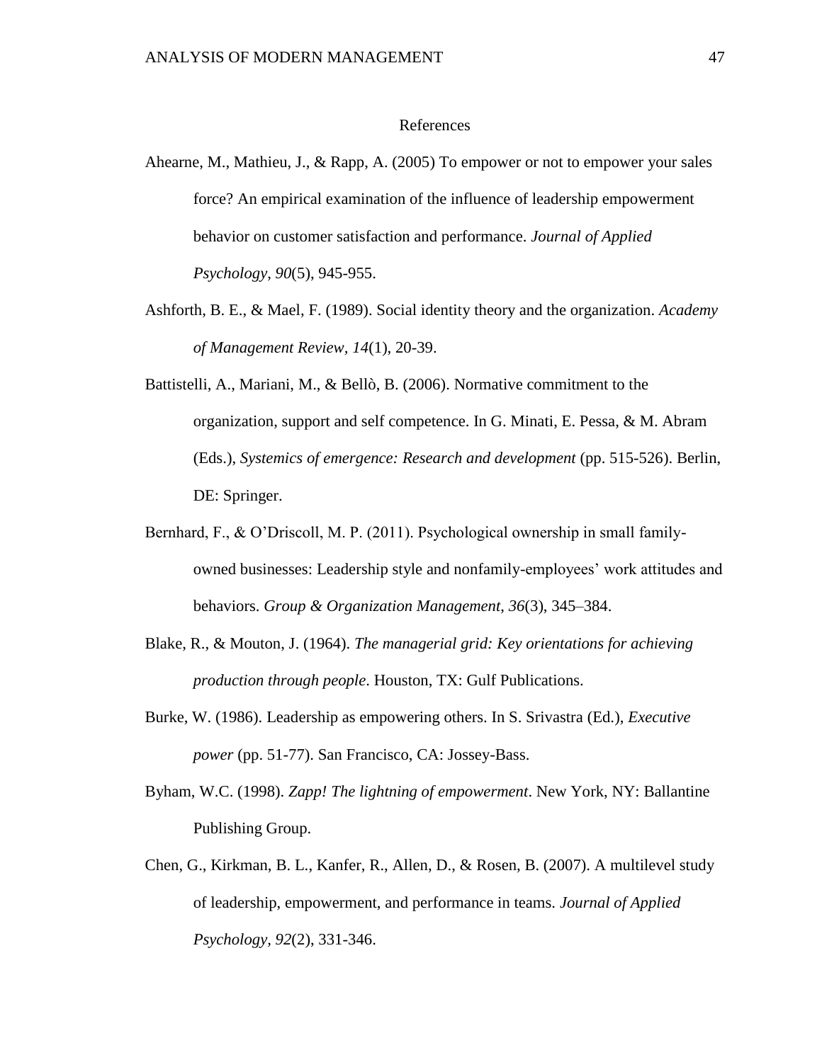# References

Ahearne, M., Mathieu, J., & Rapp, A. (2005) To empower or not to empower your sales force? An empirical examination of the influence of leadership empowerment behavior on customer satisfaction and performance. *Journal of Applied Psychology*, *90*(5), 945-955.

Ashforth, B. E., & Mael, F. (1989). Social identity theory and the organization. *Academy of Management Review*, *14*(1), 20-39.

Battistelli, A., Mariani, M., & Bellò, B. (2006). Normative commitment to the organization, support and self competence. In G. Minati, E. Pessa, & M. Abram (Eds.), *Systemics of emergence: Research and development* (pp. 515-526). Berlin, DE: Springer.

Bernhard, F., & O'Driscoll, M. P. (2011). Psychological ownership in small family-owned businesses: Leadership style and nonfamily-employees' work attitudes and behaviors. *Group & Organization Management*, *36*(3), 345–384.

Blake, R., & Mouton, J. (1964). *The managerial grid: Key orientations for achieving production through people*. Houston, TX: Gulf Publications.

Burke, W. (1986). Leadership as empowering others. In S. Srivastra (Ed.), *Executive power* (pp. 51-77). San Francisco, CA: Jossey-Bass.

Byham, W.C. (1998). *Zapp! The lightning of empowerment*. New York, NY: Ballantine Publishing Group.

Chen, G., Kirkman, B. L., Kanfer, R., Allen, D., & Rosen, B. (2007). A multilevel study of leadership, empowerment, and performance in teams. *Journal of Applied Psychology*, *92*(2), 331-346.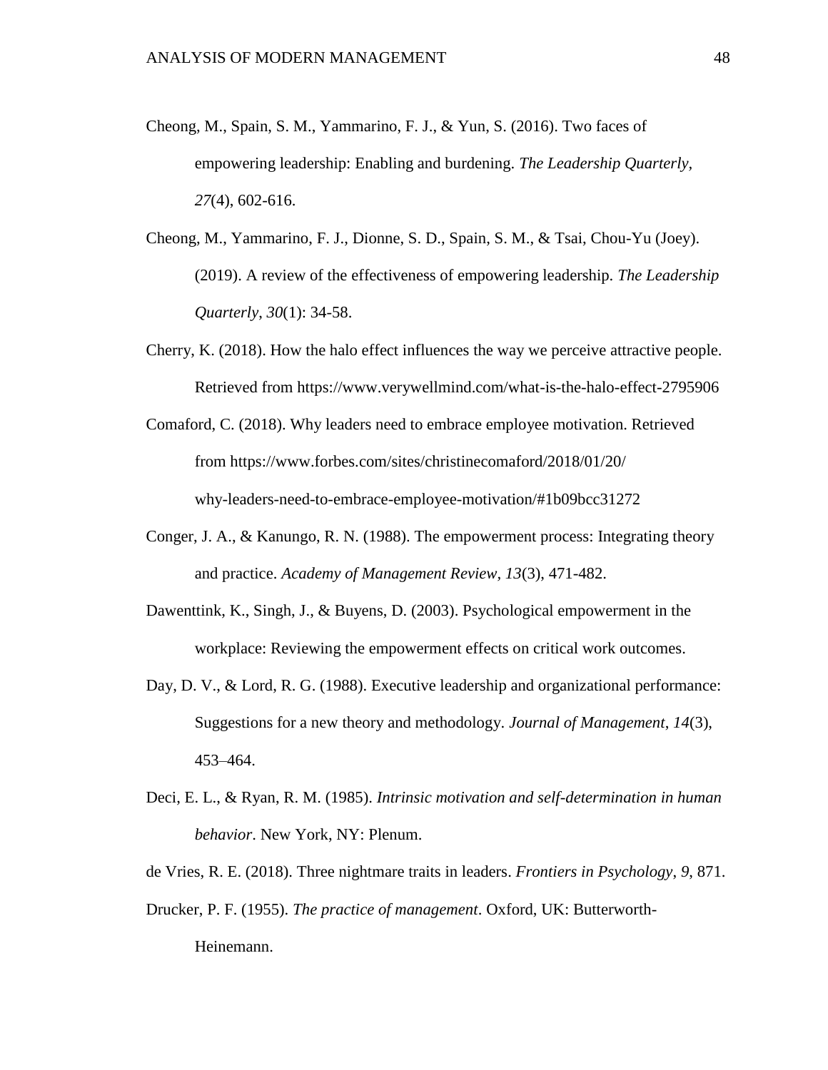Cheong, M., Spain, S. M., Yammarino, F. J., & Yun, S. (2016). Two faces of empowering leadership: Enabling and burdening. *The Leadership Quarterly*, *27*(4), 602-616.

Cheong, M., Yammarino, F. J., Dionne, S. D., Spain, S. M., & Tsai, Chou-Yu (Joey). (2019). A review of the effectiveness of empowering leadership. *The Leadership Quarterly*, *30*(1): 34-58.

Cherry, K. (2018). How the halo effect influences the way we perceive attractive people. Retrieved from https://www.verywellmind.com/what-is-the-halo-effect-2795906

Comaford, C. (2018). Why leaders need to embrace employee motivation. Retrieved from https://www.forbes.com/sites/christinecomaford/2018/01/20/why-leaders-need-to-embrace-employee-motivation/#1b09bcc31272

Conger, J. A., & Kanungo, R. N. (1988). The empowerment process: Integrating theory and practice. *Academy of Management Review*, *13*(3), 471-482.

Dawenttink, K., Singh, J., & Buyens, D. (2003). Psychological empowerment in the workplace: Reviewing the empowerment effects on critical work outcomes.

Day, D. V., & Lord, R. G. (1988). Executive leadership and organizational performance: Suggestions for a new theory and methodology. *Journal of Management*, *14*(3), 453–464.

Deci, E. L., & Ryan, R. M. (1985). *Intrinsic motivation and self-determination in human behavior*. New York, NY: Plenum.

de Vries, R. E. (2018). Three nightmare traits in leaders. *Frontiers in Psychology*, *9*, 871.

Drucker, P. F. (1955). *The practice of management*. Oxford, UK: Butterworth-Heinemann.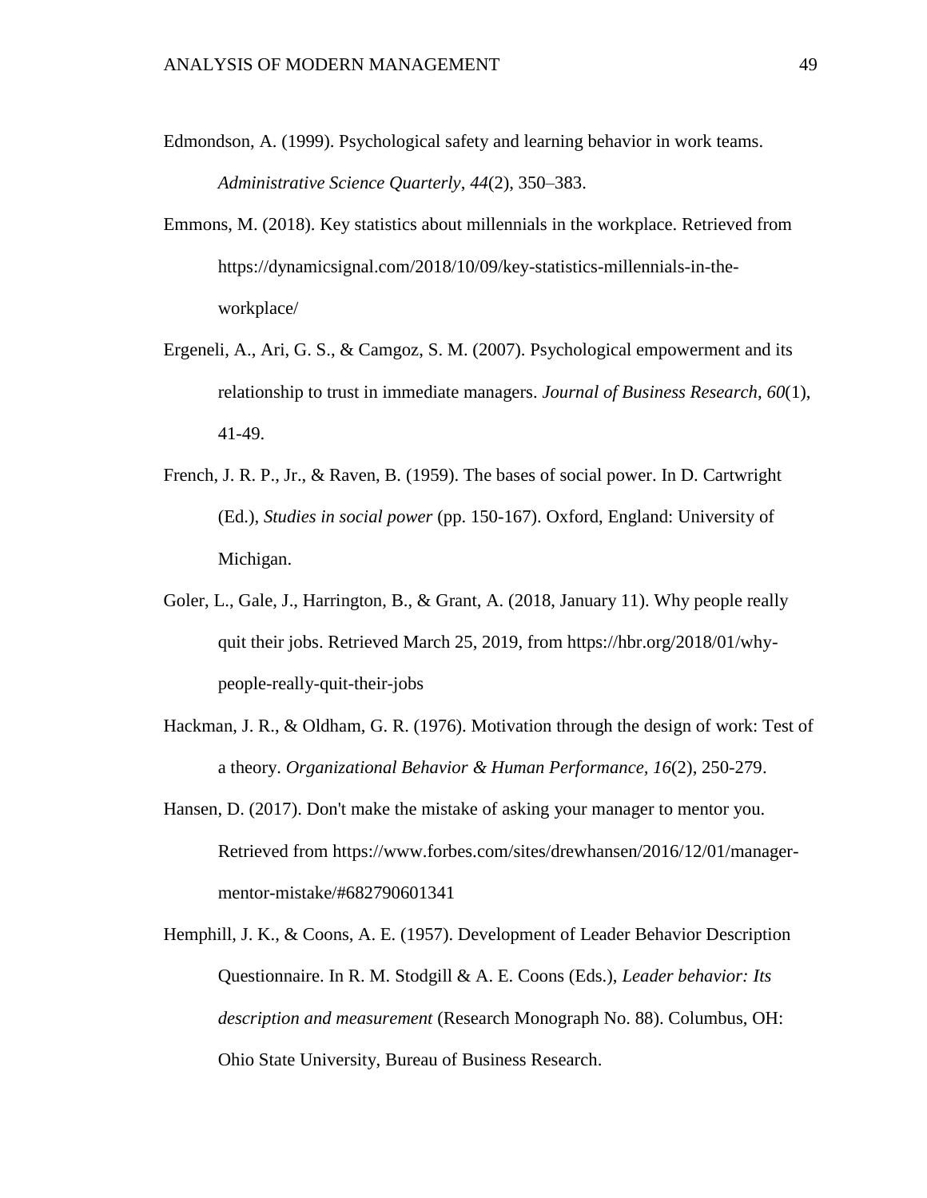Edmondson, A. (1999). Psychological safety and learning behavior in work teams. *Administrative Science Quarterly*, *44*(2), 350–383.

Emmons, M. (2018). Key statistics about millennials in the workplace. Retrieved from https://dynamicsignal.com/2018/10/09/key-statistics-millennials-in-the-workplace/

Ergeneli, A., Ari, G. S., & Camgoz, S. M. (2007). Psychological empowerment and its relationship to trust in immediate managers. *Journal of Business Research*, *60*(1), 41-49.

French, J. R. P., Jr., & Raven, B. (1959). The bases of social power. In D. Cartwright (Ed.), *Studies in social power* (pp. 150-167). Oxford, England: University of Michigan.

Goler, L., Gale, J., Harrington, B., & Grant, A. (2018, January 11). Why people really quit their jobs. Retrieved March 25, 2019, from https://hbr.org/2018/01/why-people-really-quit-their-jobs

Hackman, J. R., & Oldham, G. R. (1976). Motivation through the design of work: Test of a theory. *Organizational Behavior & Human Performance, 16*(2), 250-279.

Hansen, D. (2017). Don't make the mistake of asking your manager to mentor you. Retrieved from https://www.forbes.com/sites/drewhansen/2016/12/01/manager-mentor-mistake/#682790601341

Hemphill, J. K., & Coons, A. E. (1957). Development of Leader Behavior Description Questionnaire. In R. M. Stodgill & A. E. Coons (Eds.), *Leader behavior: Its description and measurement* (Research Monograph No. 88). Columbus, OH: Ohio State University, Bureau of Business Research.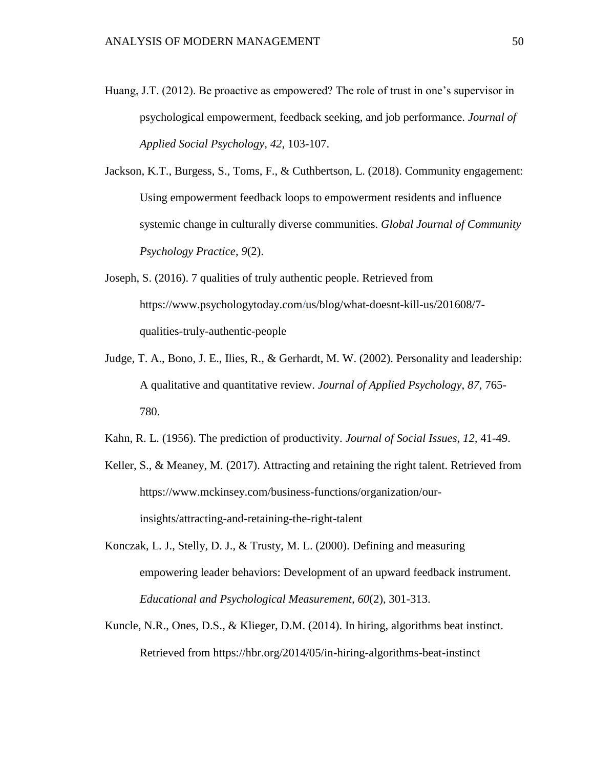Huang, J.T. (2012). Be proactive as empowered? The role of trust in one's supervisor in psychological empowerment, feedback seeking, and job performance. *Journal of Applied Social Psychology*, *42*, 103-107.

Jackson, K.T., Burgess, S., Toms, F., & Cuthbertson, L. (2018). Community engagement: Using empowerment feedback loops to empowerment residents and influence systemic change in culturally diverse communities. *Global Journal of Community Psychology Practice*, *9*(2).

Joseph, S. (2016). 7 qualities of truly authentic people. Retrieved from https://www.psychologytoday.com/us/blog/what-doesnt-kill-us/201608/7-qualities-truly-authentic-people

Judge, T. A., Bono, J. E., Ilies, R., & Gerhardt, M. W. (2002). Personality and leadership: A qualitative and quantitative review. *Journal of Applied Psychology*, *87*, 765-780.

Kahn, R. L. (1956). The prediction of productivity. *Journal of Social Issues, 12*, 41-49.

Keller, S., & Meaney, M. (2017). Attracting and retaining the right talent. Retrieved from https://www.mckinsey.com/business-functions/organization/our-insights/attracting-and-retaining-the-right-talent

Konczak, L. J., Stelly, D. J., & Trusty, M. L. (2000). Defining and measuring empowering leader behaviors: Development of an upward feedback instrument. *Educational and Psychological Measurement, 60*(2), 301-313.

Kuncle, N.R., Ones, D.S., & Klieger, D.M. (2014). In hiring, algorithms beat instinct. Retrieved from https://hbr.org/2014/05/in-hiring-algorithms-beat-instinct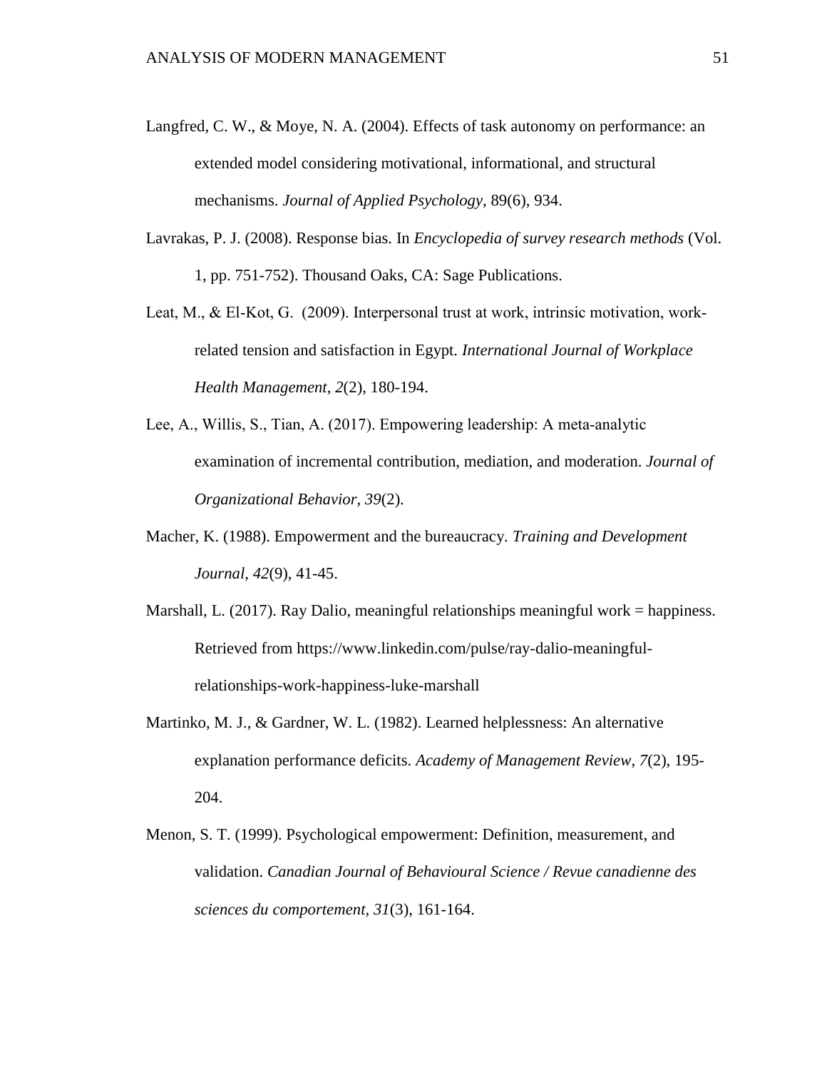Langfred, C. W., & Moye, N. A. (2004). Effects of task autonomy on performance: an extended model considering motivational, informational, and structural mechanisms. *Journal of Applied Psychology*, 89(6), 934.

Lavrakas, P. J. (2008). Response bias. In *Encyclopedia of survey research methods* (Vol. 1, pp. 751-752). Thousand Oaks, CA: Sage Publications.

Leat, M., & El-Kot, G. (2009). Interpersonal trust at work, intrinsic motivation, work-related tension and satisfaction in Egypt. *International Journal of Workplace Health Management*, *2*(2), 180-194.

Lee, A., Willis, S., Tian, A. (2017). Empowering leadership: A meta-analytic examination of incremental contribution, mediation, and moderation. *Journal of Organizational Behavior, 39*(2).

Macher, K. (1988). Empowerment and the bureaucracy. *Training and Development Journal*, *42*(9), 41-45.

Marshall, L. (2017). Ray Dalio, meaningful relationships meaningful work = happiness. Retrieved from https://www.linkedin.com/pulse/ray-dalio-meaningful-relationships-work-happiness-luke-marshall

Martinko, M. J., & Gardner, W. L. (1982). Learned helplessness: An alternative explanation performance deficits. *Academy of Management Review*, *7*(2), 195-204.

Menon, S. T. (1999). Psychological empowerment: Definition, measurement, and validation. *Canadian Journal of Behavioural Science / Revue canadienne des sciences du comportement, 31*(3), 161-164.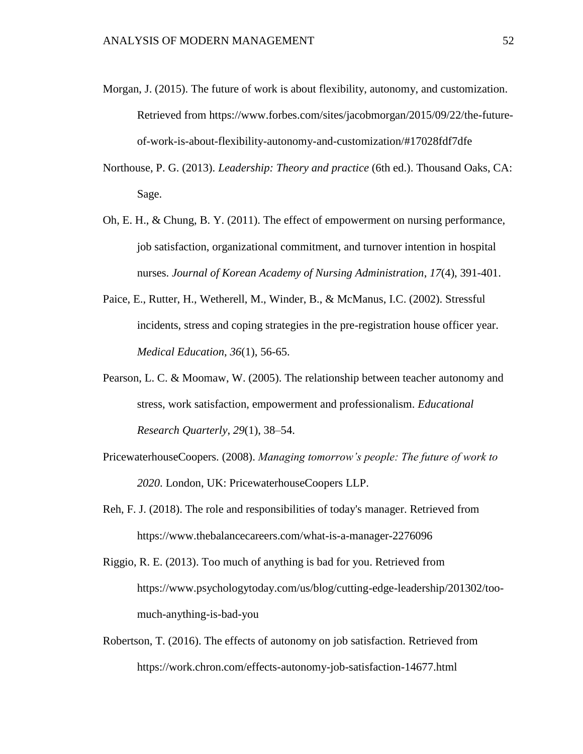Morgan, J. (2015). The future of work is about flexibility, autonomy, and customization. Retrieved from https://www.forbes.com/sites/jacobmorgan/2015/09/22/the-future-of-work-is-about-flexibility-autonomy-and-customization/#17028fdf7dfe

Northouse, P. G. (2013). *Leadership: Theory and practice* (6th ed.). Thousand Oaks, CA: Sage.

Oh, E. H., & Chung, B. Y. (2011). The effect of empowerment on nursing performance, job satisfaction, organizational commitment, and turnover intention in hospital nurses. *Journal of Korean Academy of Nursing Administration*, *17*(4), 391-401.

Paice, E., Rutter, H., Wetherell, M., Winder, B., & McManus, I.C. (2002). Stressful incidents, stress and coping strategies in the pre-registration house officer year. *Medical Education, 36*(1), 56-65.

Pearson, L. C. & Moomaw, W. (2005). The relationship between teacher autonomy and stress, work satisfaction, empowerment and professionalism. *Educational Research Quarterly*, *29*(1), 38–54.

PricewaterhouseCoopers. (2008). *Managing tomorrow's people: The future of work to 2020*. London, UK: PricewaterhouseCoopers LLP.

Reh, F. J. (2018). The role and responsibilities of today's manager. Retrieved from https://www.thebalancecareers.com/what-is-a-manager-2276096

Riggio, R. E. (2013). Too much of anything is bad for you. Retrieved from https://www.psychologytoday.com/us/blog/cutting-edge-leadership/201302/too-much-anything-is-bad-you

Robertson, T. (2016). The effects of autonomy on job satisfaction. Retrieved from https://work.chron.com/effects-autonomy-job-satisfaction-14677.html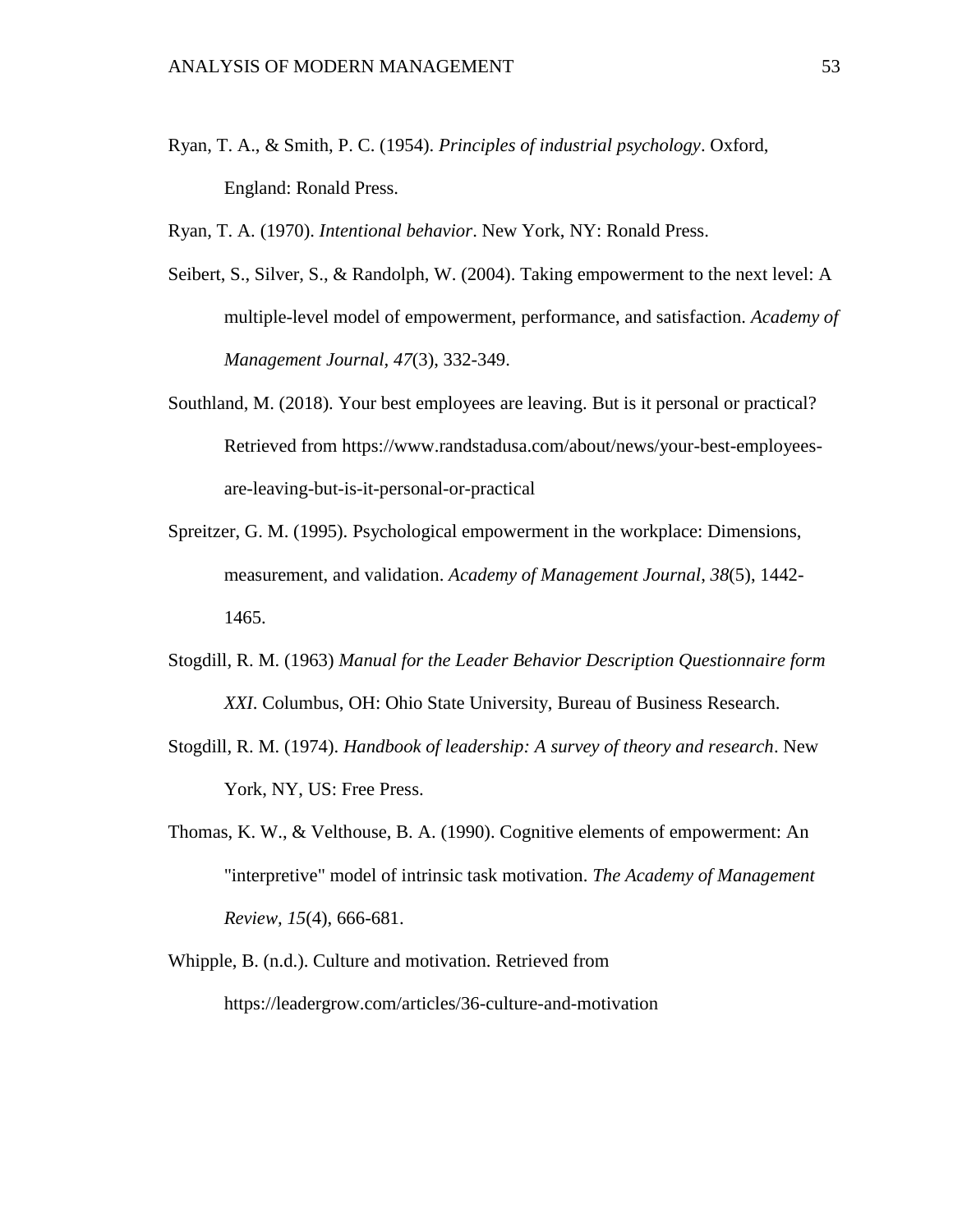Ryan, T. A., & Smith, P. C. (1954). *Principles of industrial psychology*. Oxford, England: Ronald Press.

Ryan, T. A. (1970). *Intentional behavior*. New York, NY: Ronald Press.

Seibert, S., Silver, S., & Randolph, W. (2004). Taking empowerment to the next level: A multiple-level model of empowerment, performance, and satisfaction. *Academy of Management Journal, 47*(3), 332-349.

Southland, M. (2018). Your best employees are leaving. But is it personal or practical? Retrieved from https://www.randstadusa.com/about/news/your-best-employees-are-leaving-but-is-it-personal-or-practical

Spreitzer, G. M. (1995). Psychological empowerment in the workplace: Dimensions, measurement, and validation. *Academy of Management Journal*, *38*(5), 1442-1465.

Stogdill, R. M. (1963) *Manual for the Leader Behavior Description Questionnaire form XXI*. Columbus, OH: Ohio State University, Bureau of Business Research.

Stogdill, R. M. (1974). *Handbook of leadership: A survey of theory and research*. New York, NY, US: Free Press.

Thomas, K. W., & Velthouse, B. A. (1990). Cognitive elements of empowerment: An "interpretive" model of intrinsic task motivation. *The Academy of Management Review*, *15*(4), 666-681.

Whipple, B. (n.d.). Culture and motivation. Retrieved from https://leadergrow.com/articles/36-culture-and-motivation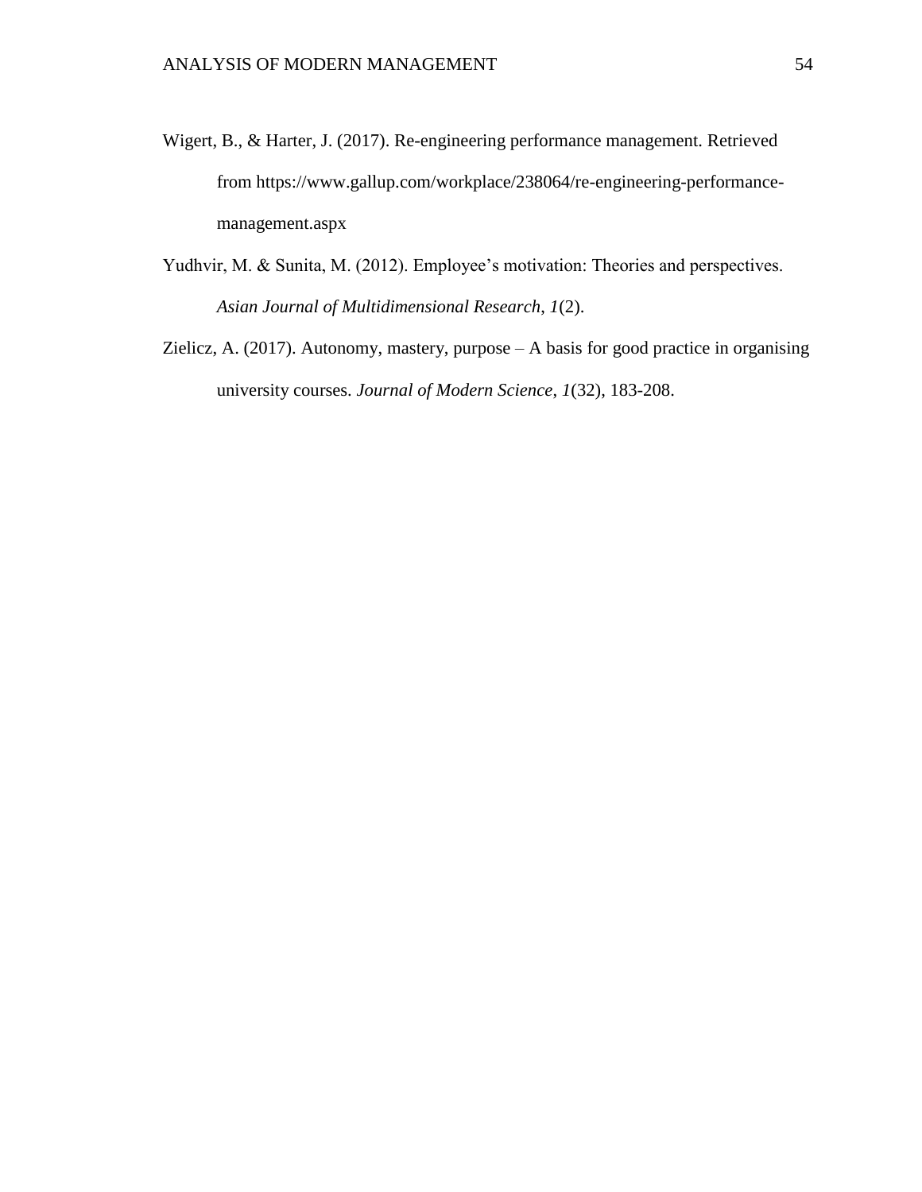Wigert, B., & Harter, J. (2017). Re-engineering performance management. Retrieved from https://www.gallup.com/workplace/238064/re-engineering-performance-management.aspx

Yudhvir, M. & Sunita, M. (2012). Employee's motivation: Theories and perspectives. *Asian Journal of Multidimensional Research*, *1*(2).

Zielicz, A. (2017). Autonomy, mastery, purpose – A basis for good practice in organising university courses. *Journal of Modern Science*, *1*(32), 183-208.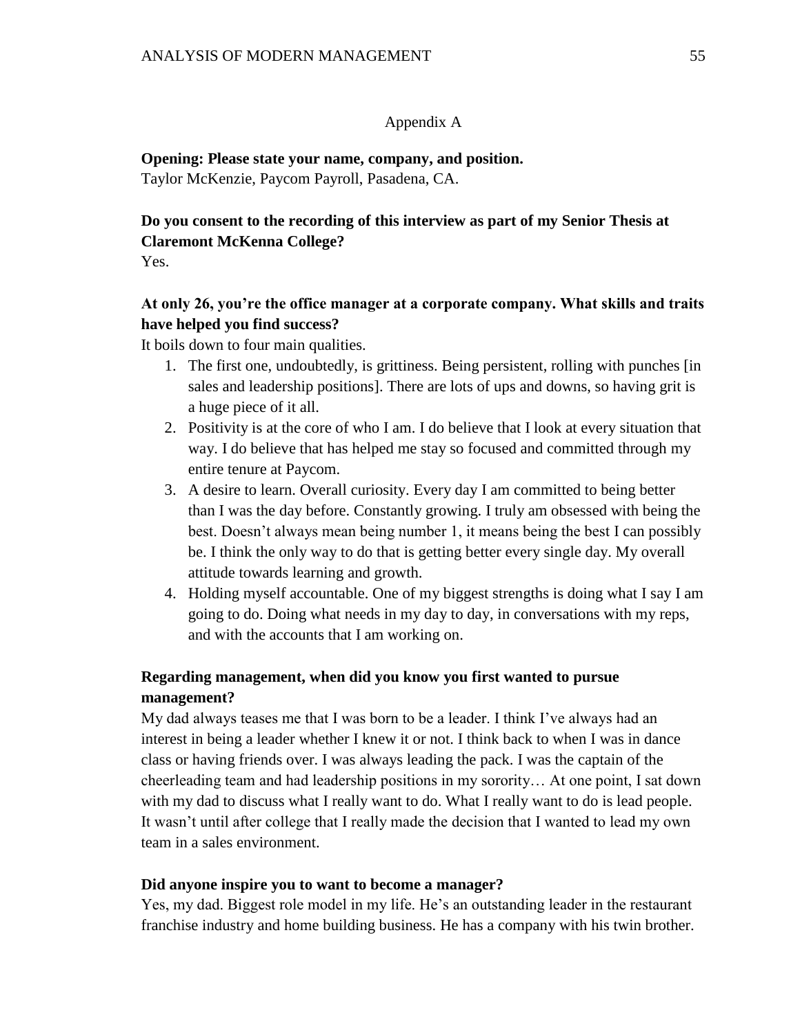## Appendix A

**Opening: Please state your name, company, and position.**
Taylor McKenzie, Paycom Payroll, Pasadena, CA.

**Do you consent to the recording of this interview as part of my Senior Thesis at Claremont McKenna College?**
Yes.

**At only 26, you're the office manager at a corporate company. What skills and traits have helped you find success?**
It boils down to four main qualities.

1. The first one, undoubtedly, is grittiness. Being persistent, rolling with punches [in sales and leadership positions]. There are lots of ups and downs, so having grit is a huge piece of it all.
2. Positivity is at the core of who I am. I do believe that I look at every situation that way. I do believe that has helped me stay so focused and committed through my entire tenure at Paycom.
3. A desire to learn. Overall curiosity. Every day I am committed to being better than I was the day before. Constantly growing. I truly am obsessed with being the best. Doesn't always mean being number 1, it means being the best I can possibly be. I think the only way to do that is getting better every single day. My overall attitude towards learning and growth.
4. Holding myself accountable. One of my biggest strengths is doing what I say I am going to do. Doing what needs in my day to day, in conversations with my reps, and with the accounts that I am working on.

**Regarding management, when did you know you first wanted to pursue management?**
My dad always teases me that I was born to be a leader. I think I've always had an interest in being a leader whether I knew it or not. I think back to when I was in dance class or having friends over. I was always leading the pack. I was the captain of the cheerleading team and had leadership positions in my sorority… At one point, I sat down with my dad to discuss what I really want to do. What I really want to do is lead people. It wasn't until after college that I really made the decision that I wanted to lead my own team in a sales environment.

**Did anyone inspire you to want to become a manager?**
Yes, my dad. Biggest role model in my life. He's an outstanding leader in the restaurant franchise industry and home building business. He has a company with his twin brother.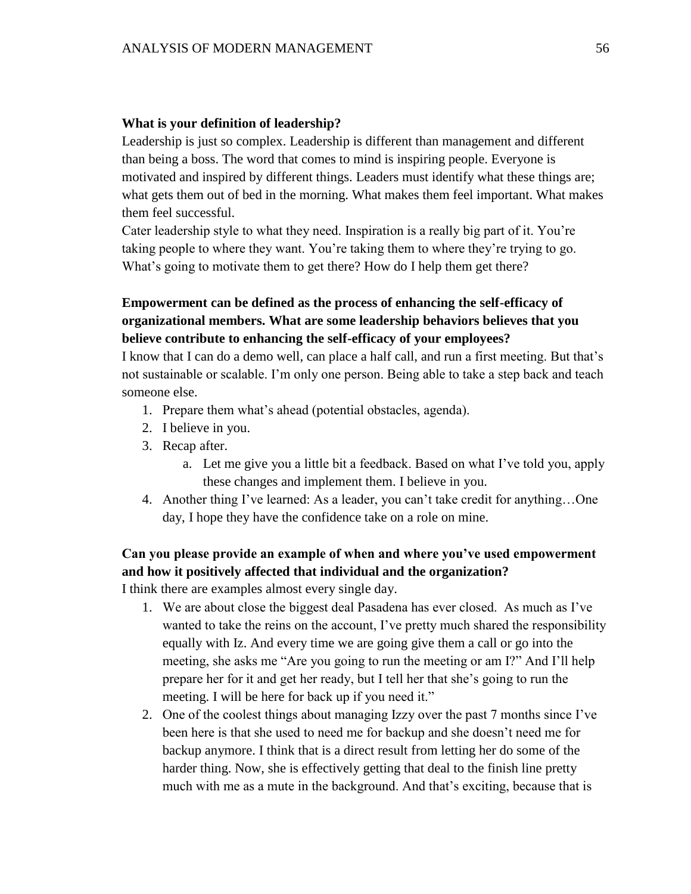**What is your definition of leadership?**

Leadership is just so complex. Leadership is different than management and different than being a boss. The word that comes to mind is inspiring people. Everyone is motivated and inspired by different things. Leaders must identify what these things are; what gets them out of bed in the morning. What makes them feel important. What makes them feel successful.

Cater leadership style to what they need. Inspiration is a really big part of it. You're taking people to where they want. You're taking them to where they're trying to go. What's going to motivate them to get there? How do I help them get there?

**Empowerment can be defined as the process of enhancing the self-efficacy of organizational members. What are some leadership behaviors believes that you believe contribute to enhancing the self-efficacy of your employees?**

I know that I can do a demo well, can place a half call, and run a first meeting. But that's not sustainable or scalable. I'm only one person. Being able to take a step back and teach someone else.

1. Prepare them what's ahead (potential obstacles, agenda).
2. I believe in you.
3. Recap after.
   a. Let me give you a little bit a feedback. Based on what I've told you, apply these changes and implement them. I believe in you.
4. Another thing I've learned: As a leader, you can't take credit for anything…One day, I hope they have the confidence take on a role on mine.

**Can you please provide an example of when and where you've used empowerment and how it positively affected that individual and the organization?**

I think there are examples almost every single day.

1. We are about close the biggest deal Pasadena has ever closed. As much as I've wanted to take the reins on the account, I've pretty much shared the responsibility equally with Iz. And every time we are going give them a call or go into the meeting, she asks me "Are you going to run the meeting or am I?" And I'll help prepare her for it and get her ready, but I tell her that she's going to run the meeting. I will be here for back up if you need it."
2. One of the coolest things about managing Izzy over the past 7 months since I've been here is that she used to need me for backup and she doesn't need me for backup anymore. I think that is a direct result from letting her do some of the harder thing. Now, she is effectively getting that deal to the finish line pretty much with me as a mute in the background. And that's exciting, because that is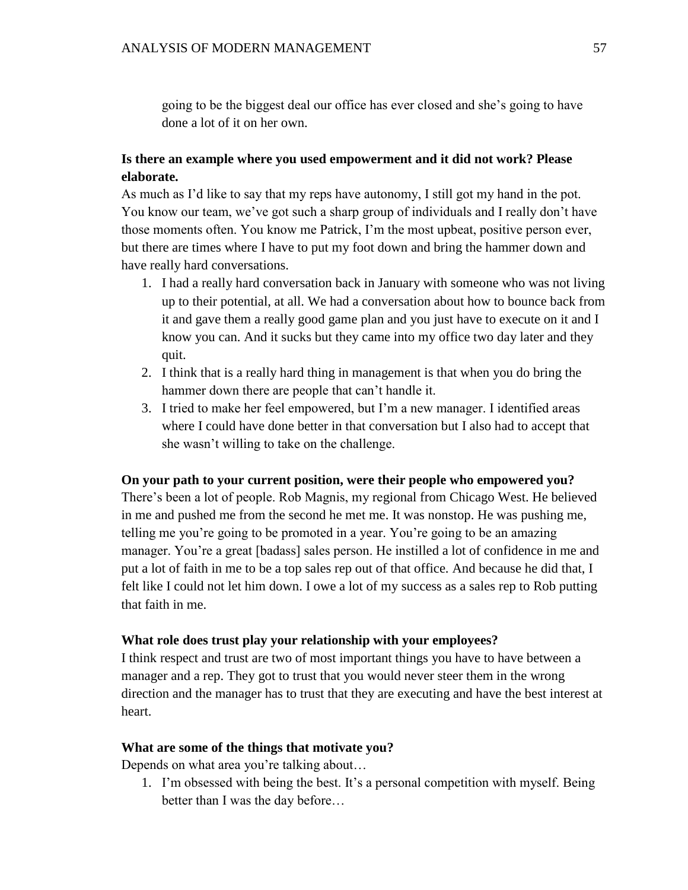going to be the biggest deal our office has ever closed and she's going to have done a lot of it on her own.

**Is there an example where you used empowerment and it did not work? Please elaborate.**

As much as I'd like to say that my reps have autonomy, I still got my hand in the pot. You know our team, we've got such a sharp group of individuals and I really don't have those moments often. You know me Patrick, I'm the most upbeat, positive person ever, but there are times where I have to put my foot down and bring the hammer down and have really hard conversations.

1. I had a really hard conversation back in January with someone who was not living up to their potential, at all. We had a conversation about how to bounce back from it and gave them a really good game plan and you just have to execute on it and I know you can. And it sucks but they came into my office two day later and they quit.
2. I think that is a really hard thing in management is that when you do bring the hammer down there are people that can't handle it.
3. I tried to make her feel empowered, but I'm a new manager. I identified areas where I could have done better in that conversation but I also had to accept that she wasn't willing to take on the challenge.

**On your path to your current position, were their people who empowered you?**

There's been a lot of people. Rob Magnis, my regional from Chicago West. He believed in me and pushed me from the second he met me. It was nonstop. He was pushing me, telling me you're going to be promoted in a year. You're going to be an amazing manager. You're a great [badass] sales person. He instilled a lot of confidence in me and put a lot of faith in me to be a top sales rep out of that office. And because he did that, I felt like I could not let him down. I owe a lot of my success as a sales rep to Rob putting that faith in me.

**What role does trust play your relationship with your employees?**

I think respect and trust are two of most important things you have to have between a manager and a rep. They got to trust that you would never steer them in the wrong direction and the manager has to trust that they are executing and have the best interest at heart.

**What are some of the things that motivate you?**

Depends on what area you're talking about…

1. I'm obsessed with being the best. It's a personal competition with myself. Being better than I was the day before…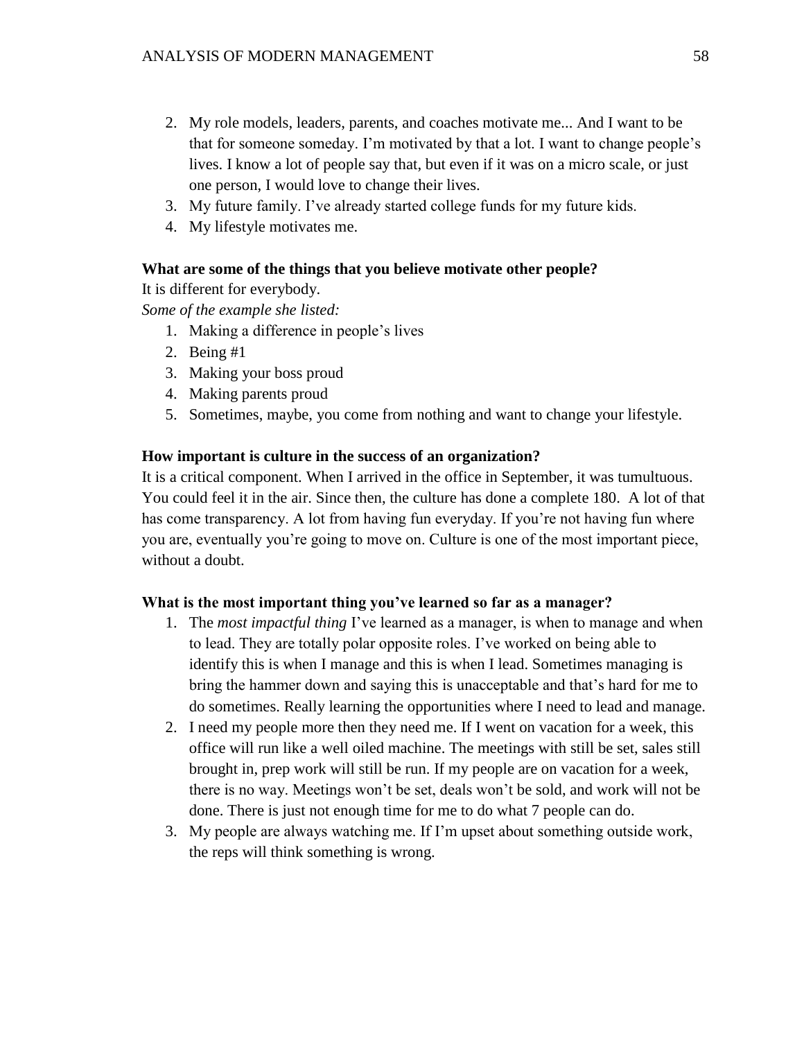2. My role models, leaders, parents, and coaches motivate me... And I want to be that for someone someday. I'm motivated by that a lot. I want to change people's lives. I know a lot of people say that, but even if it was on a micro scale, or just one person, I would love to change their lives.
3. My future family. I've already started college funds for my future kids.
4. My lifestyle motivates me.

**What are some of the things that you believe motivate other people?**

It is different for everybody.

*Some of the example she listed:*

1. Making a difference in people's lives
2. Being #1
3. Making your boss proud
4. Making parents proud
5. Sometimes, maybe, you come from nothing and want to change your lifestyle.

**How important is culture in the success of an organization?**

It is a critical component. When I arrived in the office in September, it was tumultuous. You could feel it in the air. Since then, the culture has done a complete 180. A lot of that has come transparency. A lot from having fun everyday. If you're not having fun where you are, eventually you're going to move on. Culture is one of the most important piece, without a doubt.

**What is the most important thing you've learned so far as a manager?**

1. The *most impactful thing* I've learned as a manager, is when to manage and when to lead. They are totally polar opposite roles. I've worked on being able to identify this is when I manage and this is when I lead. Sometimes managing is bring the hammer down and saying this is unacceptable and that's hard for me to do sometimes. Really learning the opportunities where I need to lead and manage.
2. I need my people more then they need me. If I went on vacation for a week, this office will run like a well oiled machine. The meetings with still be set, sales still brought in, prep work will still be run. If my people are on vacation for a week, there is no way. Meetings won't be set, deals won't be sold, and work will not be done. There is just not enough time for me to do what 7 people can do.
3. My people are always watching me. If I'm upset about something outside work, the reps will think something is wrong.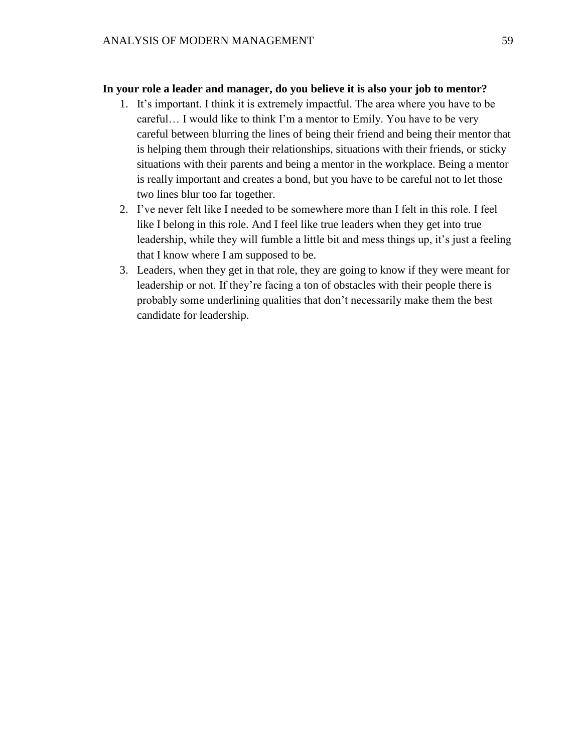**In your role a leader and manager, do you believe it is also your job to mentor?**

1. It's important. I think it is extremely impactful. The area where you have to be careful… I would like to think I'm a mentor to Emily. You have to be very careful between blurring the lines of being their friend and being their mentor that is helping them through their relationships, situations with their friends, or sticky situations with their parents and being a mentor in the workplace. Being a mentor is really important and creates a bond, but you have to be careful not to let those two lines blur too far together.
2. I've never felt like I needed to be somewhere more than I felt in this role. I feel like I belong in this role. And I feel like true leaders when they get into true leadership, while they will fumble a little bit and mess things up, it's just a feeling that I know where I am supposed to be.
3. Leaders, when they get in that role, they are going to know if they were meant for leadership or not. If they're facing a ton of obstacles with their people there is probably some underlining qualities that don't necessarily make them the best candidate for leadership.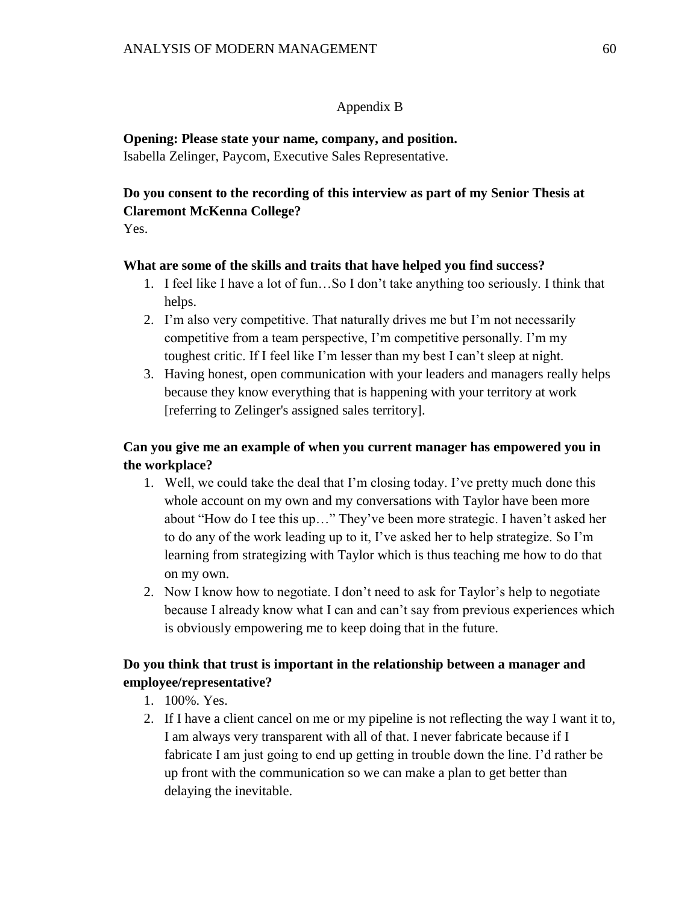## Appendix B

**Opening: Please state your name, company, and position.**
Isabella Zelinger, Paycom, Executive Sales Representative.

**Do you consent to the recording of this interview as part of my Senior Thesis at Claremont McKenna College?**
Yes.

**What are some of the skills and traits that have helped you find success?**

1. I feel like I have a lot of fun…So I don't take anything too seriously. I think that helps.
2. I'm also very competitive. That naturally drives me but I'm not necessarily competitive from a team perspective, I'm competitive personally. I'm my toughest critic. If I feel like I'm lesser than my best I can't sleep at night.
3. Having honest, open communication with your leaders and managers really helps because they know everything that is happening with your territory at work [referring to Zelinger's assigned sales territory].

**Can you give me an example of when you current manager has empowered you in the workplace?**

1. Well, we could take the deal that I'm closing today. I've pretty much done this whole account on my own and my conversations with Taylor have been more about "How do I tee this up…" They've been more strategic. I haven't asked her to do any of the work leading up to it, I've asked her to help strategize. So I'm learning from strategizing with Taylor which is thus teaching me how to do that on my own.
2. Now I know how to negotiate. I don't need to ask for Taylor's help to negotiate because I already know what I can and can't say from previous experiences which is obviously empowering me to keep doing that in the future.

**Do you think that trust is important in the relationship between a manager and employee/representative?**

1. 100%. Yes.
2. If I have a client cancel on me or my pipeline is not reflecting the way I want it to, I am always very transparent with all of that. I never fabricate because if I fabricate I am just going to end up getting in trouble down the line. I'd rather be up front with the communication so we can make a plan to get better than delaying the inevitable.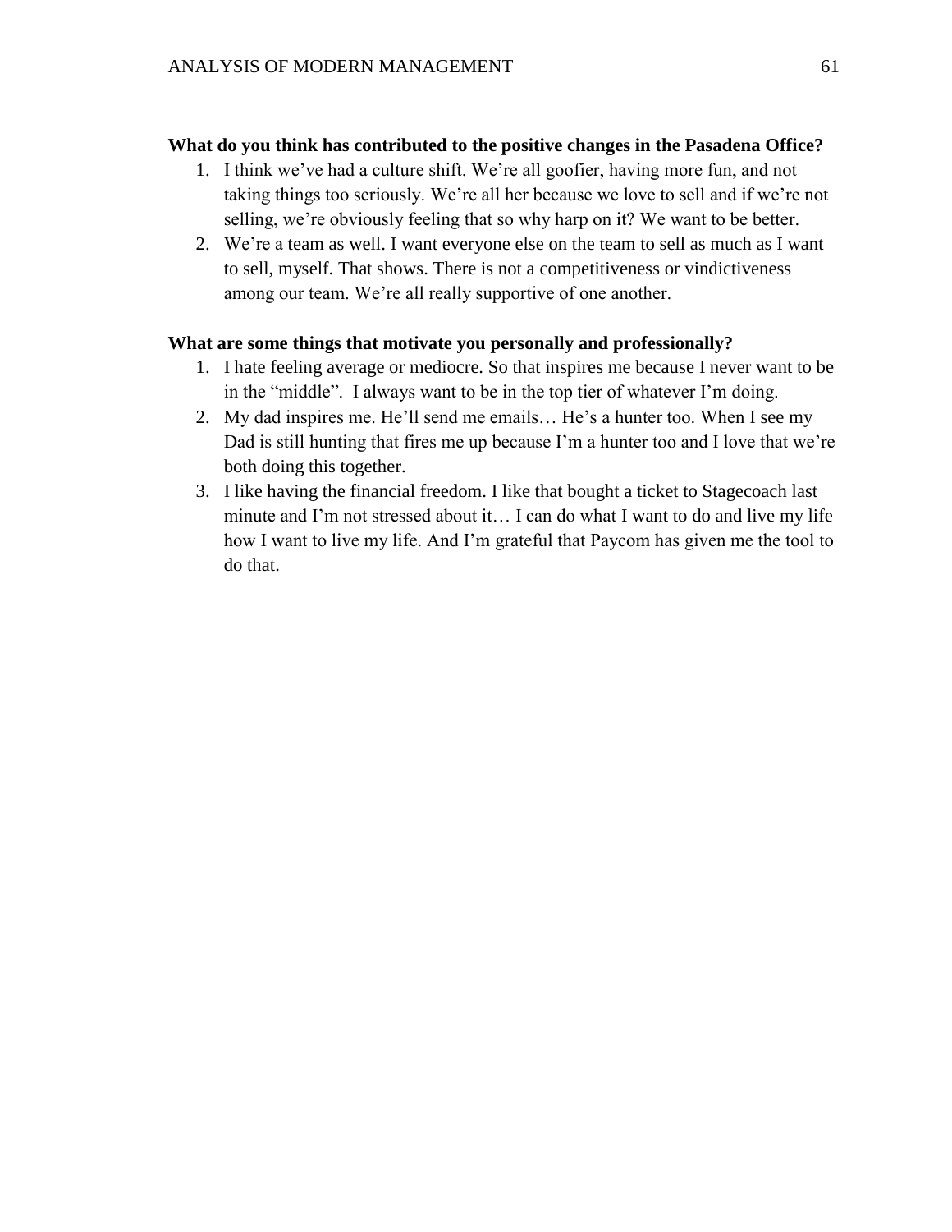**What do you think has contributed to the positive changes in the Pasadena Office?**

1. I think we've had a culture shift. We're all goofier, having more fun, and not taking things too seriously. We're all her because we love to sell and if we're not selling, we're obviously feeling that so why harp on it? We want to be better.
2. We're a team as well. I want everyone else on the team to sell as much as I want to sell, myself. That shows. There is not a competitiveness or vindictiveness among our team. We're all really supportive of one another.

**What are some things that motivate you personally and professionally?**

1. I hate feeling average or mediocre. So that inspires me because I never want to be in the "middle". I always want to be in the top tier of whatever I'm doing.
2. My dad inspires me. He'll send me emails… He's a hunter too. When I see my Dad is still hunting that fires me up because I'm a hunter too and I love that we're both doing this together.
3. I like having the financial freedom. I like that bought a ticket to Stagecoach last minute and I'm not stressed about it… I can do what I want to do and live my life how I want to live my life. And I'm grateful that Paycom has given me the tool to do that.